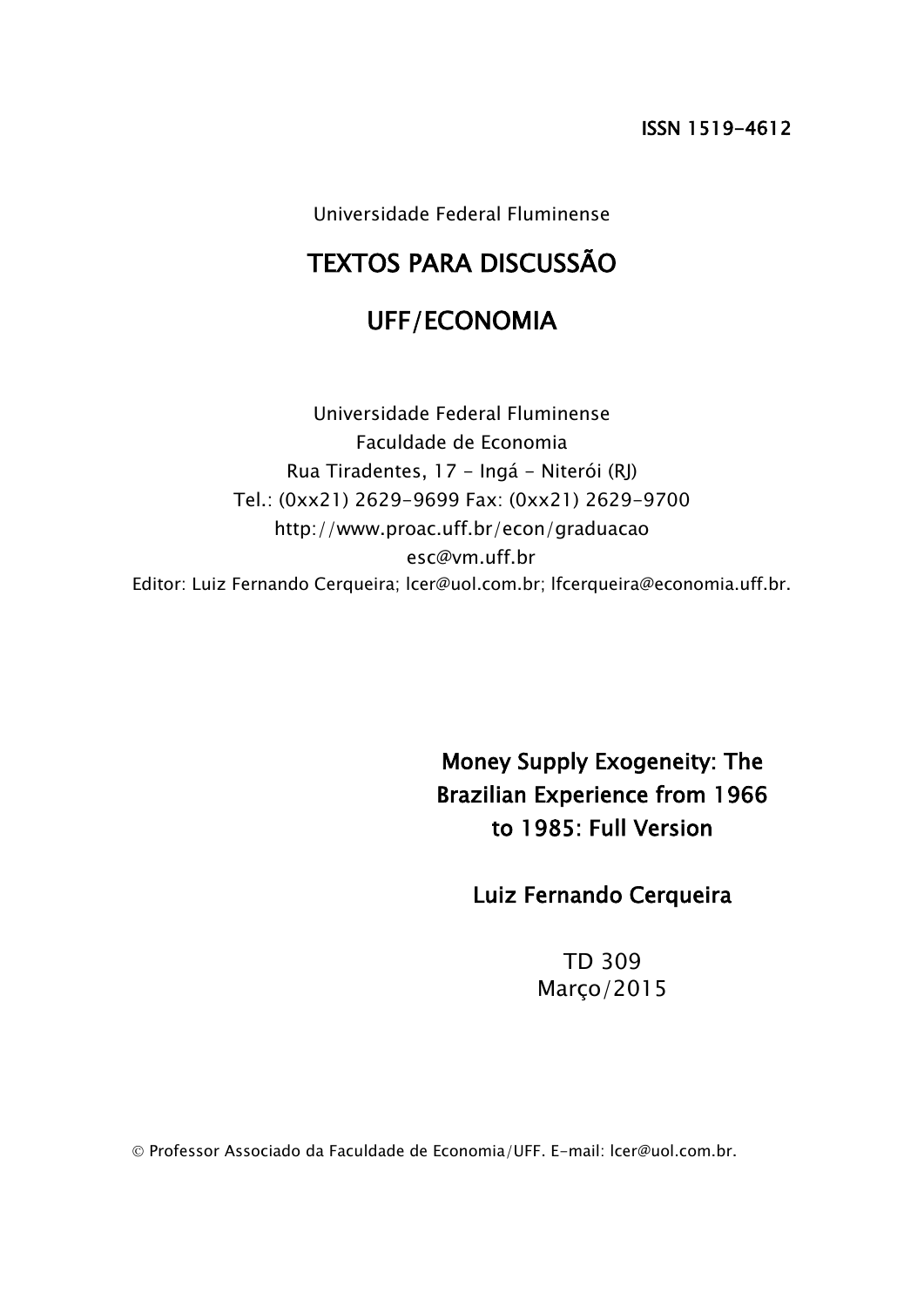ISSN 1519-4612

Universidade Federal Fluminense

# TEXTOS PARA DISCUSSÃO

# UFF/ECONOMIA

Universidade Federal Fluminense
Faculdade de Economia
Rua Tiradentes, 17 - Ingá - Niterói (RJ)
Tel.: (0xx21) 2629-9699 Fax: (0xx21) 2629-9700
http://www.proac.uff.br/econ/graduacao
esc@vm.uff.br
Editor: Luiz Fernando Cerqueira; lcer@uol.com.br; lfcerqueira@economia.uff.br.

## Money Supply Exogeneity: The Brazilian Experience from 1966 to 1985: Full Version

**Luiz Fernando Cerqueira**

TD 309
Março/2015

© Professor Associado da Faculdade de Economia/UFF. E-mail: lcer@uol.com.br.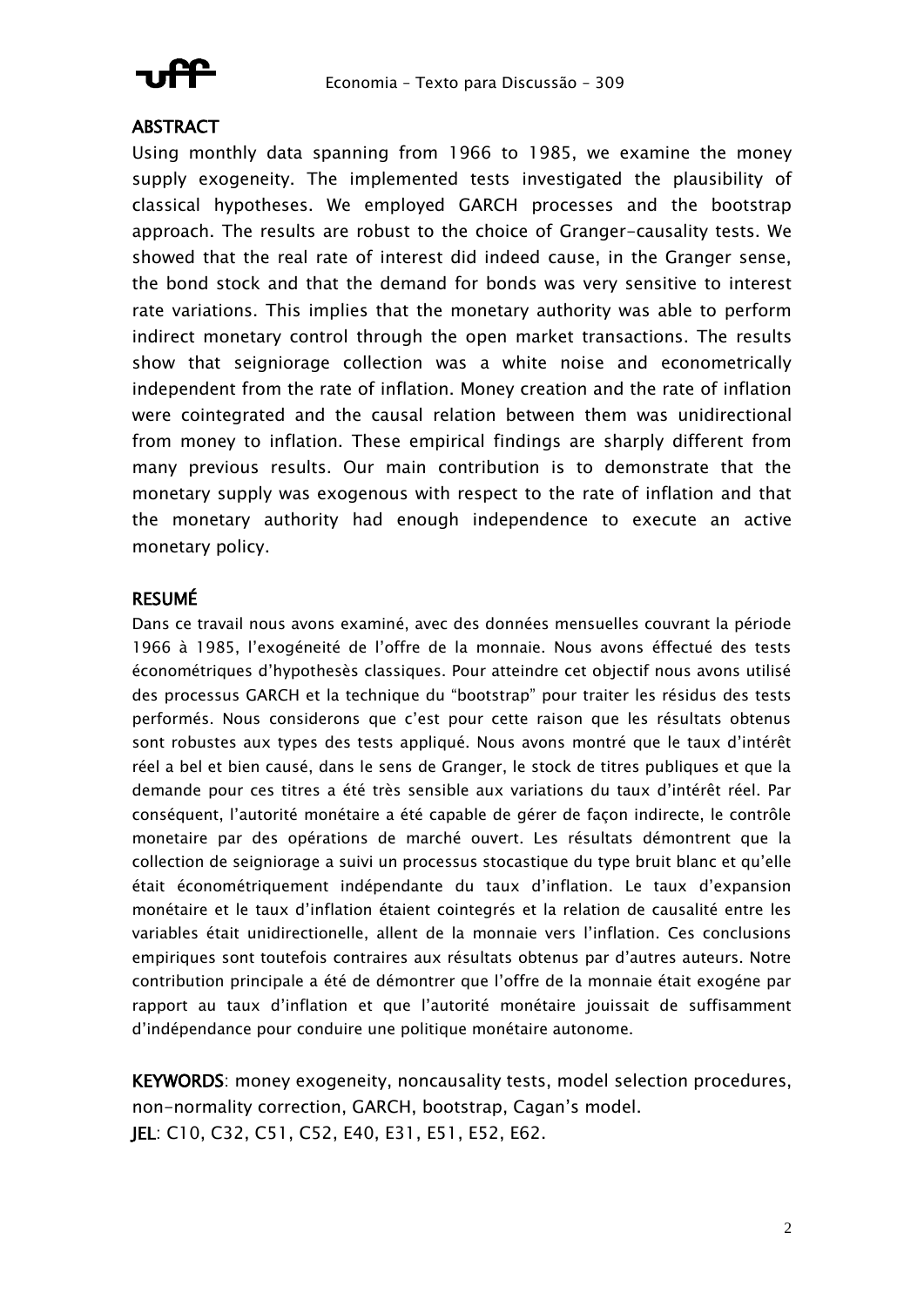## ABSTRACT

Using monthly data spanning from 1966 to 1985, we examine the money supply exogeneity. The implemented tests investigated the plausibility of classical hypotheses. We employed GARCH processes and the bootstrap approach. The results are robust to the choice of Granger-causality tests. We showed that the real rate of interest did indeed cause, in the Granger sense, the bond stock and that the demand for bonds was very sensitive to interest rate variations. This implies that the monetary authority was able to perform indirect monetary control through the open market transactions. The results show that seigniorage collection was a white noise and econometrically independent from the rate of inflation. Money creation and the rate of inflation were cointegrated and the causal relation between them was unidirectional from money to inflation. These empirical findings are sharply different from many previous results. Our main contribution is to demonstrate that the monetary supply was exogenous with respect to the rate of inflation and that the monetary authority had enough independence to execute an active monetary policy.

## RESUMÉ

Dans ce travail nous avons examiné, avec des données mensuelles couvrant la période 1966 à 1985, l'exogéneité de l'offre de la monnaie. Nous avons éffectué des tests économétriques d'hypothesès classiques. Pour atteindre cet objectif nous avons utilisé des processus GARCH et la technique du "bootstrap" pour traiter les résidus des tests performés. Nous considerons que c'est pour cette raison que les résultats obtenus sont robustes aux types des tests appliqué. Nous avons montré que le taux d'intérêt réel a bel et bien causé, dans le sens de Granger, le stock de titres publiques et que la demande pour ces titres a été très sensible aux variations du taux d'intérêt réel. Par conséquent, l'autorité monétaire a été capable de gérer de façon indirecte, le contrôle monetaire par des opérations de marché ouvert. Les résultats démontrent que la collection de seigniorage a suivi un processus stocastique du type bruit blanc et qu'elle était économétriquement indépendante du taux d'inflation. Le taux d'expansion monétaire et le taux d'inflation étaient cointegrés et la relation de causalité entre les variables était unidirectionelle, allent de la monnaie vers l'inflation. Ces conclusions empiriques sont toutefois contraires aux résultats obtenus par d'autres auteurs. Notre contribution principale a été de démontrer que l'offre de la monnaie était exogéne par rapport au taux d'inflation et que l'autorité monétaire jouissait de suffisamment d'indépendance pour conduire une politique monétaire autonome.

**KEYWORDS**: money exogeneity, noncausality tests, model selection procedures, non-normality correction, GARCH, bootstrap, Cagan's model.

**JEL**: C10, C32, C51, C52, E40, E31, E51, E52, E62.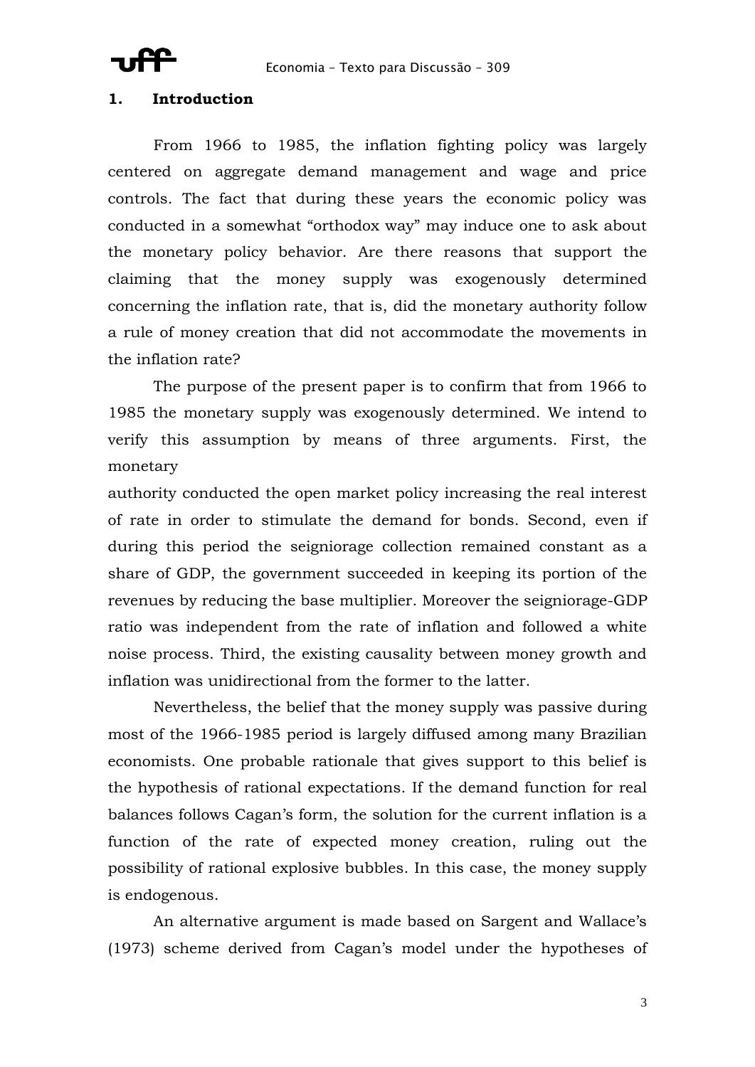## 1. Introduction

From 1966 to 1985, the inflation fighting policy was largely centered on aggregate demand management and wage and price controls. The fact that during these years the economic policy was conducted in a somewhat “orthodox way” may induce one to ask about the monetary policy behavior. Are there reasons that support the claiming that the money supply was exogenously determined concerning the inflation rate, that is, did the monetary authority follow a rule of money creation that did not accommodate the movements in the inflation rate?

The purpose of the present paper is to confirm that from 1966 to 1985 the monetary supply was exogenously determined. We intend to verify this assumption by means of three arguments. First, the monetary authority conducted the open market policy increasing the real interest of rate in order to stimulate the demand for bonds. Second, even if during this period the seigniorage collection remained constant as a share of GDP, the government succeeded in keeping its portion of the revenues by reducing the base multiplier. Moreover the seigniorage-GDP ratio was independent from the rate of inflation and followed a white noise process. Third, the existing causality between money growth and inflation was unidirectional from the former to the latter.

Nevertheless, the belief that the money supply was passive during most of the 1966-1985 period is largely diffused among many Brazilian economists. One probable rationale that gives support to this belief is the hypothesis of rational expectations. If the demand function for real balances follows Cagan’s form, the solution for the current inflation is a function of the rate of expected money creation, ruling out the possibility of rational explosive bubbles. In this case, the money supply is endogenous.

An alternative argument is made based on Sargent and Wallace’s (1973) scheme derived from Cagan’s model under the hypotheses of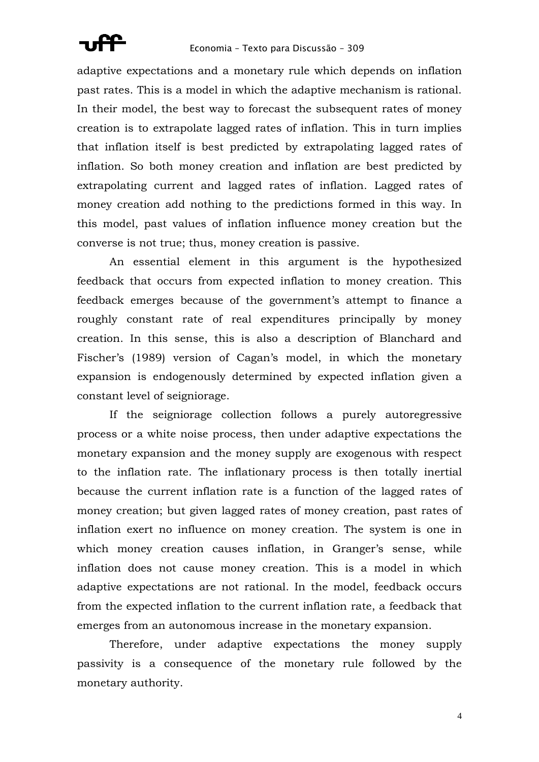adaptive expectations and a monetary rule which depends on inflation past rates. This is a model in which the adaptive mechanism is rational. In their model, the best way to forecast the subsequent rates of money creation is to extrapolate lagged rates of inflation. This in turn implies that inflation itself is best predicted by extrapolating lagged rates of inflation. So both money creation and inflation are best predicted by extrapolating current and lagged rates of inflation. Lagged rates of money creation add nothing to the predictions formed in this way. In this model, past values of inflation influence money creation but the converse is not true; thus, money creation is passive.

An essential element in this argument is the hypothesized feedback that occurs from expected inflation to money creation. This feedback emerges because of the government's attempt to finance a roughly constant rate of real expenditures principally by money creation. In this sense, this is also a description of Blanchard and Fischer's (1989) version of Cagan's model, in which the monetary expansion is endogenously determined by expected inflation given a constant level of seigniorage.

If the seigniorage collection follows a purely autoregressive process or a white noise process, then under adaptive expectations the monetary expansion and the money supply are exogenous with respect to the inflation rate. The inflationary process is then totally inertial because the current inflation rate is a function of the lagged rates of money creation; but given lagged rates of money creation, past rates of inflation exert no influence on money creation. The system is one in which money creation causes inflation, in Granger's sense, while inflation does not cause money creation. This is a model in which adaptive expectations are not rational. In the model, feedback occurs from the expected inflation to the current inflation rate, a feedback that emerges from an autonomous increase in the monetary expansion.

Therefore, under adaptive expectations the money supply passivity is a consequence of the monetary rule followed by the monetary authority.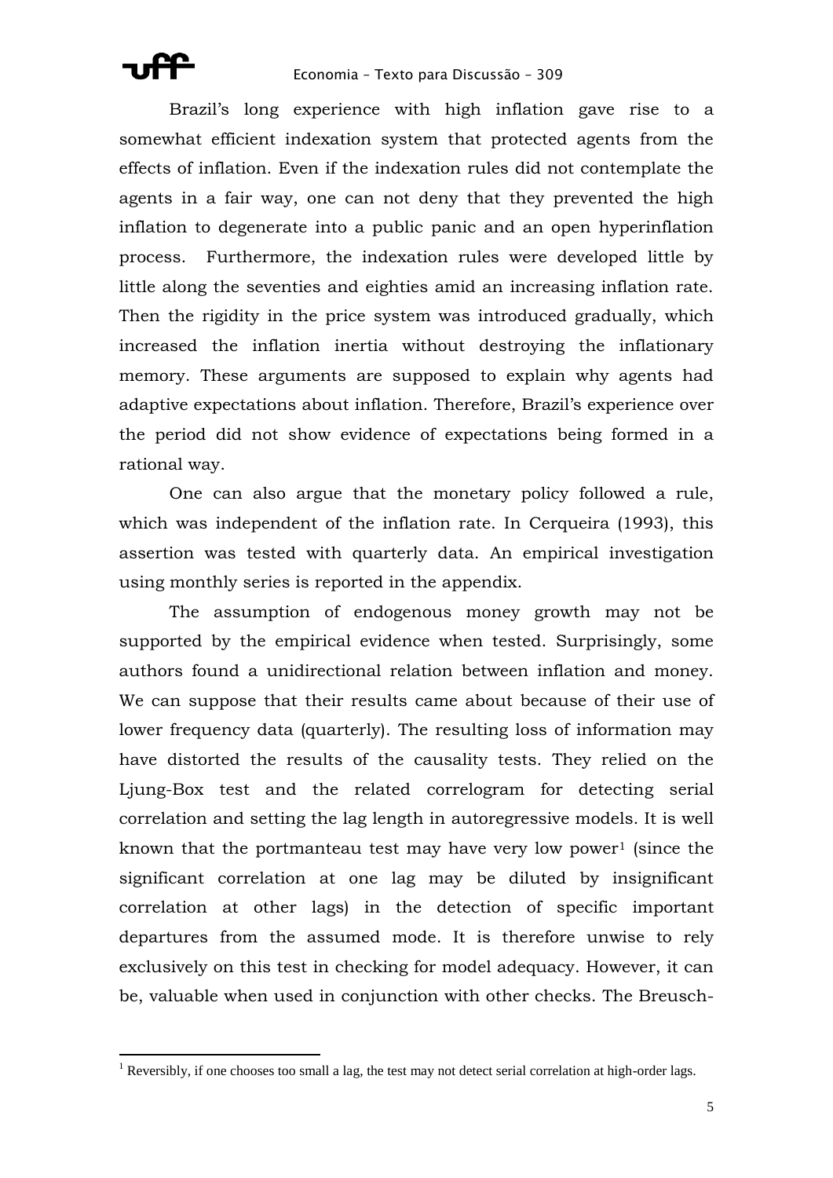Brazil's long experience with high inflation gave rise to a somewhat efficient indexation system that protected agents from the effects of inflation. Even if the indexation rules did not contemplate the agents in a fair way, one can not deny that they prevented the high inflation to degenerate into a public panic and an open hyperinflation process. Furthermore, the indexation rules were developed little by little along the seventies and eighties amid an increasing inflation rate. Then the rigidity in the price system was introduced gradually, which increased the inflation inertia without destroying the inflationary memory. These arguments are supposed to explain why agents had adaptive expectations about inflation. Therefore, Brazil's experience over the period did not show evidence of expectations being formed in a rational way.

One can also argue that the monetary policy followed a rule, which was independent of the inflation rate. In Cerqueira (1993), this assertion was tested with quarterly data. An empirical investigation using monthly series is reported in the appendix.

The assumption of endogenous money growth may not be supported by the empirical evidence when tested. Surprisingly, some authors found a unidirectional relation between inflation and money. We can suppose that their results came about because of their use of lower frequency data (quarterly). The resulting loss of information may have distorted the results of the causality tests. They relied on the Ljung-Box test and the related correlogram for detecting serial correlation and setting the lag length in autoregressive models. It is well known that the portmanteau test may have very low power[1] (since the significant correlation at one lag may be diluted by insignificant correlation at other lags) in the detection of specific important departures from the assumed mode. It is therefore unwise to rely exclusively on this test in checking for model adequacy. However, it can be, valuable when used in conjunction with other checks. The Breusch-

[1] Reversibly, if one chooses too small a lag, the test may not detect serial correlation at high-order lags.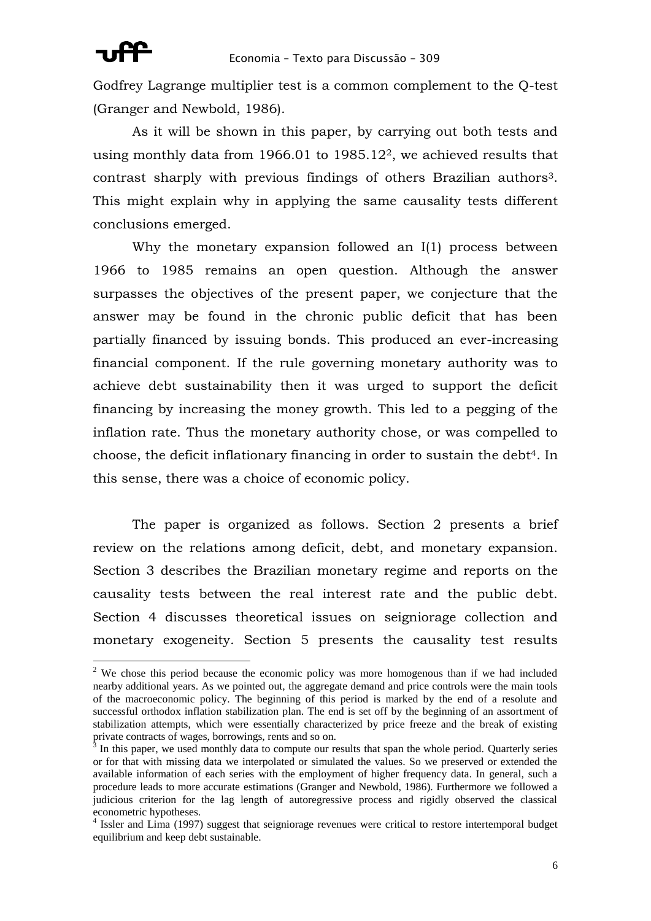Godfrey Lagrange multiplier test is a common complement to the Q-test (Granger and Newbold, 1986).

As it will be shown in this paper, by carrying out both tests and using monthly data from 1966.01 to 1985.12[2], we achieved results that contrast sharply with previous findings of others Brazilian authors[3]. This might explain why in applying the same causality tests different conclusions emerged.

Why the monetary expansion followed an I(1) process between 1966 to 1985 remains an open question. Although the answer surpasses the objectives of the present paper, we conjecture that the answer may be found in the chronic public deficit that has been partially financed by issuing bonds. This produced an ever-increasing financial component. If the rule governing monetary authority was to achieve debt sustainability then it was urged to support the deficit financing by increasing the money growth. This led to a pegging of the inflation rate. Thus the monetary authority chose, or was compelled to choose, the deficit inflationary financing in order to sustain the debt[4]. In this sense, there was a choice of economic policy.

The paper is organized as follows. Section 2 presents a brief review on the relations among deficit, debt, and monetary expansion. Section 3 describes the Brazilian monetary regime and reports on the causality tests between the real interest rate and the public debt. Section 4 discusses theoretical issues on seigniorage collection and monetary exogeneity. Section 5 presents the causality test results

---

[2] We chose this period because the economic policy was more homogenous than if we had included nearby additional years. As we pointed out, the aggregate demand and price controls were the main tools of the macroeconomic policy. The beginning of this period is marked by the end of a resolute and successful orthodox inflation stabilization plan. The end is set off by the beginning of an assortment of stabilization attempts, which were essentially characterized by price freeze and the break of existing private contracts of wages, borrowings, rents and so on.

[3] In this paper, we used monthly data to compute our results that span the whole period. Quarterly series or for that with missing data we interpolated or simulated the values. So we preserved or extended the available information of each series with the employment of higher frequency data. In general, such a procedure leads to more accurate estimations (Granger and Newbold, 1986). Furthermore we followed a judicious criterion for the lag length of autoregressive process and rigidly observed the classical econometric hypotheses.

[4] Issler and Lima (1997) suggest that seigniorage revenues were critical to restore intertemporal budget equilibrium and keep debt sustainable.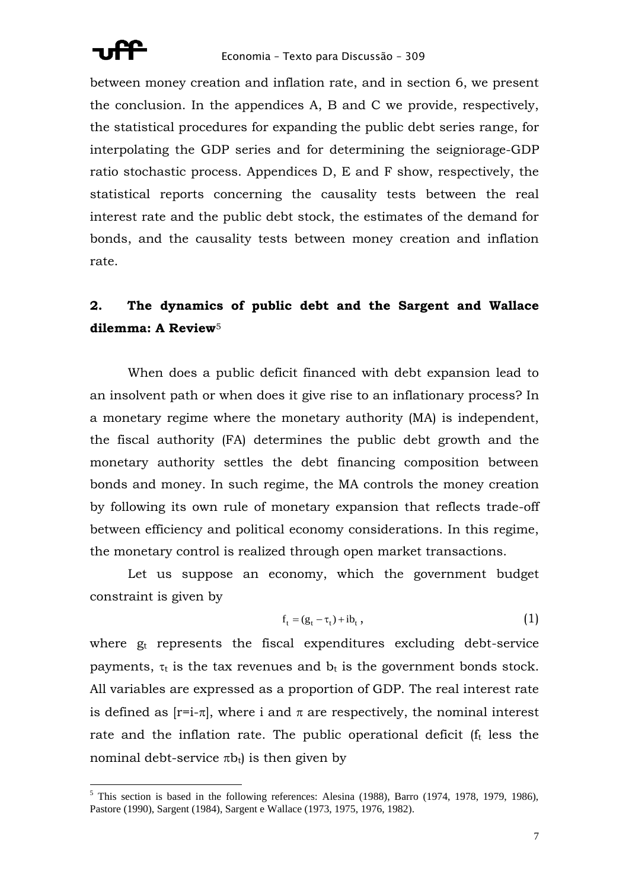between money creation and inflation rate, and in section 6, we present the conclusion. In the appendices A, B and C we provide, respectively, the statistical procedures for expanding the public debt series range, for interpolating the GDP series and for determining the seigniorage-GDP ratio stochastic process. Appendices D, E and F show, respectively, the statistical reports concerning the causality tests between the real interest rate and the public debt stock, the estimates of the demand for bonds, and the causality tests between money creation and inflation rate.

## 2. The dynamics of public debt and the Sargent and Wallace dilemma: A Review[5]

When does a public deficit financed with debt expansion lead to an insolvent path or when does it give rise to an inflationary process? In a monetary regime where the monetary authority (MA) is independent, the fiscal authority (FA) determines the public debt growth and the monetary authority settles the debt financing composition between bonds and money. In such regime, the MA controls the money creation by following its own rule of monetary expansion that reflects trade-off between efficiency and political economy considerations. In this regime, the monetary control is realized through open market transactions.

Let us suppose an economy, which the government budget constraint is given by

$$f_t = (g_t - \tau_t) + ib_t\,, \tag{1}$$

where $g_t$ represents the fiscal expenditures excluding debt-service payments, $\tau_t$ is the tax revenues and $b_t$ is the government bonds stock. All variables are expressed as a proportion of GDP. The real interest rate is defined as $[r=i-\pi]$, where i and $\pi$ are respectively, the nominal interest rate and the inflation rate. The public operational deficit ($f_t$ less the nominal debt-service $\pi b_t$) is then given by

[5] This section is based in the following references: Alesina (1988), Barro (1974, 1978, 1979, 1986), Pastore (1990), Sargent (1984), Sargent e Wallace (1973, 1975, 1976, 1982).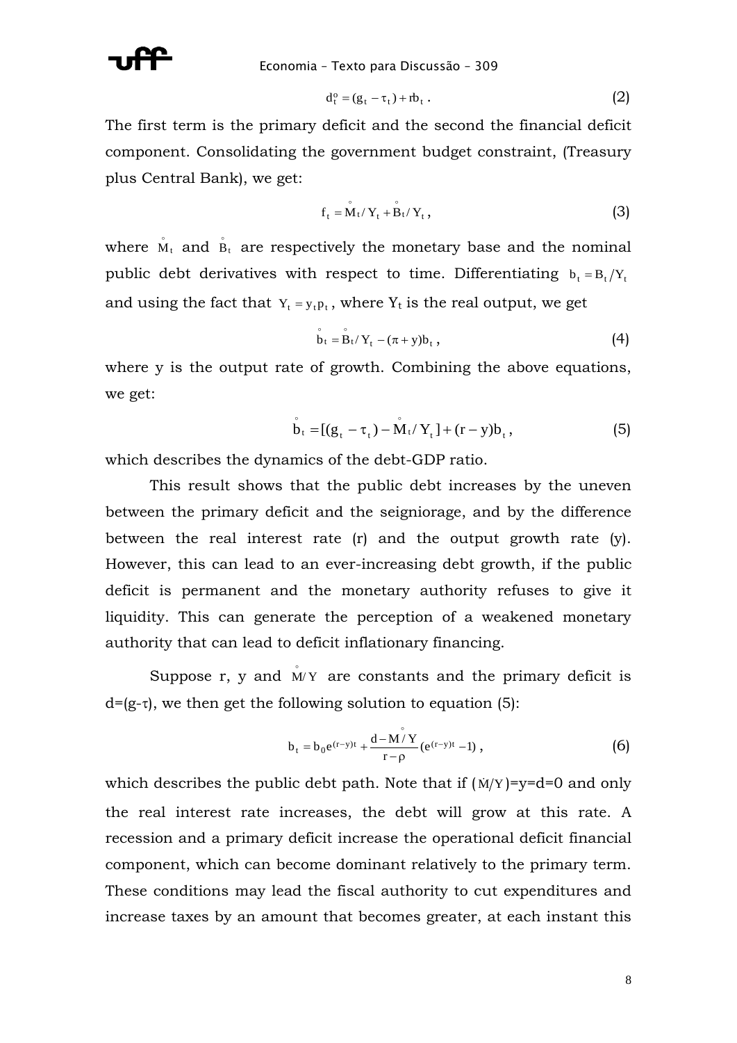$$d_t^o = (g_t - \tau_t) + rb_t \, . \tag{2}$$

The first term is the primary deficit and the second the financial deficit component. Consolidating the government budget constraint, (Treasury plus Central Bank), we get:

$$f_t = \overset{\circ}{M}_t / Y_t + \overset{\circ}{B}_t / Y_t \, , \tag{3}$$

where $\overset{\circ}{M}_t$ and $\overset{\circ}{B}_t$ are respectively the monetary base and the nominal public debt derivatives with respect to time. Differentiating $b_t = B_t / Y_t$ and using the fact that $Y_t = y_t p_t$, where $Y_t$ is the real output, we get

$$\overset{\circ}{b}_t = \overset{\circ}{B}_t / Y_t - (\pi + y) b_t \, , \tag{4}$$

where y is the output rate of growth. Combining the above equations, we get:

$$\overset{\circ}{b}_t = [(g_t - \tau_t) - \overset{\circ}{M}_t / Y_t] + (r - y) b_t \, , \tag{5}$$

which describes the dynamics of the debt-GDP ratio.

This result shows that the public debt increases by the uneven between the primary deficit and the seigniorage, and by the difference between the real interest rate (r) and the output growth rate (y). However, this can lead to an ever-increasing debt growth, if the public deficit is permanent and the monetary authority refuses to give it liquidity. This can generate the perception of a weakened monetary authority that can lead to deficit inflationary financing.

Suppose r, y and $\overset{\circ}{M} / Y$ are constants and the primary deficit is $d=(g-\tau)$, we then get the following solution to equation (5):

$$b_t = b_0 e^{(r-y)t} + \frac{d - \overset{\circ}{M} / Y}{r - \rho} (e^{(r-y)t} - 1) \, , \tag{6}$$

which describes the public debt path. Note that if $(\dot{M}/Y)=y=d=0$ and only the real interest rate increases, the debt will grow at this rate. A recession and a primary deficit increase the operational deficit financial component, which can become dominant relatively to the primary term. These conditions may lead the fiscal authority to cut expenditures and increase taxes by an amount that becomes greater, at each instant this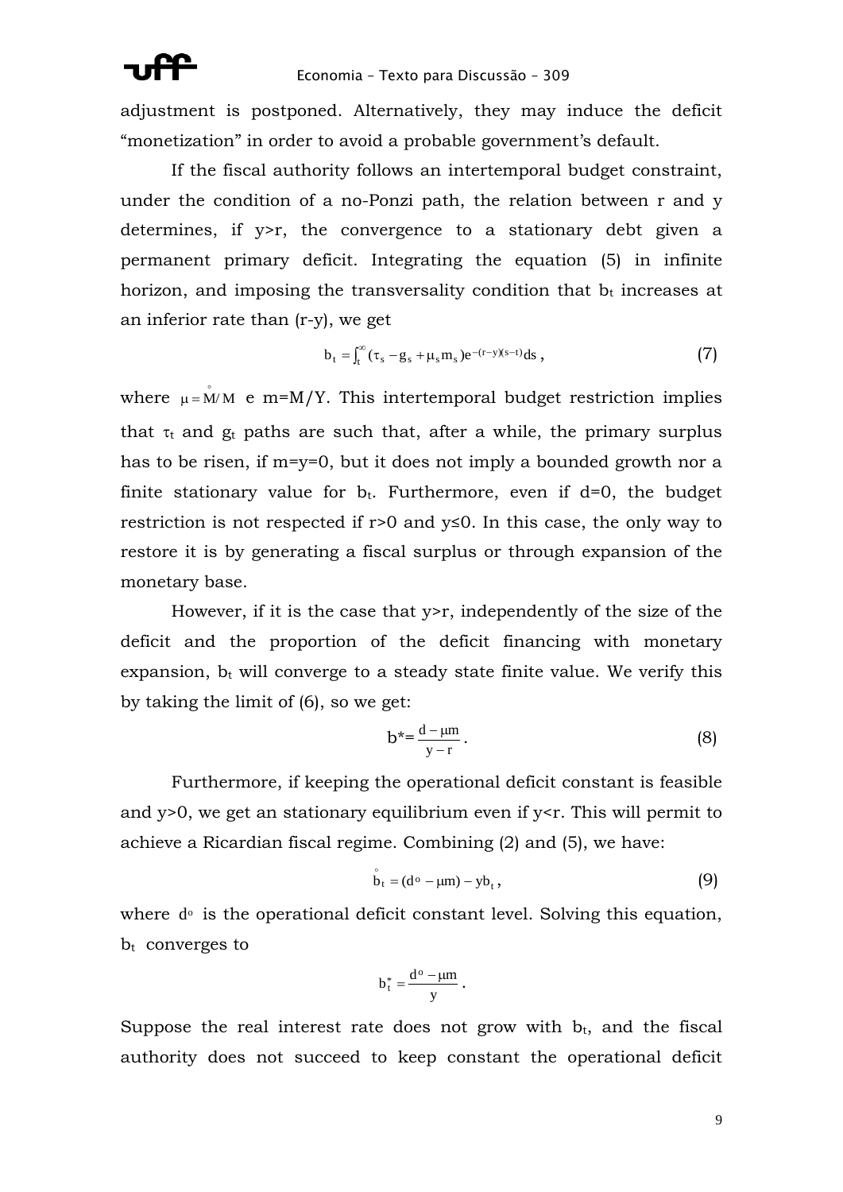adjustment is postponed. Alternatively, they may induce the deficit "monetization" in order to avoid a probable government's default.

If the fiscal authority follows an intertemporal budget constraint, under the condition of a no-Ponzi path, the relation between r and y determines, if y>r, the convergence to a stationary debt given a permanent primary deficit. Integrating the equation (5) in infinite horizon, and imposing the transversality condition that $b_t$ increases at an inferior rate than (r-y), we get

$$b_t = \int_t^{\infty} (\tau_s - g_s + \mu_s m_s) e^{-(r-y)(s-t)} ds \,, \tag{7}$$

where $\mu = \overset{\circ}{M}/M$ e m=M/Y. This intertemporal budget restriction implies that $\tau_t$ and $g_t$ paths are such that, after a while, the primary surplus has to be risen, if m=y=0, but it does not imply a bounded growth nor a finite stationary value for $b_t$. Furthermore, even if d=0, the budget restriction is not respected if r>0 and y≤0. In this case, the only way to restore it is by generating a fiscal surplus or through expansion of the monetary base.

However, if it is the case that y>r, independently of the size of the deficit and the proportion of the deficit financing with monetary expansion, $b_t$ will converge to a steady state finite value. We verify this by taking the limit of (6), so we get:

$$b^* = \frac{d - \mu m}{y - r} \,. \tag{8}$$

Furthermore, if keeping the operational deficit constant is feasible and y>0, we get an stationary equilibrium even if y<r. This will permit to achieve a Ricardian fiscal regime. Combining (2) and (5), we have:

$$\overset{\circ}{b}_t = (d^o - \mu m) - y b_t \,, \tag{9}$$

where $d^o$ is the operational deficit constant level. Solving this equation, $b_t$ converges to

$$b_t^* = \frac{d^o - \mu m}{y} \,.$$

Suppose the real interest rate does not grow with $b_t$, and the fiscal authority does not succeed to keep constant the operational deficit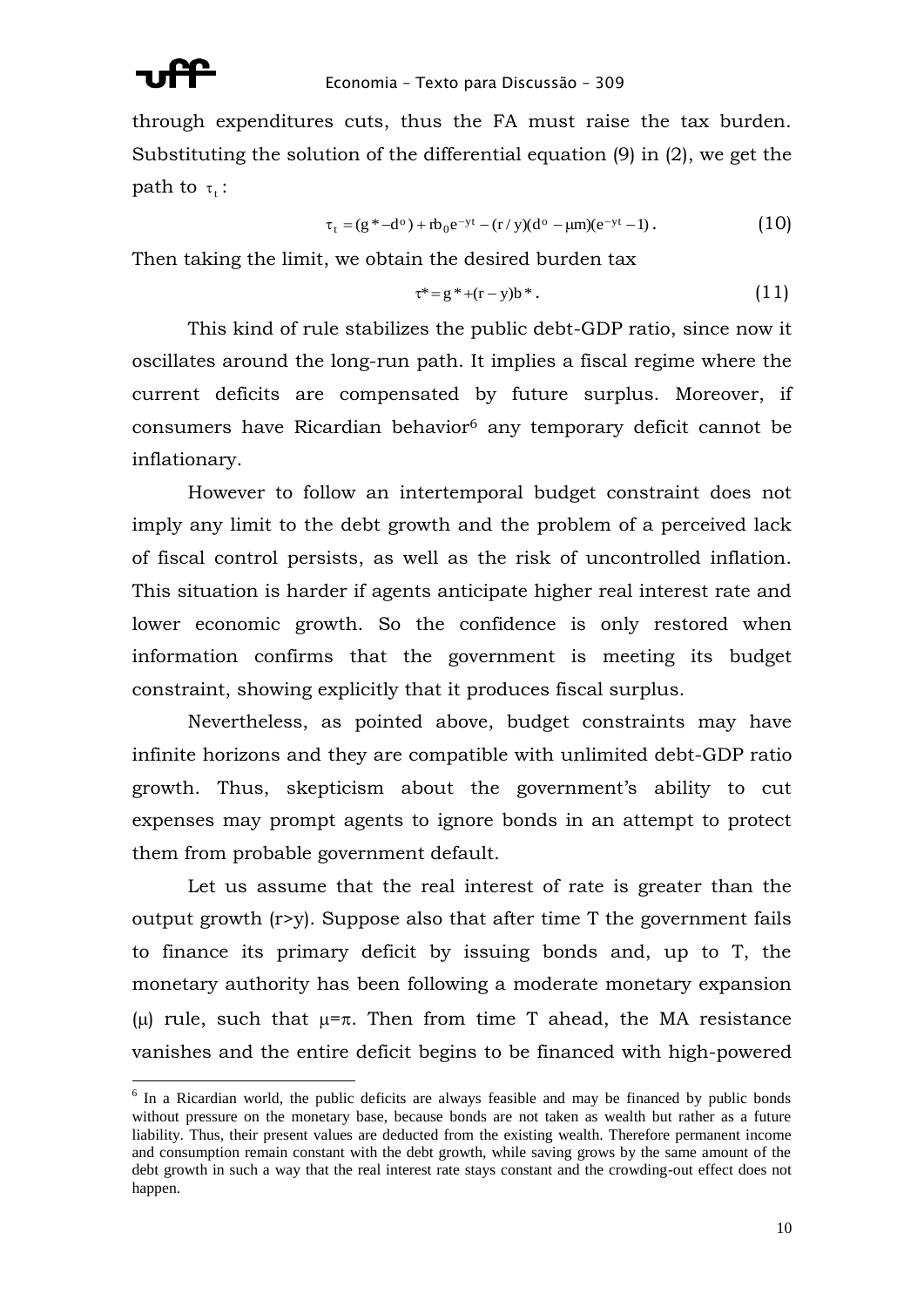through expenditures cuts, thus the FA must raise the tax burden. Substituting the solution of the differential equation (9) in (2), we get the path to $\tau_t$:

$$\tau_t = (g^* - d^o) + rb_0 e^{-yt} - (r/y)(d^o - \mu m)(e^{-yt} - 1). \tag{10}$$

Then taking the limit, we obtain the desired burden tax

$$\tau^* = g^* + (r - y)b^*. \tag{11}$$

This kind of rule stabilizes the public debt-GDP ratio, since now it oscillates around the long-run path. It implies a fiscal regime where the current deficits are compensated by future surplus. Moreover, if consumers have Ricardian behavior[6] any temporary deficit cannot be inflationary.

However to follow an intertemporal budget constraint does not imply any limit to the debt growth and the problem of a perceived lack of fiscal control persists, as well as the risk of uncontrolled inflation. This situation is harder if agents anticipate higher real interest rate and lower economic growth. So the confidence is only restored when information confirms that the government is meeting its budget constraint, showing explicitly that it produces fiscal surplus.

Nevertheless, as pointed above, budget constraints may have infinite horizons and they are compatible with unlimited debt-GDP ratio growth. Thus, skepticism about the government's ability to cut expenses may prompt agents to ignore bonds in an attempt to protect them from probable government default.

Let us assume that the real interest of rate is greater than the output growth (r>y). Suppose also that after time T the government fails to finance its primary deficit by issuing bonds and, up to T, the monetary authority has been following a moderate monetary expansion ($\mu$) rule, such that $\mu=\pi$. Then from time T ahead, the MA resistance vanishes and the entire deficit begins to be financed with high-powered

[6] In a Ricardian world, the public deficits are always feasible and may be financed by public bonds without pressure on the monetary base, because bonds are not taken as wealth but rather as a future liability. Thus, their present values are deducted from the existing wealth. Therefore permanent income and consumption remain constant with the debt growth, while saving grows by the same amount of the debt growth in such a way that the real interest rate stays constant and the crowding-out effect does not happen.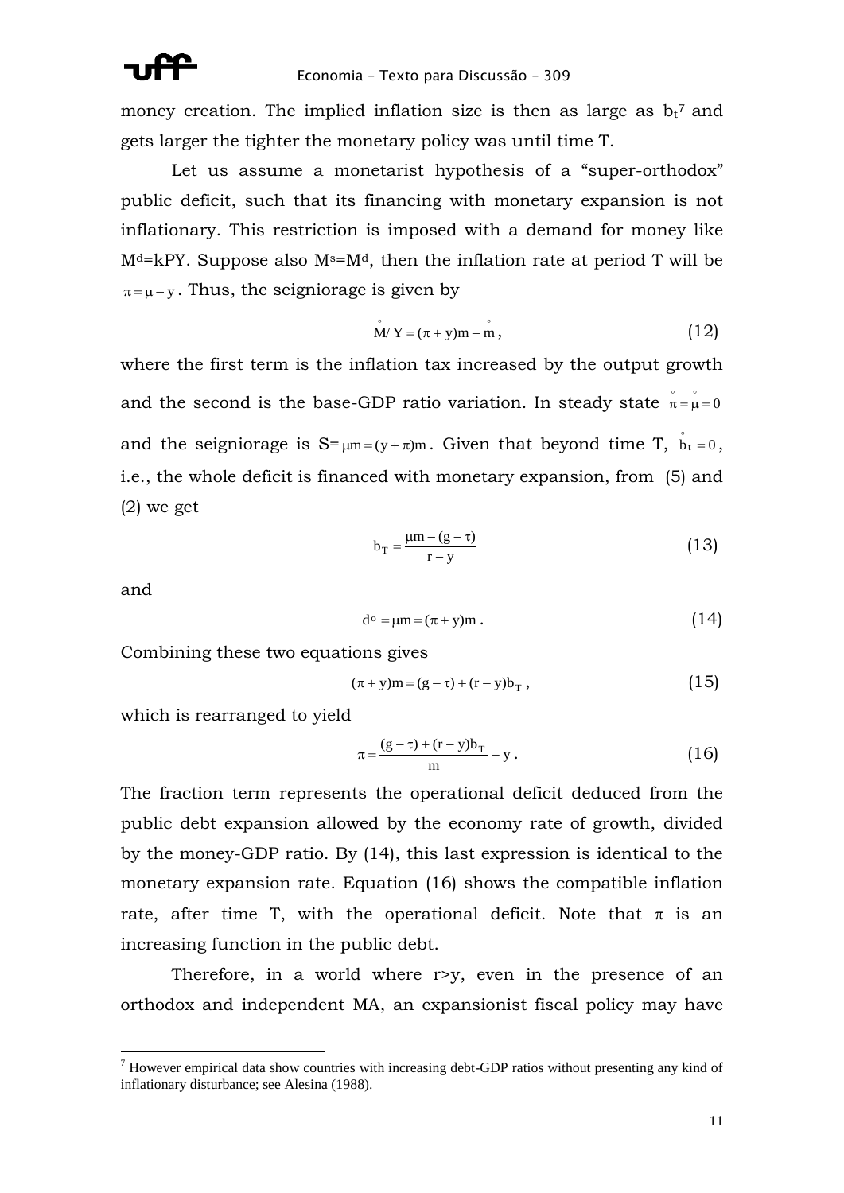money creation. The implied inflation size is then as large as $b_t$[7] and gets larger the tighter the monetary policy was until time T.

Let us assume a monetarist hypothesis of a “super-orthodox” public deficit, such that its financing with monetary expansion is not inflationary. This restriction is imposed with a demand for money like $M^d=kPY$. Suppose also $M^s=M^d$, then the inflation rate at period T will be $\pi = \mu - y$. Thus, the seigniorage is given by

$$\overset{\circ}{M}/Y = (\pi + y)m + \overset{\circ}{m}, \tag{12}$$

where the first term is the inflation tax increased by the output growth and the second is the base-GDP ratio variation. In steady state $\overset{\circ}{\pi} = \overset{\circ}{\mu} = 0$ and the seigniorage is $S = \mu m = (y + \pi)m$. Given that beyond time T, $\overset{\circ}{b}_t = 0$, i.e., the whole deficit is financed with monetary expansion, from (5) and (2) we get

$$b_T = \frac{\mu m - (g - \tau)}{r - y} \tag{13}$$

and

$$d^o = \mu m = (\pi + y)m. \tag{14}$$

Combining these two equations gives

$$(\pi + y)m = (g - \tau) + (r - y)b_T, \tag{15}$$

which is rearranged to yield

$$\pi = \frac{(g - \tau) + (r - y)b_T}{m} - y. \tag{16}$$

The fraction term represents the operational deficit deduced from the public debt expansion allowed by the economy rate of growth, divided by the money-GDP ratio. By (14), this last expression is identical to the monetary expansion rate. Equation (16) shows the compatible inflation rate, after time T, with the operational deficit. Note that $\pi$ is an increasing function in the public debt.

Therefore, in a world where r>y, even in the presence of an orthodox and independent MA, an expansionist fiscal policy may have

[7] However empirical data show countries with increasing debt-GDP ratios without presenting any kind of inflationary disturbance; see Alesina (1988).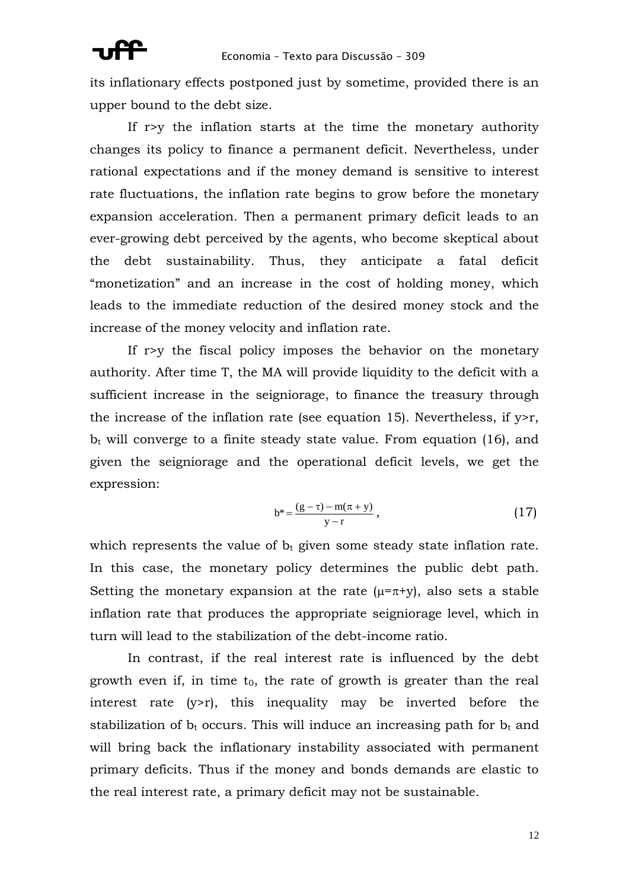its inflationary effects postponed just by sometime, provided there is an upper bound to the debt size.

If r>y the inflation starts at the time the monetary authority changes its policy to finance a permanent deficit. Nevertheless, under rational expectations and if the money demand is sensitive to interest rate fluctuations, the inflation rate begins to grow before the monetary expansion acceleration. Then a permanent primary deficit leads to an ever-growing debt perceived by the agents, who become skeptical about the debt sustainability. Thus, they anticipate a fatal deficit "monetization" and an increase in the cost of holding money, which leads to the immediate reduction of the desired money stock and the increase of the money velocity and inflation rate.

If r>y the fiscal policy imposes the behavior on the monetary authority. After time T, the MA will provide liquidity to the deficit with a sufficient increase in the seigniorage, to finance the treasury through the increase of the inflation rate (see equation 15). Nevertheless, if y>r, $b_t$ will converge to a finite steady state value. From equation (16), and given the seigniorage and the operational deficit levels, we get the expression:

$$b^* = \frac{(g - \tau) - m(\pi + y)}{y - r}, \tag{17}$$

which represents the value of $b_t$ given some steady state inflation rate. In this case, the monetary policy determines the public debt path. Setting the monetary expansion at the rate ($\mu=\pi+y$), also sets a stable inflation rate that produces the appropriate seigniorage level, which in turn will lead to the stabilization of the debt-income ratio.

In contrast, if the real interest rate is influenced by the debt growth even if, in time $t_0$, the rate of growth is greater than the real interest rate (y>r), this inequality may be inverted before the stabilization of $b_t$ occurs. This will induce an increasing path for $b_t$ and will bring back the inflationary instability associated with permanent primary deficits. Thus if the money and bonds demands are elastic to the real interest rate, a primary deficit may not be sustainable.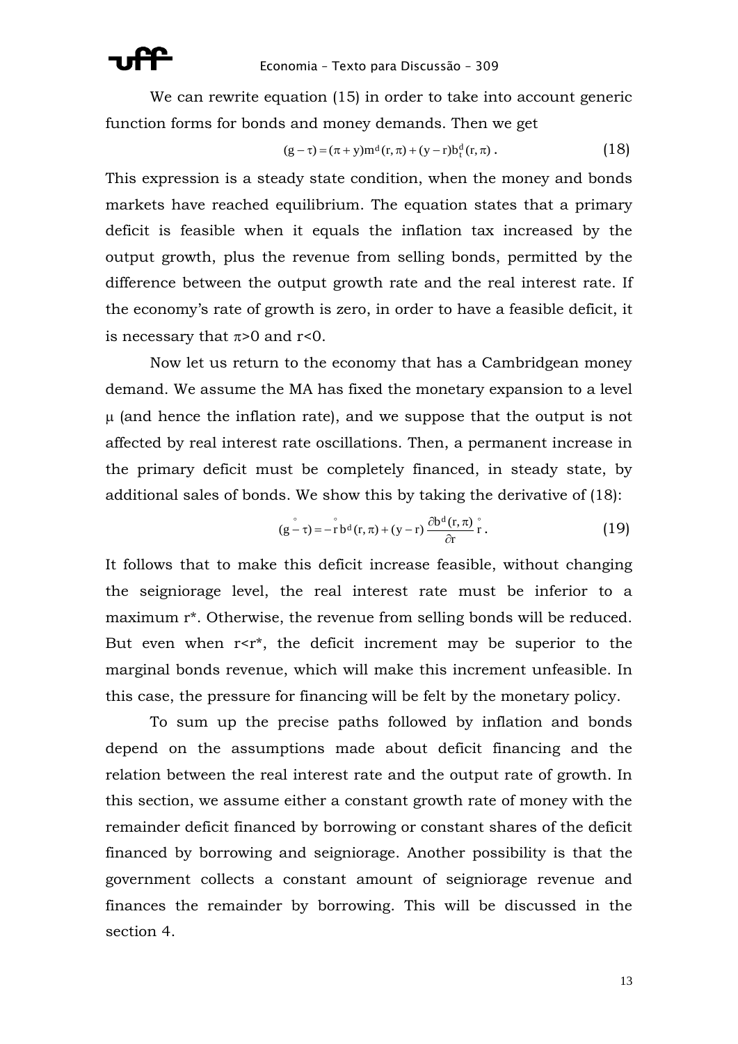We can rewrite equation (15) in order to take into account generic function forms for bonds and money demands. Then we get

$$(g - \tau) = (\pi + y)m^d(r, \pi) + (y - r)b_t^d(r, \pi)\ . \tag{18}$$

This expression is a steady state condition, when the money and bonds markets have reached equilibrium. The equation states that a primary deficit is feasible when it equals the inflation tax increased by the output growth, plus the revenue from selling bonds, permitted by the difference between the output growth rate and the real interest rate. If the economy's rate of growth is zero, in order to have a feasible deficit, it is necessary that $\pi>0$ and $r<0$.

Now let us return to the economy that has a Cambridgean money demand. We assume the MA has fixed the monetary expansion to a level $\mu$ (and hence the inflation rate), and we suppose that the output is not affected by real interest rate oscillations. Then, a permanent increase in the primary deficit must be completely financed, in steady state, by additional sales of bonds. We show this by taking the derivative of (18):

$$(\overset{\circ}{g - \tau}) = -\overset{\circ}{r}\, b^d(r, \pi) + (y - r)\frac{\partial b^d(r, \pi)}{\partial r}\overset{\circ}{r}\ . \tag{19}$$

It follows that to make this deficit increase feasible, without changing the seigniorage level, the real interest rate must be inferior to a maximum $r^*$. Otherwise, the revenue from selling bonds will be reduced. But even when $r<r^*$, the deficit increment may be superior to the marginal bonds revenue, which will make this increment unfeasible. In this case, the pressure for financing will be felt by the monetary policy.

To sum up the precise paths followed by inflation and bonds depend on the assumptions made about deficit financing and the relation between the real interest rate and the output rate of growth. In this section, we assume either a constant growth rate of money with the remainder deficit financed by borrowing or constant shares of the deficit financed by borrowing and seigniorage. Another possibility is that the government collects a constant amount of seigniorage revenue and finances the remainder by borrowing. This will be discussed in the section 4.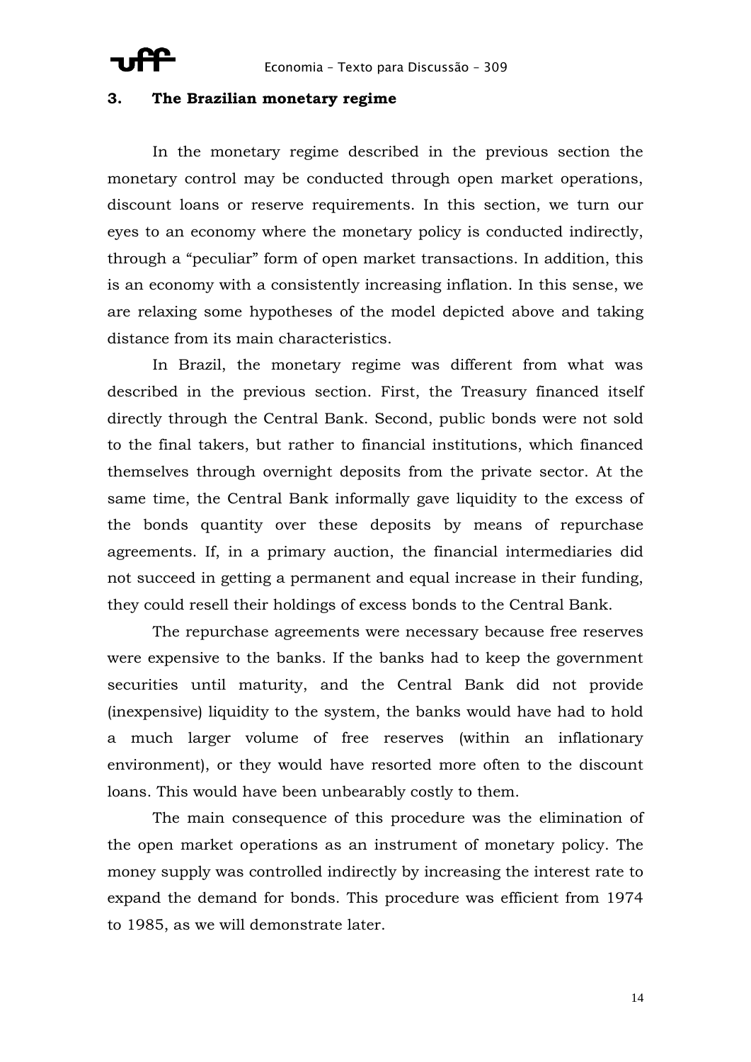## 3. The Brazilian monetary regime

In the monetary regime described in the previous section the monetary control may be conducted through open market operations, discount loans or reserve requirements. In this section, we turn our eyes to an economy where the monetary policy is conducted indirectly, through a "peculiar" form of open market transactions. In addition, this is an economy with a consistently increasing inflation. In this sense, we are relaxing some hypotheses of the model depicted above and taking distance from its main characteristics.

In Brazil, the monetary regime was different from what was described in the previous section. First, the Treasury financed itself directly through the Central Bank. Second, public bonds were not sold to the final takers, but rather to financial institutions, which financed themselves through overnight deposits from the private sector. At the same time, the Central Bank informally gave liquidity to the excess of the bonds quantity over these deposits by means of repurchase agreements. If, in a primary auction, the financial intermediaries did not succeed in getting a permanent and equal increase in their funding, they could resell their holdings of excess bonds to the Central Bank.

The repurchase agreements were necessary because free reserves were expensive to the banks. If the banks had to keep the government securities until maturity, and the Central Bank did not provide (inexpensive) liquidity to the system, the banks would have had to hold a much larger volume of free reserves (within an inflationary environment), or they would have resorted more often to the discount loans. This would have been unbearably costly to them.

The main consequence of this procedure was the elimination of the open market operations as an instrument of monetary policy. The money supply was controlled indirectly by increasing the interest rate to expand the demand for bonds. This procedure was efficient from 1974 to 1985, as we will demonstrate later.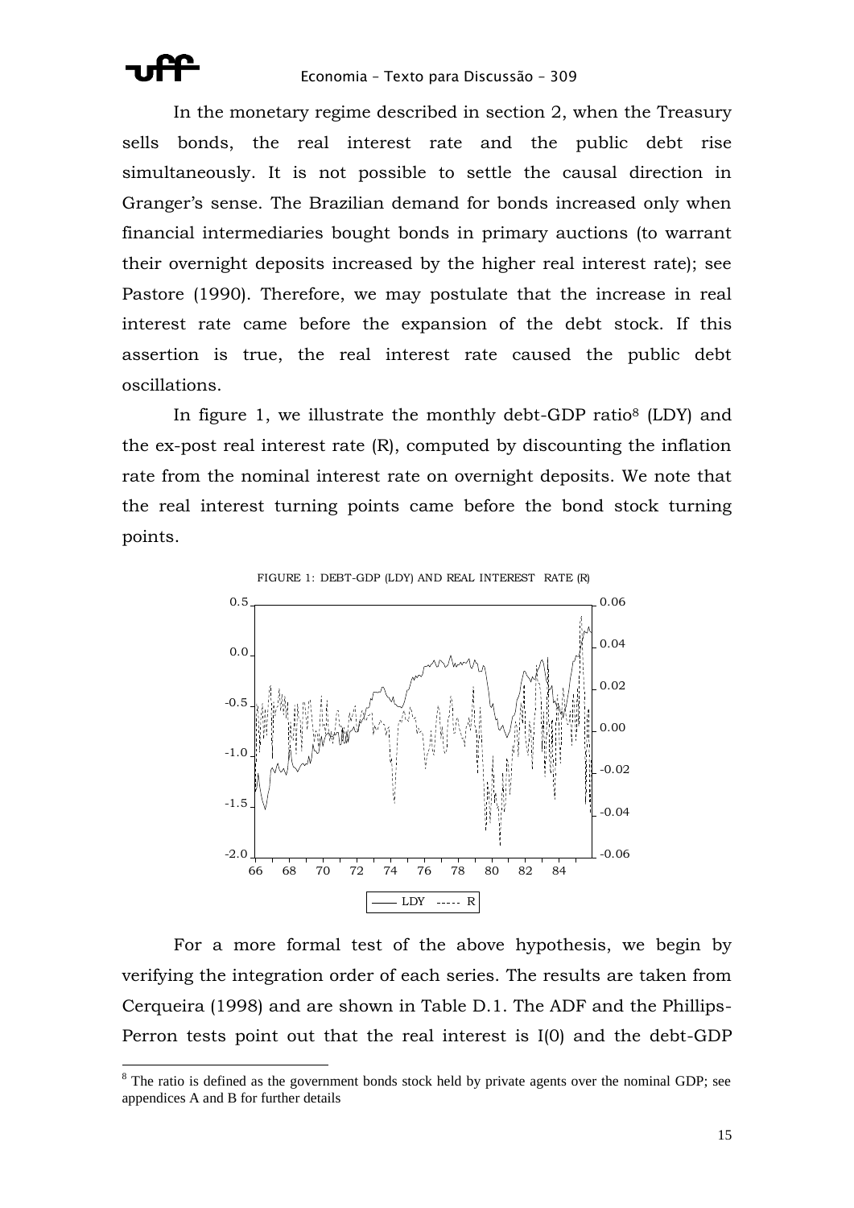In the monetary regime described in section 2, when the Treasury sells bonds, the real interest rate and the public debt rise simultaneously. It is not possible to settle the causal direction in Granger's sense. The Brazilian demand for bonds increased only when financial intermediaries bought bonds in primary auctions (to warrant their overnight deposits increased by the higher real interest rate); see Pastore (1990). Therefore, we may postulate that the increase in real interest rate came before the expansion of the debt stock. If this assertion is true, the real interest rate caused the public debt oscillations.

In figure 1, we illustrate the monthly debt-GDP ratio[8] (LDY) and the ex-post real interest rate (R), computed by discounting the inflation rate from the nominal interest rate on overnight deposits. We note that the real interest turning points came before the bond stock turning points.

FIGURE 1: DEBT-GDP (LDY) AND REAL INTEREST RATE (R)

For a more formal test of the above hypothesis, we begin by verifying the integration order of each series. The results are taken from Cerqueira (1998) and are shown in Table D.1. The ADF and the Phillips-Perron tests point out that the real interest is I(0) and the debt-GDP

[8] The ratio is defined as the government bonds stock held by private agents over the nominal GDP; see appendices A and B for further details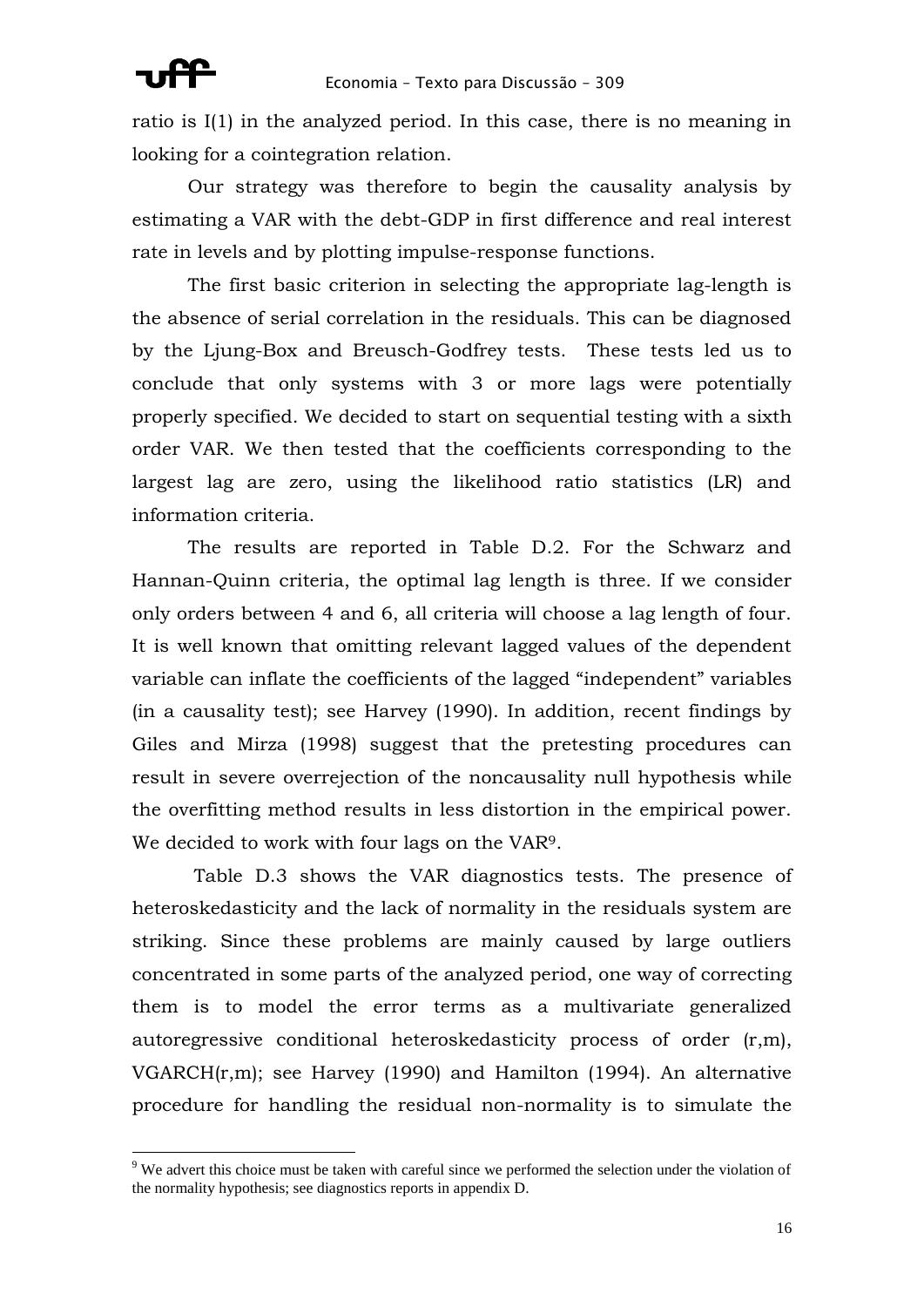ratio is I(1) in the analyzed period. In this case, there is no meaning in looking for a cointegration relation.

Our strategy was therefore to begin the causality analysis by estimating a VAR with the debt-GDP in first difference and real interest rate in levels and by plotting impulse-response functions.

The first basic criterion in selecting the appropriate lag-length is the absence of serial correlation in the residuals. This can be diagnosed by the Ljung-Box and Breusch-Godfrey tests. These tests led us to conclude that only systems with 3 or more lags were potentially properly specified. We decided to start on sequential testing with a sixth order VAR. We then tested that the coefficients corresponding to the largest lag are zero, using the likelihood ratio statistics (LR) and information criteria.

The results are reported in Table D.2. For the Schwarz and Hannan-Quinn criteria, the optimal lag length is three. If we consider only orders between 4 and 6, all criteria will choose a lag length of four. It is well known that omitting relevant lagged values of the dependent variable can inflate the coefficients of the lagged "independent" variables (in a causality test); see Harvey (1990). In addition, recent findings by Giles and Mirza (1998) suggest that the pretesting procedures can result in severe overrejection of the noncausality null hypothesis while the overfitting method results in less distortion in the empirical power. We decided to work with four lags on the VAR[9].

Table D.3 shows the VAR diagnostics tests. The presence of heteroskedasticity and the lack of normality in the residuals system are striking. Since these problems are mainly caused by large outliers concentrated in some parts of the analyzed period, one way of correcting them is to model the error terms as a multivariate generalized autoregressive conditional heteroskedasticity process of order (r,m), VGARCH(r,m); see Harvey (1990) and Hamilton (1994). An alternative procedure for handling the residual non-normality is to simulate the

[9] We advert this choice must be taken with careful since we performed the selection under the violation of the normality hypothesis; see diagnostics reports in appendix D.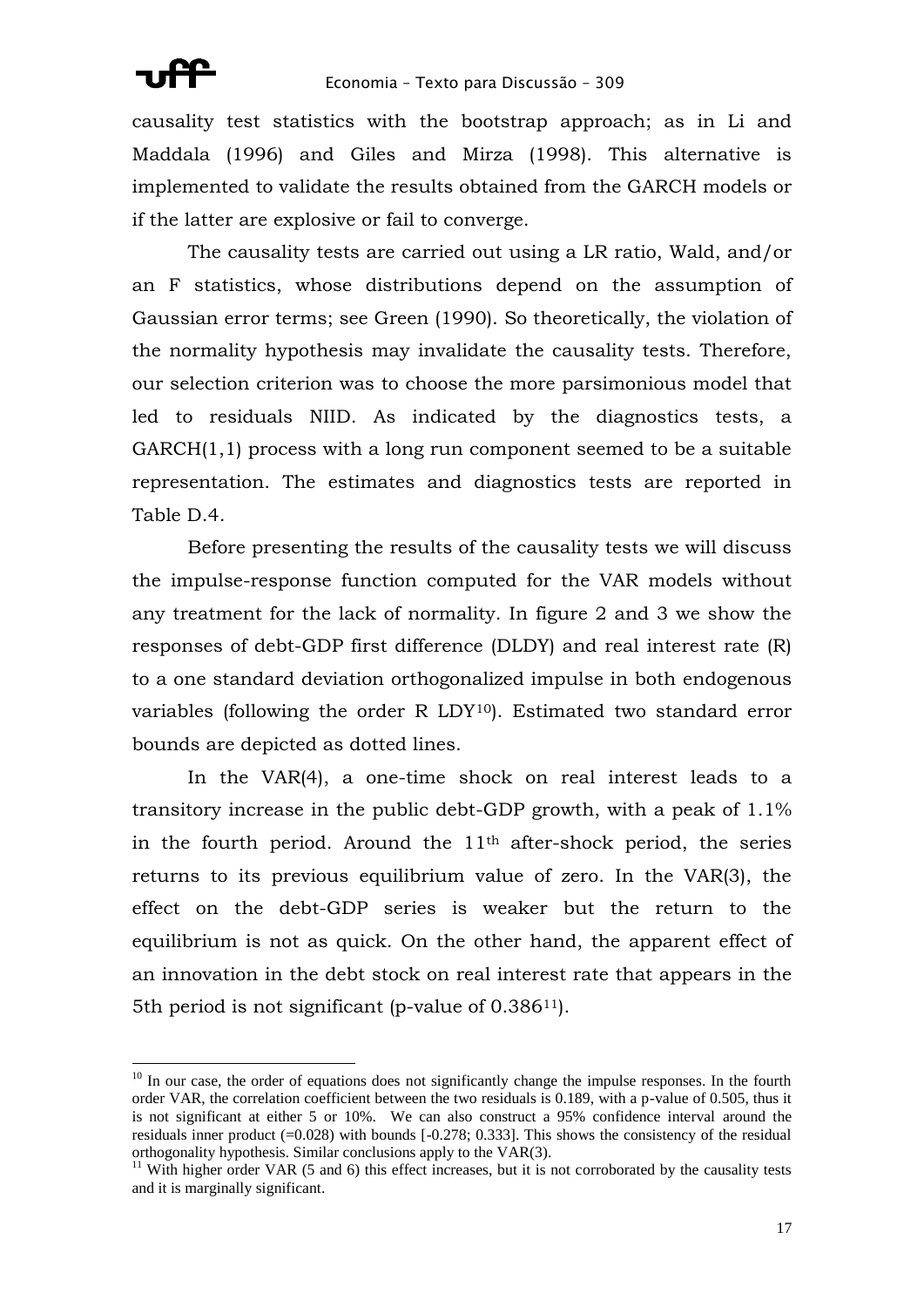causality test statistics with the bootstrap approach; as in Li and Maddala (1996) and Giles and Mirza (1998). This alternative is implemented to validate the results obtained from the GARCH models or if the latter are explosive or fail to converge.

The causality tests are carried out using a LR ratio, Wald, and/or an F statistics, whose distributions depend on the assumption of Gaussian error terms; see Green (1990). So theoretically, the violation of the normality hypothesis may invalidate the causality tests. Therefore, our selection criterion was to choose the more parsimonious model that led to residuals NIID. As indicated by the diagnostics tests, a GARCH(1,1) process with a long run component seemed to be a suitable representation. The estimates and diagnostics tests are reported in Table D.4.

Before presenting the results of the causality tests we will discuss the impulse-response function computed for the VAR models without any treatment for the lack of normality. In figure 2 and 3 we show the responses of debt-GDP first difference (DLDY) and real interest rate (R) to a one standard deviation orthogonalized impulse in both endogenous variables (following the order R LDY[10]). Estimated two standard error bounds are depicted as dotted lines.

In the VAR(4), a one-time shock on real interest leads to a transitory increase in the public debt-GDP growth, with a peak of 1.1% in the fourth period. Around the 11th after-shock period, the series returns to its previous equilibrium value of zero. In the VAR(3), the effect on the debt-GDP series is weaker but the return to the equilibrium is not as quick. On the other hand, the apparent effect of an innovation in the debt stock on real interest rate that appears in the 5th period is not significant (p-value of 0.386[11]).

---

[10] In our case, the order of equations does not significantly change the impulse responses. In the fourth order VAR, the correlation coefficient between the two residuals is 0.189, with a p-value of 0.505, thus it is not significant at either 5 or 10%. We can also construct a 95% confidence interval around the residuals inner product (=0.028) with bounds [-0.278; 0.333]. This shows the consistency of the residual orthogonality hypothesis. Similar conclusions apply to the VAR(3).

[11] With higher order VAR (5 and 6) this effect increases, but it is not corroborated by the causality tests and it is marginally significant.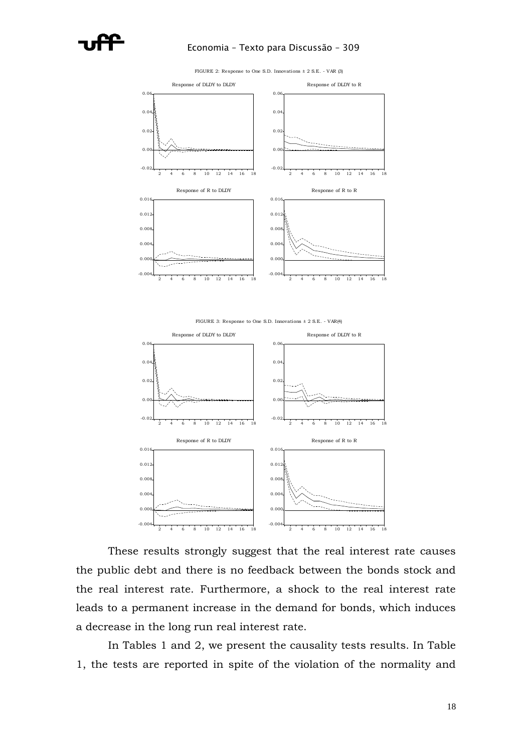FIGURE 2: Response to One S.D. Innovations ± 2 S.E. - VAR (3)

FIGURE 3: Response to One S.D. Innovations ± 2 S.E. - VAR(4)

These results strongly suggest that the real interest rate causes the public debt and there is no feedback between the bonds stock and the real interest rate. Furthermore, a shock to the real interest rate leads to a permanent increase in the demand for bonds, which induces a decrease in the long run real interest rate.

In Tables 1 and 2, we present the causality tests results. In Table 1, the tests are reported in spite of the violation of the normality and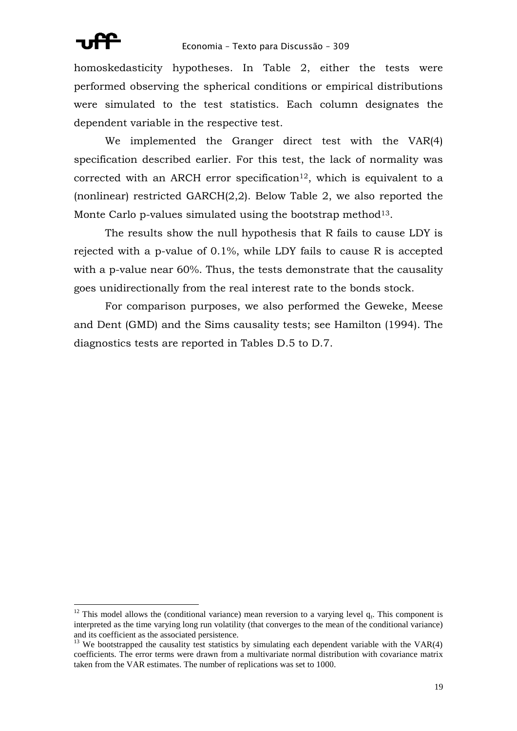homoskedasticity hypotheses. In Table 2, either the tests were performed observing the spherical conditions or empirical distributions were simulated to the test statistics. Each column designates the dependent variable in the respective test.

We implemented the Granger direct test with the VAR(4) specification described earlier. For this test, the lack of normality was corrected with an ARCH error specification[12], which is equivalent to a (nonlinear) restricted GARCH(2,2). Below Table 2, we also reported the Monte Carlo p-values simulated using the bootstrap method[13].

The results show the null hypothesis that R fails to cause LDY is rejected with a p-value of 0.1%, while LDY fails to cause R is accepted with a p-value near 60%. Thus, the tests demonstrate that the causality goes unidirectionally from the real interest rate to the bonds stock.

For comparison purposes, we also performed the Geweke, Meese and Dent (GMD) and the Sims causality tests; see Hamilton (1994). The diagnostics tests are reported in Tables D.5 to D.7.

---

[12] This model allows the (conditional variance) mean reversion to a varying level $q_t$. This component is interpreted as the time varying long run volatility (that converges to the mean of the conditional variance) and its coefficient as the associated persistence.

[13] We bootstrapped the causality test statistics by simulating each dependent variable with the VAR(4) coefficients. The error terms were drawn from a multivariate normal distribution with covariance matrix taken from the VAR estimates. The number of replications was set to 1000.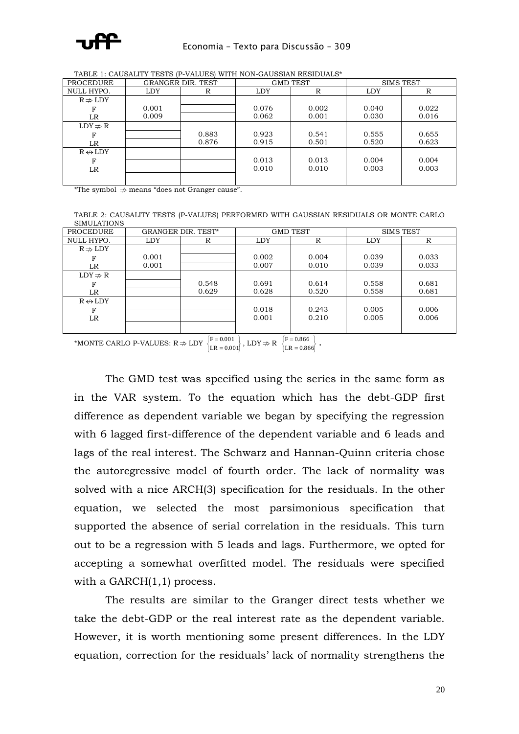TABLE 1: CAUSALITY TESTS (P-VALUES) WITH NON-GAUSSIAN RESIDUALS*

| PROCEDURE | GRANGER DIR. TEST | | GMD TEST | | SIMS TEST | |
|---|---|---|---|---|---|---|
| NULL HYPO. | LDY | R | LDY | R | LDY | R |
| $R \nRightarrow LDY$ | | | | | | |
| F | 0.001 | | 0.076 | 0.002 | 0.040 | 0.022 |
| LR | 0.009 | | 0.062 | 0.001 | 0.030 | 0.016 |
| $LDY \nRightarrow R$ | | | | | | |
| F | | 0.883 | 0.923 | 0.541 | 0.555 | 0.655 |
| LR | | 0.876 | 0.915 | 0.501 | 0.520 | 0.623 |
| $R \nLeftrightarrow LDY$ | | | | | | |
| F | | | 0.013 | 0.013 | 0.004 | 0.004 |
| LR | | | 0.010 | 0.010 | 0.003 | 0.003 |

*The symbol $\nRightarrow$ means "does not Granger cause".

TABLE 2: CAUSALITY TESTS (P-VALUES) PERFORMED WITH GAUSSIAN RESIDUALS OR MONTE CARLO SIMULATIONS

| PROCEDURE | GRANGER DIR. TEST* | | GMD TEST | | SIMS TEST | |
|---|---|---|---|---|---|---|
| NULL HYPO. | LDY | R | LDY | R | LDY | R |
| $R \nRightarrow LDY$ | | | | | | |
| F | 0.001 | | 0.002 | 0.004 | 0.039 | 0.033 |
| LR | 0.001 | | 0.007 | 0.010 | 0.039 | 0.033 |
| $LDY \nRightarrow R$ | | | | | | |
| F | | 0.548 | 0.691 | 0.614 | 0.558 | 0.681 |
| LR | | 0.629 | 0.628 | 0.520 | 0.558 | 0.681 |
| $R \nLeftrightarrow LDY$ | | | | | | |
| F | | | 0.018 | 0.243 | 0.005 | 0.006 |
| LR | | | 0.001 | 0.210 | 0.005 | 0.006 |

*MONTE CARLO P-VALUES: $R \nRightarrow LDY \left\{\begin{matrix} F = 0.001 \\ LR = 0.001 \end{matrix}\right\}$, $LDY \nRightarrow R \left\{\begin{matrix} F = 0.866 \\ LR = 0.866 \end{matrix}\right\}$.

The GMD test was specified using the series in the same form as in the VAR system. To the equation which has the debt-GDP first difference as dependent variable we began by specifying the regression with 6 lagged first-difference of the dependent variable and 6 leads and lags of the real interest. The Schwarz and Hannan-Quinn criteria chose the autoregressive model of fourth order. The lack of normality was solved with a nice ARCH(3) specification for the residuals. In the other equation, we selected the most parsimonious specification that supported the absence of serial correlation in the residuals. This turn out to be a regression with 5 leads and lags. Furthermore, we opted for accepting a somewhat overfitted model. The residuals were specified with a GARCH(1,1) process.

The results are similar to the Granger direct tests whether we take the debt-GDP or the real interest rate as the dependent variable. However, it is worth mentioning some present differences. In the LDY equation, correction for the residuals' lack of normality strengthens the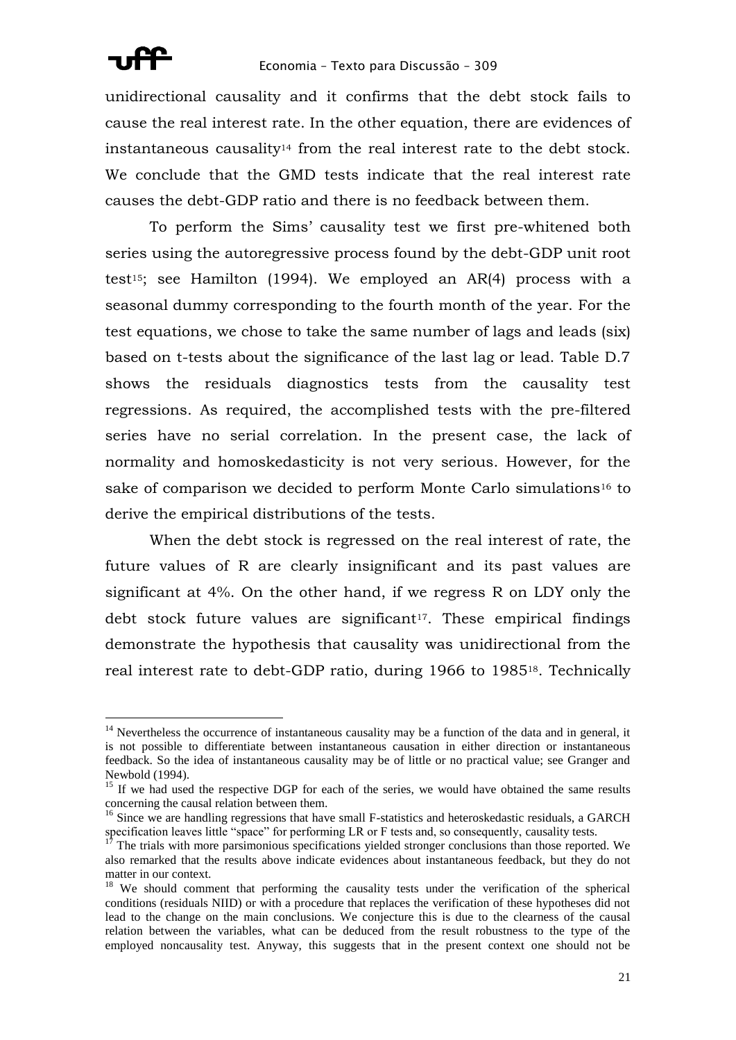unidirectional causality and it confirms that the debt stock fails to cause the real interest rate. In the other equation, there are evidences of instantaneous causality[14] from the real interest rate to the debt stock. We conclude that the GMD tests indicate that the real interest rate causes the debt-GDP ratio and there is no feedback between them.

To perform the Sims' causality test we first pre-whitened both series using the autoregressive process found by the debt-GDP unit root test[15]; see Hamilton (1994). We employed an AR(4) process with a seasonal dummy corresponding to the fourth month of the year. For the test equations, we chose to take the same number of lags and leads (six) based on t-tests about the significance of the last lag or lead. Table D.7 shows the residuals diagnostics tests from the causality test regressions. As required, the accomplished tests with the pre-filtered series have no serial correlation. In the present case, the lack of normality and homoskedasticity is not very serious. However, for the sake of comparison we decided to perform Monte Carlo simulations[16] to derive the empirical distributions of the tests.

When the debt stock is regressed on the real interest of rate, the future values of R are clearly insignificant and its past values are significant at 4%. On the other hand, if we regress R on LDY only the debt stock future values are significant[17]. These empirical findings demonstrate the hypothesis that causality was unidirectional from the real interest rate to debt-GDP ratio, during 1966 to 1985[18]. Technically

---

[14] Nevertheless the occurrence of instantaneous causality may be a function of the data and in general, it is not possible to differentiate between instantaneous causation in either direction or instantaneous feedback. So the idea of instantaneous causality may be of little or no practical value; see Granger and Newbold (1994).

[15] If we had used the respective DGP for each of the series, we would have obtained the same results concerning the causal relation between them.

[16] Since we are handling regressions that have small F-statistics and heteroskedastic residuals, a GARCH specification leaves little "space" for performing LR or F tests and, so consequently, causality tests.

[17] The trials with more parsimonious specifications yielded stronger conclusions than those reported. We also remarked that the results above indicate evidences about instantaneous feedback, but they do not matter in our context.

[18] We should comment that performing the causality tests under the verification of the spherical conditions (residuals NIID) or with a procedure that replaces the verification of these hypotheses did not lead to the change on the main conclusions. We conjecture this is due to the clearness of the causal relation between the variables, what can be deduced from the result robustness to the type of the employed noncausality test. Anyway, this suggests that in the present context one should not be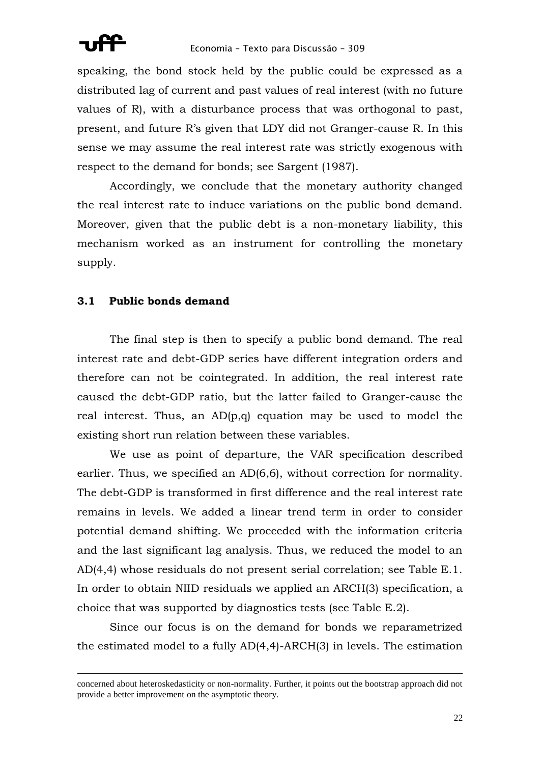speaking, the bond stock held by the public could be expressed as a distributed lag of current and past values of real interest (with no future values of R), with a disturbance process that was orthogonal to past, present, and future R's given that LDY did not Granger-cause R. In this sense we may assume the real interest rate was strictly exogenous with respect to the demand for bonds; see Sargent (1987).

Accordingly, we conclude that the monetary authority changed the real interest rate to induce variations on the public bond demand. Moreover, given that the public debt is a non-monetary liability, this mechanism worked as an instrument for controlling the monetary supply.

### 3.1 Public bonds demand

The final step is then to specify a public bond demand. The real interest rate and debt-GDP series have different integration orders and therefore can not be cointegrated. In addition, the real interest rate caused the debt-GDP ratio, but the latter failed to Granger-cause the real interest. Thus, an AD(p,q) equation may be used to model the existing short run relation between these variables.

We use as point of departure, the VAR specification described earlier. Thus, we specified an AD(6,6), without correction for normality. The debt-GDP is transformed in first difference and the real interest rate remains in levels. We added a linear trend term in order to consider potential demand shifting. We proceeded with the information criteria and the last significant lag analysis. Thus, we reduced the model to an AD(4,4) whose residuals do not present serial correlation; see Table E.1. In order to obtain NIID residuals we applied an ARCH(3) specification, a choice that was supported by diagnostics tests (see Table E.2).

Since our focus is on the demand for bonds we reparametrized the estimated model to a fully AD(4,4)-ARCH(3) in levels. The estimation

---

concerned about heteroskedasticity or non-normality. Further, it points out the bootstrap approach did not provide a better improvement on the asymptotic theory.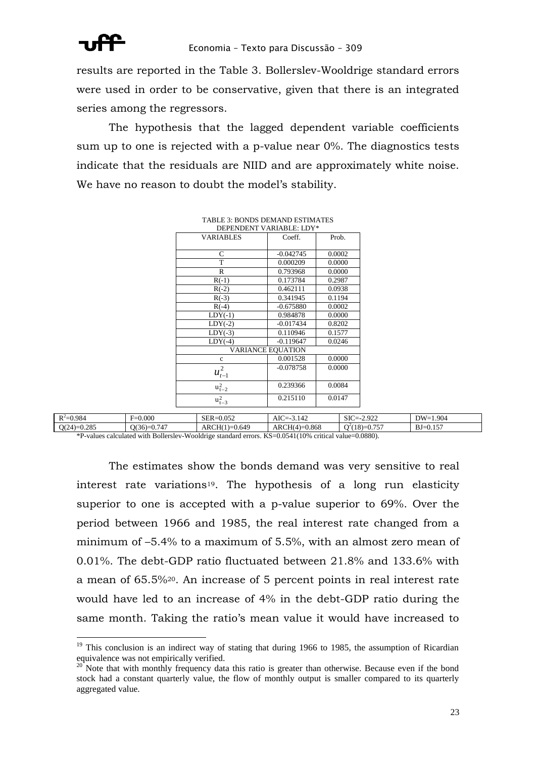results are reported in the Table 3. Bollerslev-Wooldrige standard errors were used in order to be conservative, given that there is an integrated series among the regressors.

The hypothesis that the lagged dependent variable coefficients sum up to one is rejected with a p-value near 0%. The diagnostics tests indicate that the residuals are NIID and are approximately white noise. We have no reason to doubt the model's stability.

TABLE 3: BONDS DEMAND ESTIMATES
DEPENDENT VARIABLE: LDY*

| VARIABLES | Coeff. | Prob. |
|---|---|---|
| C | -0.042745 | 0.0002 |
| T | 0.000209 | 0.0000 |
| R | 0.793968 | 0.0000 |
| R(-1) | 0.173784 | 0.2987 |
| R(-2) | 0.462111 | 0.0938 |
| R(-3) | 0.341945 | 0.1194 |
| R(-4) | -0.675880 | 0.0002 |
| LDY(-1) | 0.984878 | 0.0000 |
| LDY(-2) | -0.017434 | 0.8202 |
| LDY(-3) | 0.110946 | 0.1577 |
| LDY(-4) | -0.119647 | 0.0246 |
| VARIANCE EQUATION | | |
| c | 0.001528 | 0.0000 |
| $u_{t-1}^2$ | -0.078758 | 0.0000 |
| $u_{t-2}^2$ | 0.239366 | 0.0084 |
| $u_{t-3}^2$ | 0.215110 | 0.0147 |

| $R^2$=0.984 | F=0.000 | SER=0.052 | AIC=-3.142 | SIC=-2.922 | DW=1.904 |
|---|---|---|---|---|---|
| Q(24)=0.285 | Q(36)=0.747 | ARCH(1)=0.649 | ARCH(4)=0.868 | $Q^2$(18)=0.757 | BJ=0.157 |

*P-values calculated with Bollerslev-Wooldrige standard errors. KS=0.0541(10% critical value=0.0880).

The estimates show the bonds demand was very sensitive to real interest rate variations[19]. The hypothesis of a long run elasticity superior to one is accepted with a p-value superior to 69%. Over the period between 1966 and 1985, the real interest rate changed from a minimum of –5.4% to a maximum of 5.5%, with an almost zero mean of 0.01%. The debt-GDP ratio fluctuated between 21.8% and 133.6% with a mean of 65.5%[20]. An increase of 5 percent points in real interest rate would have led to an increase of 4% in the debt-GDP ratio during the same month. Taking the ratio's mean value it would have increased to

[19] This conclusion is an indirect way of stating that during 1966 to 1985, the assumption of Ricardian equivalence was not empirically verified.

[20] Note that with monthly frequency data this ratio is greater than otherwise. Because even if the bond stock had a constant quarterly value, the flow of monthly output is smaller compared to its quarterly aggregated value.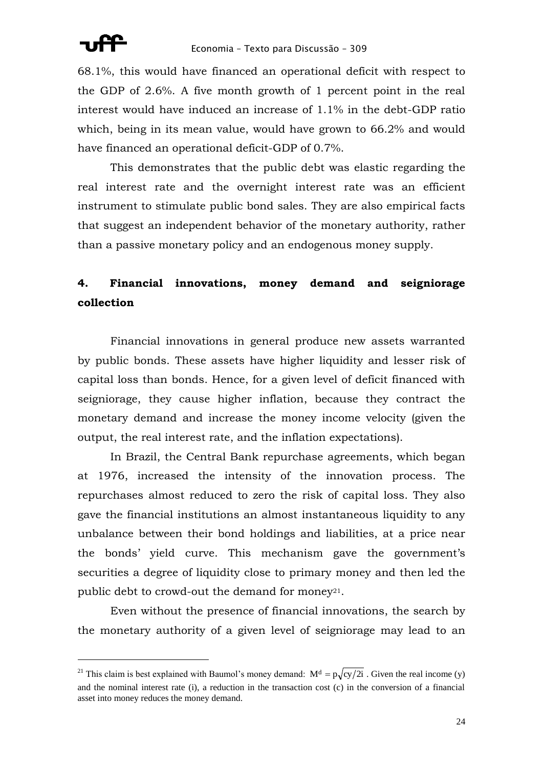68.1%, this would have financed an operational deficit with respect to the GDP of 2.6%. A five month growth of 1 percent point in the real interest would have induced an increase of 1.1% in the debt-GDP ratio which, being in its mean value, would have grown to 66.2% and would have financed an operational deficit-GDP of 0.7%.

This demonstrates that the public debt was elastic regarding the real interest rate and the overnight interest rate was an efficient instrument to stimulate public bond sales. They are also empirical facts that suggest an independent behavior of the monetary authority, rather than a passive monetary policy and an endogenous money supply.

## 4. Financial innovations, money demand and seigniorage collection

Financial innovations in general produce new assets warranted by public bonds. These assets have higher liquidity and lesser risk of capital loss than bonds. Hence, for a given level of deficit financed with seigniorage, they cause higher inflation, because they contract the monetary demand and increase the money income velocity (given the output, the real interest rate, and the inflation expectations).

In Brazil, the Central Bank repurchase agreements, which began at 1976, increased the intensity of the innovation process. The repurchases almost reduced to zero the risk of capital loss. They also gave the financial institutions an almost instantaneous liquidity to any unbalance between their bond holdings and liabilities, at a price near the bonds' yield curve. This mechanism gave the government's securities a degree of liquidity close to primary money and then led the public debt to crowd-out the demand for money[21].

Even without the presence of financial innovations, the search by the monetary authority of a given level of seigniorage may lead to an

---

[21] This claim is best explained with Baumol's money demand: $M^d = p\sqrt{cy/2i}$. Given the real income (y) and the nominal interest rate (i), a reduction in the transaction cost (c) in the conversion of a financial asset into money reduces the money demand.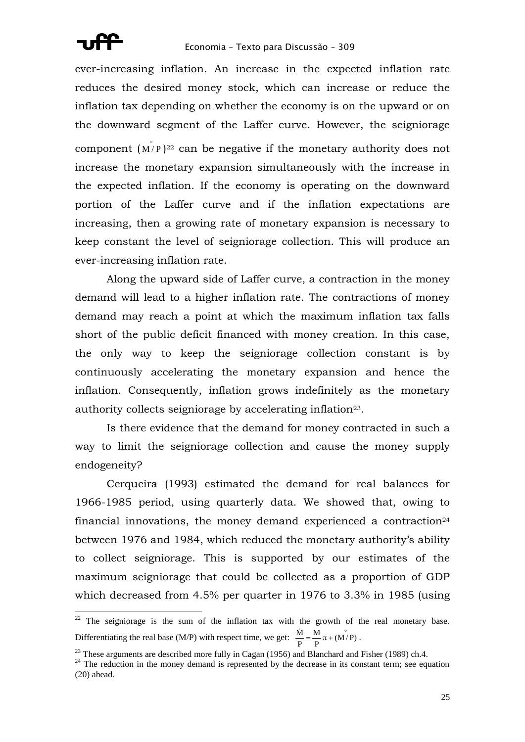ever-increasing inflation. An increase in the expected inflation rate reduces the desired money stock, which can increase or reduce the inflation tax depending on whether the economy is on the upward or on the downward segment of the Laffer curve. However, the seigniorage component $(\overset{\circ}{M/P})$[22] can be negative if the monetary authority does not increase the monetary expansion simultaneously with the increase in the expected inflation. If the economy is operating on the downward portion of the Laffer curve and if the inflation expectations are increasing, then a growing rate of monetary expansion is necessary to keep constant the level of seigniorage collection. This will produce an ever-increasing inflation rate.

Along the upward side of Laffer curve, a contraction in the money demand will lead to a higher inflation rate. The contractions of money demand may reach a point at which the maximum inflation tax falls short of the public deficit financed with money creation. In this case, the only way to keep the seigniorage collection constant is by continuously accelerating the monetary expansion and hence the inflation. Consequently, inflation grows indefinitely as the monetary authority collects seigniorage by accelerating inflation[23].

Is there evidence that the demand for money contracted in such a way to limit the seigniorage collection and cause the money supply endogeneity?

Cerqueira (1993) estimated the demand for real balances for 1966-1985 period, using quarterly data. We showed that, owing to financial innovations, the money demand experienced a contraction[24] between 1976 and 1984, which reduced the monetary authority's ability to collect seigniorage. This is supported by our estimates of the maximum seigniorage that could be collected as a proportion of GDP which decreased from 4.5% per quarter in 1976 to 3.3% in 1985 (using

---

[22] The seigniorage is the sum of the inflation tax with the growth of the real monetary base. Differentiating the real base (M/P) with respect time, we get: $\frac{\dot{M}}{P} = \frac{M}{P}\pi + (\overset{\circ}{M/P})$.

[23] These arguments are described more fully in Cagan (1956) and Blanchard and Fisher (1989) ch.4.

[24] The reduction in the money demand is represented by the decrease in its constant term; see equation (20) ahead.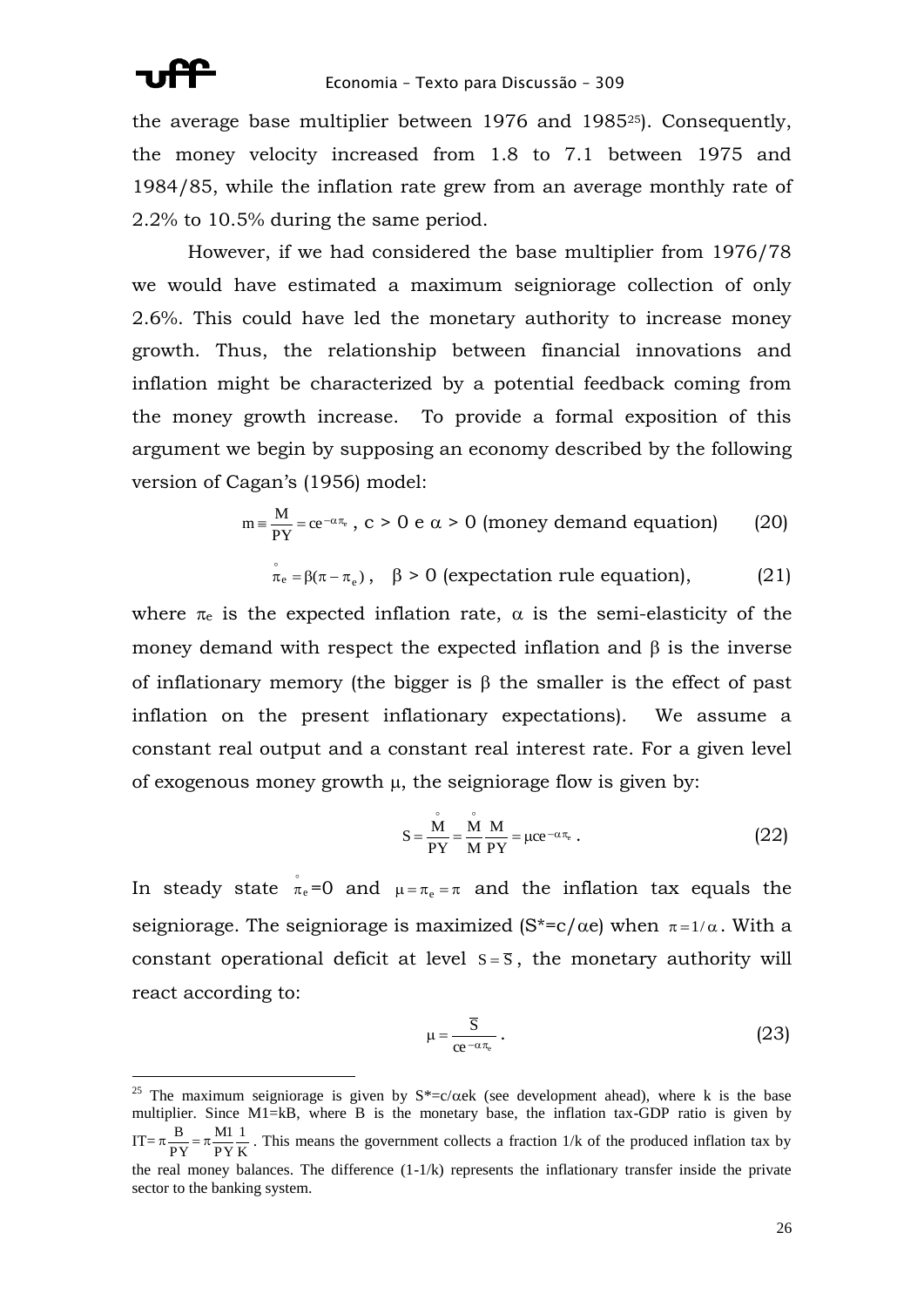the average base multiplier between 1976 and 1985[25]). Consequently, the money velocity increased from 1.8 to 7.1 between 1975 and 1984/85, while the inflation rate grew from an average monthly rate of 2.2% to 10.5% during the same period.

However, if we had considered the base multiplier from 1976/78 we would have estimated a maximum seigniorage collection of only 2.6%. This could have led the monetary authority to increase money growth. Thus, the relationship between financial innovations and inflation might be characterized by a potential feedback coming from the money growth increase. To provide a formal exposition of this argument we begin by supposing an economy described by the following version of Cagan's (1956) model:

$$m \equiv \frac{M}{PY} = ce^{-\alpha\pi_e}, \text{ c > 0 e } \alpha > 0 \text{ (money demand equation)} \qquad (20)$$

$$\overset{\circ}{\pi}_e = \beta(\pi - \pi_e), \quad \beta > 0 \text{ (expectation rule equation)}, \qquad (21)$$

where $\pi_e$ is the expected inflation rate, $\alpha$ is the semi-elasticity of the money demand with respect the expected inflation and $\beta$ is the inverse of inflationary memory (the bigger is $\beta$ the smaller is the effect of past inflation on the present inflationary expectations). We assume a constant real output and a constant real interest rate. For a given level of exogenous money growth $\mu$, the seigniorage flow is given by:

$$S = \frac{\overset{\circ}{M}}{PY} = \frac{\overset{\circ}{M}}{M}\frac{M}{PY} = \mu ce^{-\alpha\pi_e}. \qquad (22)$$

In steady state $\overset{\circ}{\pi}_e$=0 and $\mu = \pi_e = \pi$ and the inflation tax equals the seigniorage. The seigniorage is maximized ($S^*=c/\alpha e$) when $\pi = 1/\alpha$. With a constant operational deficit at level $S = \overline{S}$, the monetary authority will react according to:

$$\mu = \frac{\overline{S}}{ce^{-\alpha\pi_e}}. \qquad (23)$$

---

[25] The maximum seigniorage is given by $S^*=c/\alpha ek$ (see development ahead), where k is the base multiplier. Since M1=kB, where B is the monetary base, the inflation tax-GDP ratio is given by $IT = \pi\frac{B}{PY} = \pi\frac{M1}{PY}\frac{1}{K}$. This means the government collects a fraction 1/k of the produced inflation tax by the real money balances. The difference (1-1/k) represents the inflationary transfer inside the private sector to the banking system.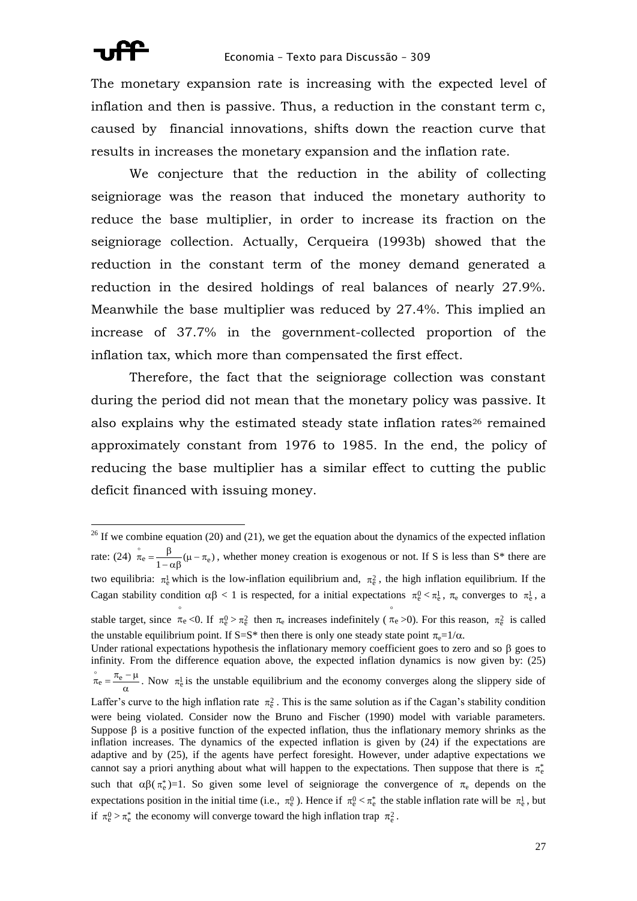The monetary expansion rate is increasing with the expected level of inflation and then is passive. Thus, a reduction in the constant term c, caused by financial innovations, shifts down the reaction curve that results in increases the monetary expansion and the inflation rate.

We conjecture that the reduction in the ability of collecting seigniorage was the reason that induced the monetary authority to reduce the base multiplier, in order to increase its fraction on the seigniorage collection. Actually, Cerqueira (1993b) showed that the reduction in the constant term of the money demand generated a reduction in the desired holdings of real balances of nearly 27.9%. Meanwhile the base multiplier was reduced by 27.4%. This implied an increase of 37.7% in the government-collected proportion of the inflation tax, which more than compensated the first effect.

Therefore, the fact that the seigniorage collection was constant during the period did not mean that the monetary policy was passive. It also explains why the estimated steady state inflation rates[26] remained approximately constant from 1976 to 1985. In the end, the policy of reducing the base multiplier has a similar effect to cutting the public deficit financed with issuing money.

---

[26] If we combine equation (20) and (21), we get the equation about the dynamics of the expected inflation rate: (24) $\overset{\circ}{\pi}_e = \dfrac{\beta}{1-\alpha\beta}(\mu - \pi_e)$, whether money creation is exogenous or not. If S is less than S* there are two equilibria: $\pi_e^1$ which is the low-inflation equilibrium and, $\pi_e^2$, the high inflation equilibrium. If the Cagan stability condition $\alpha\beta < 1$ is respected, for a initial expectations $\pi_e^0 < \pi_e^1$, $\pi_e$ converges to $\pi_e^1$, a stable target, since $\overset{\circ}{\pi}_e < 0$. If $\pi_e^0 > \pi_e^2$ then $\pi_e$ increases indefinitely ($\overset{\circ}{\pi}_e > 0$). For this reason, $\pi_e^2$ is called the unstable equilibrium point. If S=S* then there is only one steady state point $\pi_e = 1/\alpha$.
Under rational expectations hypothesis the inflationary memory coefficient goes to zero and so $\beta$ goes to infinity. From the difference equation above, the expected inflation dynamics is now given by: (25) $\overset{\circ}{\pi}_e = \dfrac{\pi_e - \mu}{\alpha}$. Now $\pi_e^1$ is the unstable equilibrium and the economy converges along the slippery side of Laffer's curve to the high inflation rate $\pi_e^2$. This is the same solution as if the Cagan's stability condition were being violated. Consider now the Bruno and Fischer (1990) model with variable parameters. Suppose $\beta$ is a positive function of the expected inflation, thus the inflationary memory shrinks as the inflation increases. The dynamics of the expected inflation is given by (24) if the expectations are adaptive and by (25), if the agents have perfect foresight. However, under adaptive expectations we cannot say a priori anything about what will happen to the expectations. Then suppose that there is $\pi_e^*$ such that $\alpha\beta(\pi_e^*)=1$. So given some level of seigniorage the convergence of $\pi_e$ depends on the expectations position in the initial time (i.e., $\pi_e^0$). Hence if $\pi_e^0 < \pi_e^*$ the stable inflation rate will be $\pi_e^1$, but if $\pi_e^0 > \pi_e^*$ the economy will converge toward the high inflation trap $\pi_e^2$.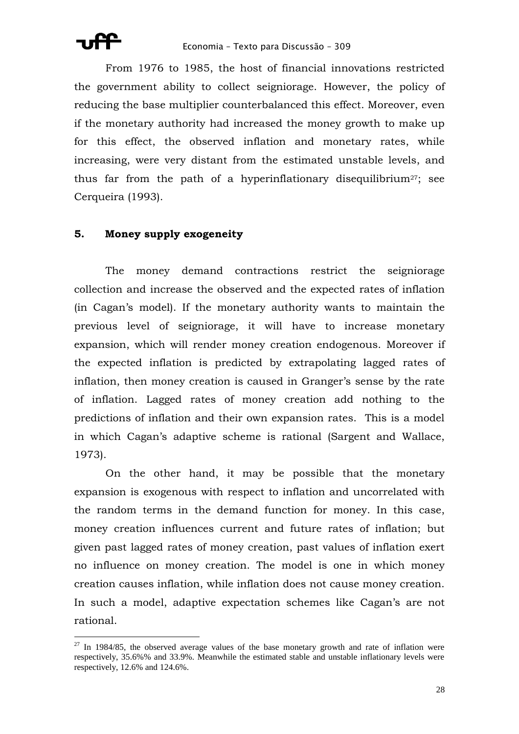From 1976 to 1985, the host of financial innovations restricted the government ability to collect seigniorage. However, the policy of reducing the base multiplier counterbalanced this effect. Moreover, even if the monetary authority had increased the money growth to make up for this effect, the observed inflation and monetary rates, while increasing, were very distant from the estimated unstable levels, and thus far from the path of a hyperinflationary disequilibrium[27]; see Cerqueira (1993).

## 5. Money supply exogeneity

The money demand contractions restrict the seigniorage collection and increase the observed and the expected rates of inflation (in Cagan's model). If the monetary authority wants to maintain the previous level of seigniorage, it will have to increase monetary expansion, which will render money creation endogenous. Moreover if the expected inflation is predicted by extrapolating lagged rates of inflation, then money creation is caused in Granger's sense by the rate of inflation. Lagged rates of money creation add nothing to the predictions of inflation and their own expansion rates. This is a model in which Cagan's adaptive scheme is rational (Sargent and Wallace, 1973).

On the other hand, it may be possible that the monetary expansion is exogenous with respect to inflation and uncorrelated with the random terms in the demand function for money. In this case, money creation influences current and future rates of inflation; but given past lagged rates of money creation, past values of inflation exert no influence on money creation. The model is one in which money creation causes inflation, while inflation does not cause money creation. In such a model, adaptive expectation schemes like Cagan's are not rational.

[27] In 1984/85, the observed average values of the base monetary growth and rate of inflation were respectively, 35.6%% and 33.9%. Meanwhile the estimated stable and unstable inflationary levels were respectively, 12.6% and 124.6%.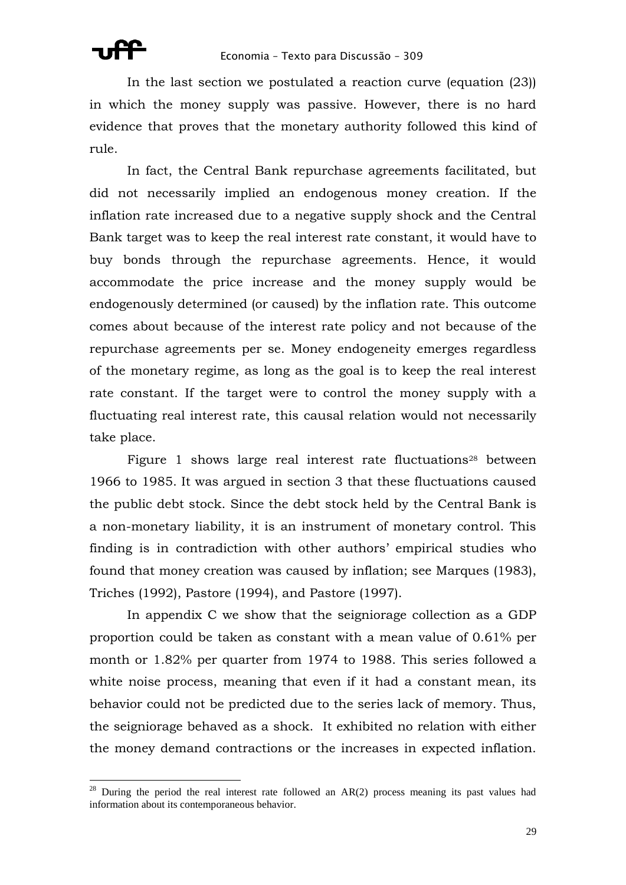In the last section we postulated a reaction curve (equation (23)) in which the money supply was passive. However, there is no hard evidence that proves that the monetary authority followed this kind of rule.

In fact, the Central Bank repurchase agreements facilitated, but did not necessarily implied an endogenous money creation. If the inflation rate increased due to a negative supply shock and the Central Bank target was to keep the real interest rate constant, it would have to buy bonds through the repurchase agreements. Hence, it would accommodate the price increase and the money supply would be endogenously determined (or caused) by the inflation rate. This outcome comes about because of the interest rate policy and not because of the repurchase agreements per se. Money endogeneity emerges regardless of the monetary regime, as long as the goal is to keep the real interest rate constant. If the target were to control the money supply with a fluctuating real interest rate, this causal relation would not necessarily take place.

Figure 1 shows large real interest rate fluctuations[28] between 1966 to 1985. It was argued in section 3 that these fluctuations caused the public debt stock. Since the debt stock held by the Central Bank is a non-monetary liability, it is an instrument of monetary control. This finding is in contradiction with other authors' empirical studies who found that money creation was caused by inflation; see Marques (1983), Triches (1992), Pastore (1994), and Pastore (1997).

In appendix C we show that the seigniorage collection as a GDP proportion could be taken as constant with a mean value of 0.61% per month or 1.82% per quarter from 1974 to 1988. This series followed a white noise process, meaning that even if it had a constant mean, its behavior could not be predicted due to the series lack of memory. Thus, the seigniorage behaved as a shock. It exhibited no relation with either the money demand contractions or the increases in expected inflation.

[28] During the period the real interest rate followed an AR(2) process meaning its past values had information about its contemporaneous behavior.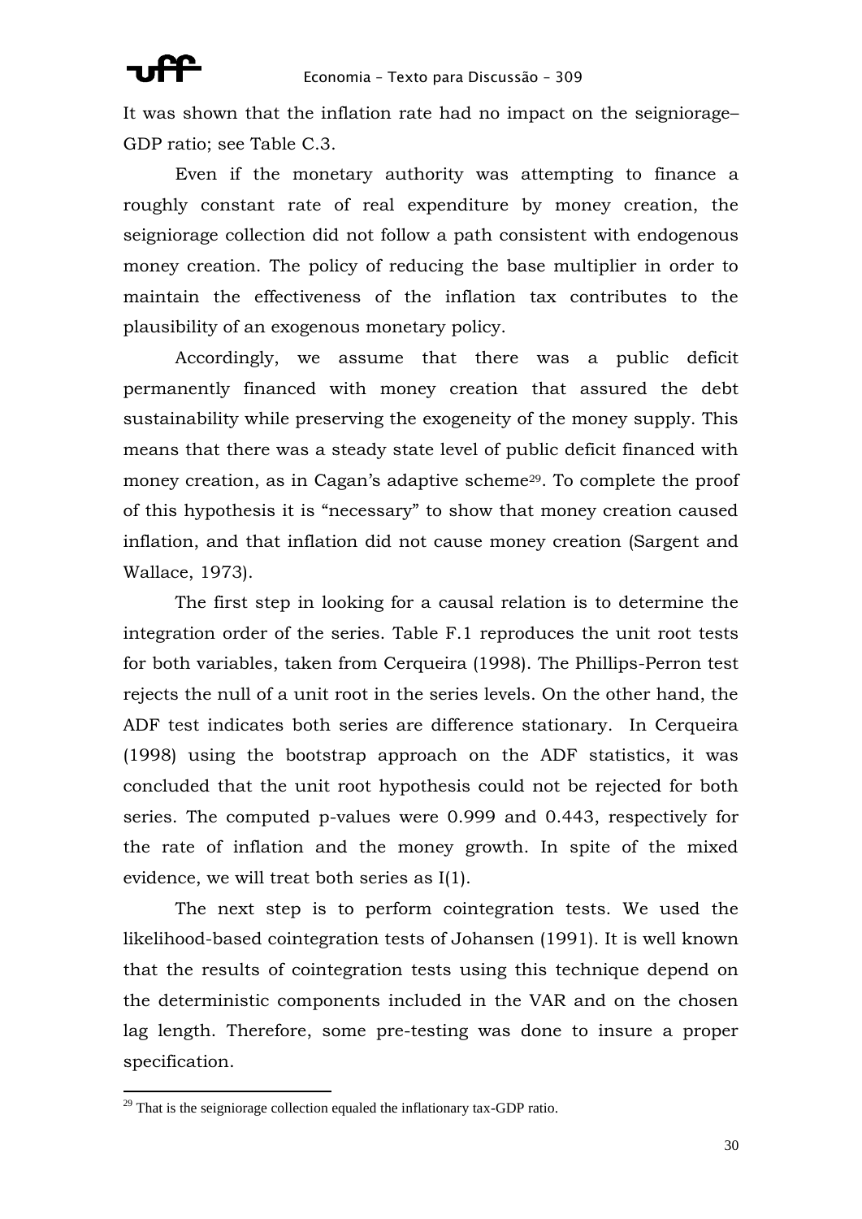It was shown that the inflation rate had no impact on the seigniorage–GDP ratio; see Table C.3.

Even if the monetary authority was attempting to finance a roughly constant rate of real expenditure by money creation, the seigniorage collection did not follow a path consistent with endogenous money creation. The policy of reducing the base multiplier in order to maintain the effectiveness of the inflation tax contributes to the plausibility of an exogenous monetary policy.

Accordingly, we assume that there was a public deficit permanently financed with money creation that assured the debt sustainability while preserving the exogeneity of the money supply. This means that there was a steady state level of public deficit financed with money creation, as in Cagan's adaptive scheme[29]. To complete the proof of this hypothesis it is "necessary" to show that money creation caused inflation, and that inflation did not cause money creation (Sargent and Wallace, 1973).

The first step in looking for a causal relation is to determine the integration order of the series. Table F.1 reproduces the unit root tests for both variables, taken from Cerqueira (1998). The Phillips-Perron test rejects the null of a unit root in the series levels. On the other hand, the ADF test indicates both series are difference stationary. In Cerqueira (1998) using the bootstrap approach on the ADF statistics, it was concluded that the unit root hypothesis could not be rejected for both series. The computed p-values were 0.999 and 0.443, respectively for the rate of inflation and the money growth. In spite of the mixed evidence, we will treat both series as I(1).

The next step is to perform cointegration tests. We used the likelihood-based cointegration tests of Johansen (1991). It is well known that the results of cointegration tests using this technique depend on the deterministic components included in the VAR and on the chosen lag length. Therefore, some pre-testing was done to insure a proper specification.

[29] That is the seigniorage collection equaled the inflationary tax-GDP ratio.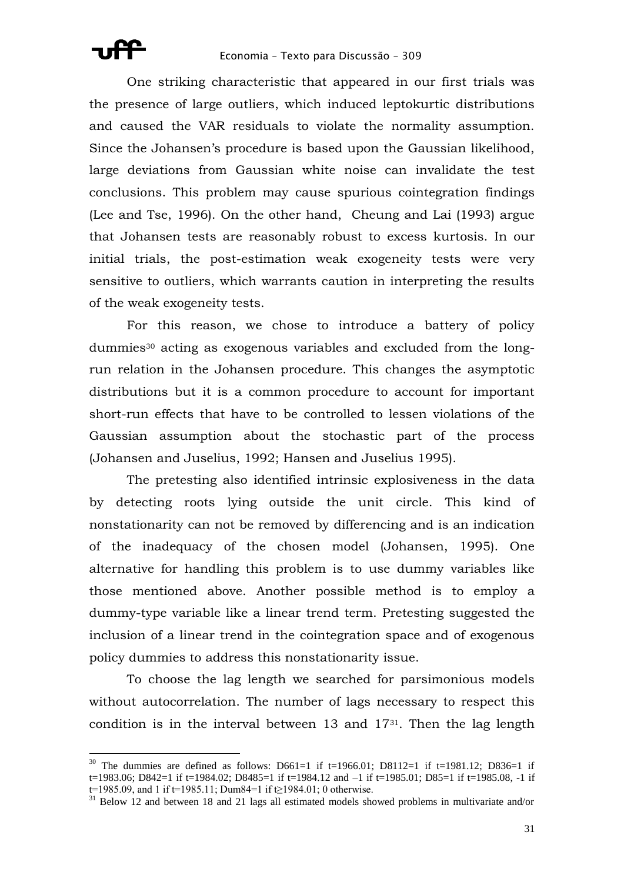One striking characteristic that appeared in our first trials was the presence of large outliers, which induced leptokurtic distributions and caused the VAR residuals to violate the normality assumption. Since the Johansen's procedure is based upon the Gaussian likelihood, large deviations from Gaussian white noise can invalidate the test conclusions. This problem may cause spurious cointegration findings (Lee and Tse, 1996). On the other hand, Cheung and Lai (1993) argue that Johansen tests are reasonably robust to excess kurtosis. In our initial trials, the post-estimation weak exogeneity tests were very sensitive to outliers, which warrants caution in interpreting the results of the weak exogeneity tests.

For this reason, we chose to introduce a battery of policy dummies[30] acting as exogenous variables and excluded from the long-run relation in the Johansen procedure. This changes the asymptotic distributions but it is a common procedure to account for important short-run effects that have to be controlled to lessen violations of the Gaussian assumption about the stochastic part of the process (Johansen and Juselius, 1992; Hansen and Juselius 1995).

The pretesting also identified intrinsic explosiveness in the data by detecting roots lying outside the unit circle. This kind of nonstationarity can not be removed by differencing and is an indication of the inadequacy of the chosen model (Johansen, 1995). One alternative for handling this problem is to use dummy variables like those mentioned above. Another possible method is to employ a dummy-type variable like a linear trend term. Pretesting suggested the inclusion of a linear trend in the cointegration space and of exogenous policy dummies to address this nonstationarity issue.

To choose the lag length we searched for parsimonious models without autocorrelation. The number of lags necessary to respect this condition is in the interval between 13 and 17[31]. Then the lag length

---

[30] The dummies are defined as follows: D661=1 if t=1966.01; D8112=1 if t=1981.12; D836=1 if t=1983.06; D842=1 if t=1984.02; D8485=1 if t=1984.12 and –1 if t=1985.01; D85=1 if t=1985.08, -1 if t=1985.09, and 1 if t=1985.11; Dum84=1 if t≥1984.01; 0 otherwise.

[31] Below 12 and between 18 and 21 lags all estimated models showed problems in multivariate and/or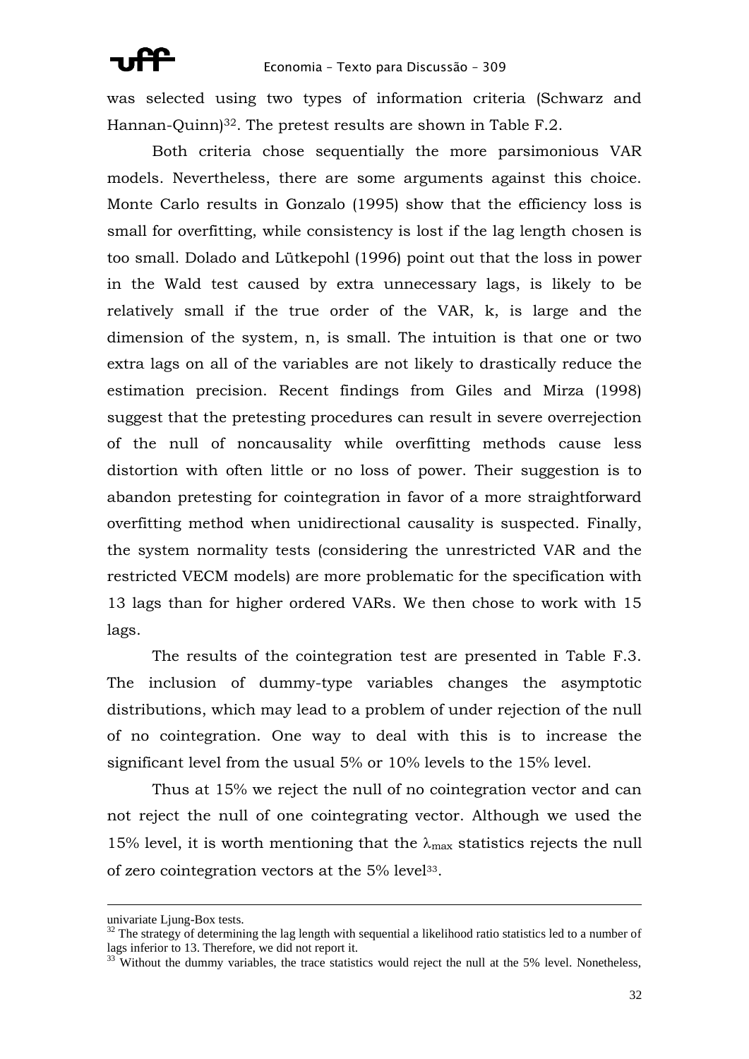was selected using two types of information criteria (Schwarz and Hannan-Quinn)[32]. The pretest results are shown in Table F.2.

Both criteria chose sequentially the more parsimonious VAR models. Nevertheless, there are some arguments against this choice. Monte Carlo results in Gonzalo (1995) show that the efficiency loss is small for overfitting, while consistency is lost if the lag length chosen is too small. Dolado and Lütkepohl (1996) point out that the loss in power in the Wald test caused by extra unnecessary lags, is likely to be relatively small if the true order of the VAR, k, is large and the dimension of the system, n, is small. The intuition is that one or two extra lags on all of the variables are not likely to drastically reduce the estimation precision. Recent findings from Giles and Mirza (1998) suggest that the pretesting procedures can result in severe overrejection of the null of noncausality while overfitting methods cause less distortion with often little or no loss of power. Their suggestion is to abandon pretesting for cointegration in favor of a more straightforward overfitting method when unidirectional causality is suspected. Finally, the system normality tests (considering the unrestricted VAR and the restricted VECM models) are more problematic for the specification with 13 lags than for higher ordered VARs. We then chose to work with 15 lags.

The results of the cointegration test are presented in Table F.3. The inclusion of dummy-type variables changes the asymptotic distributions, which may lead to a problem of under rejection of the null of no cointegration. One way to deal with this is to increase the significant level from the usual 5% or 10% levels to the 15% level.

Thus at 15% we reject the null of no cointegration vector and can not reject the null of one cointegrating vector. Although we used the 15% level, it is worth mentioning that the $\lambda_{max}$ statistics rejects the null of zero cointegration vectors at the 5% level[33].

---

univariate Ljung-Box tests.

[32] The strategy of determining the lag length with sequential a likelihood ratio statistics led to a number of lags inferior to 13. Therefore, we did not report it.

[33] Without the dummy variables, the trace statistics would reject the null at the 5% level. Nonetheless,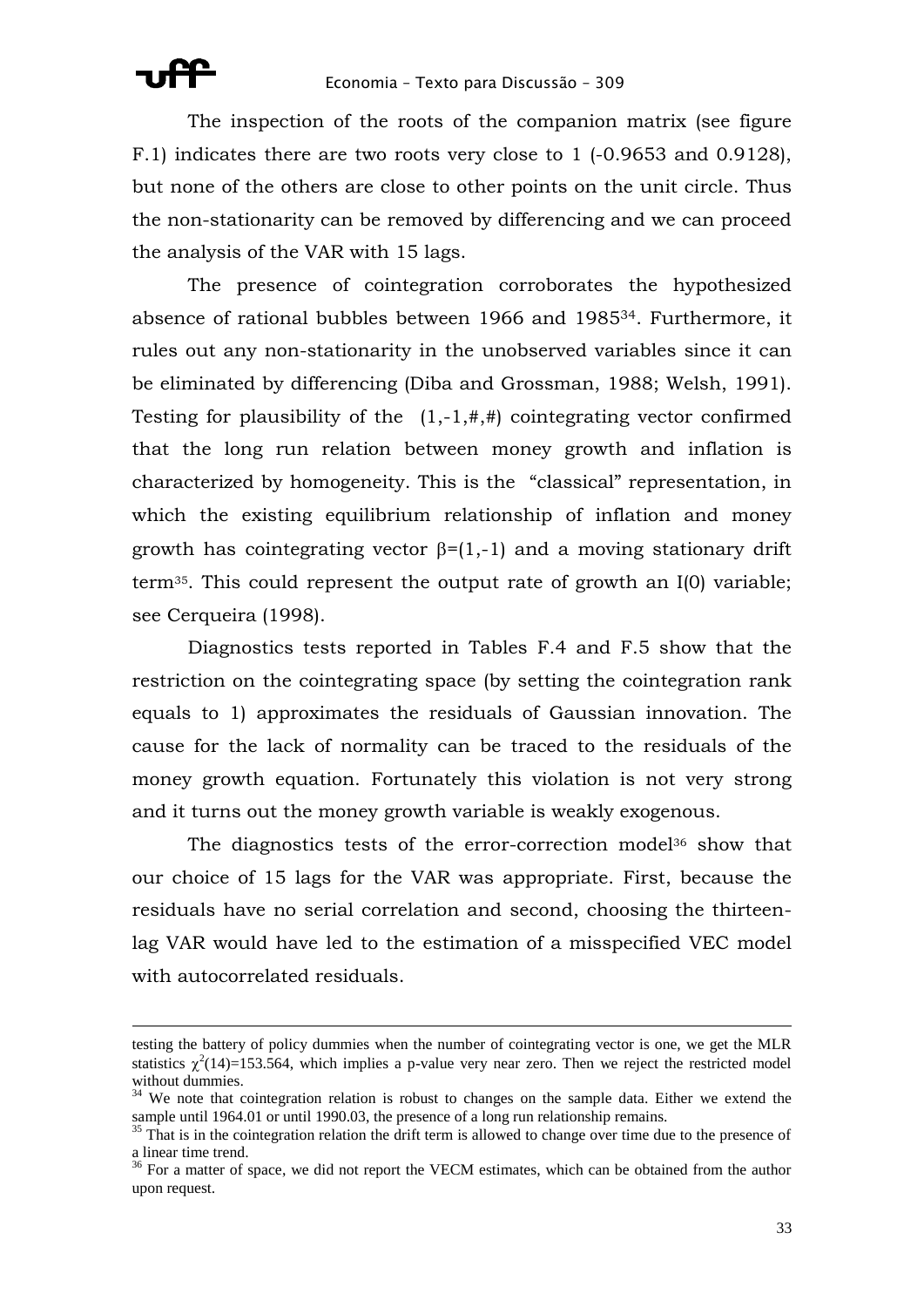The inspection of the roots of the companion matrix (see figure F.1) indicates there are two roots very close to 1 (-0.9653 and 0.9128), but none of the others are close to other points on the unit circle. Thus the non-stationarity can be removed by differencing and we can proceed the analysis of the VAR with 15 lags.

The presence of cointegration corroborates the hypothesized absence of rational bubbles between 1966 and 1985[34]. Furthermore, it rules out any non-stationarity in the unobserved variables since it can be eliminated by differencing (Diba and Grossman, 1988; Welsh, 1991). Testing for plausibility of the (1,-1,#,#) cointegrating vector confirmed that the long run relation between money growth and inflation is characterized by homogeneity. This is the "classical" representation, in which the existing equilibrium relationship of inflation and money growth has cointegrating vector $\beta=(1,-1)$ and a moving stationary drift term[35]. This could represent the output rate of growth an I(0) variable; see Cerqueira (1998).

Diagnostics tests reported in Tables F.4 and F.5 show that the restriction on the cointegrating space (by setting the cointegration rank equals to 1) approximates the residuals of Gaussian innovation. The cause for the lack of normality can be traced to the residuals of the money growth equation. Fortunately this violation is not very strong and it turns out the money growth variable is weakly exogenous.

The diagnostics tests of the error-correction model[36] show that our choice of 15 lags for the VAR was appropriate. First, because the residuals have no serial correlation and second, choosing the thirteen-lag VAR would have led to the estimation of a misspecified VEC model with autocorrelated residuals.

---

testing the battery of policy dummies when the number of cointegrating vector is one, we get the MLR statistics $\chi^2(14)=153.564$, which implies a p-value very near zero. Then we reject the restricted model without dummies.

[34] We note that cointegration relation is robust to changes on the sample data. Either we extend the sample until 1964.01 or until 1990.03, the presence of a long run relationship remains.

[35] That is in the cointegration relation the drift term is allowed to change over time due to the presence of a linear time trend.

[36] For a matter of space, we did not report the VECM estimates, which can be obtained from the author upon request.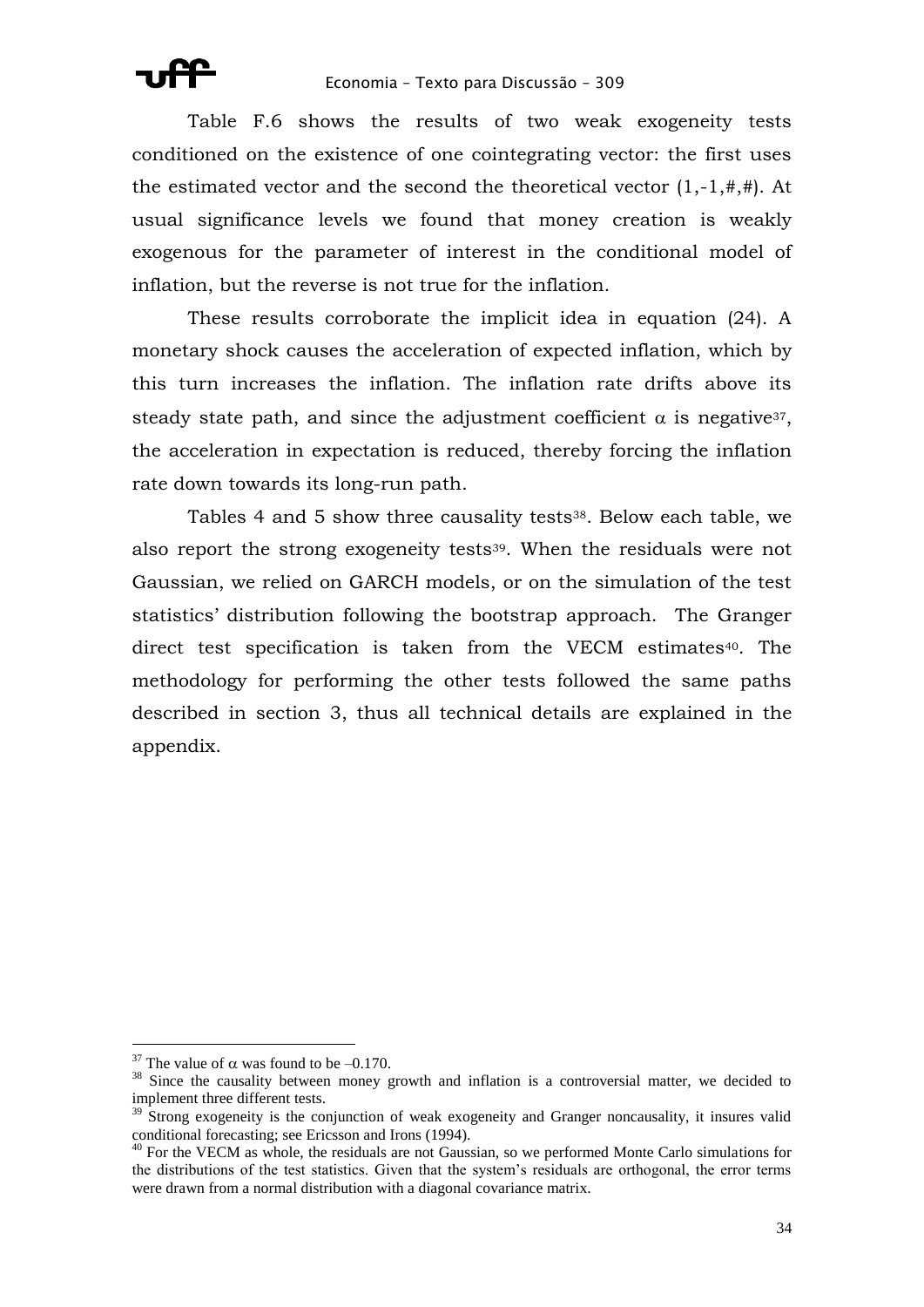Table F.6 shows the results of two weak exogeneity tests conditioned on the existence of one cointegrating vector: the first uses the estimated vector and the second the theoretical vector (1,-1,#,#). At usual significance levels we found that money creation is weakly exogenous for the parameter of interest in the conditional model of inflation, but the reverse is not true for the inflation.

These results corroborate the implicit idea in equation (24). A monetary shock causes the acceleration of expected inflation, which by this turn increases the inflation. The inflation rate drifts above its steady state path, and since the adjustment coefficient $\alpha$ is negative[37], the acceleration in expectation is reduced, thereby forcing the inflation rate down towards its long-run path.

Tables 4 and 5 show three causality tests[38]. Below each table, we also report the strong exogeneity tests[39]. When the residuals were not Gaussian, we relied on GARCH models, or on the simulation of the test statistics' distribution following the bootstrap approach. The Granger direct test specification is taken from the VECM estimates[40]. The methodology for performing the other tests followed the same paths described in section 3, thus all technical details are explained in the appendix.

---

[37] The value of $\alpha$ was found to be $-0.170$.

[38] Since the causality between money growth and inflation is a controversial matter, we decided to implement three different tests.

[39] Strong exogeneity is the conjunction of weak exogeneity and Granger noncausality, it insures valid conditional forecasting; see Ericsson and Irons (1994).

[40] For the VECM as whole, the residuals are not Gaussian, so we performed Monte Carlo simulations for the distributions of the test statistics. Given that the system's residuals are orthogonal, the error terms were drawn from a normal distribution with a diagonal covariance matrix.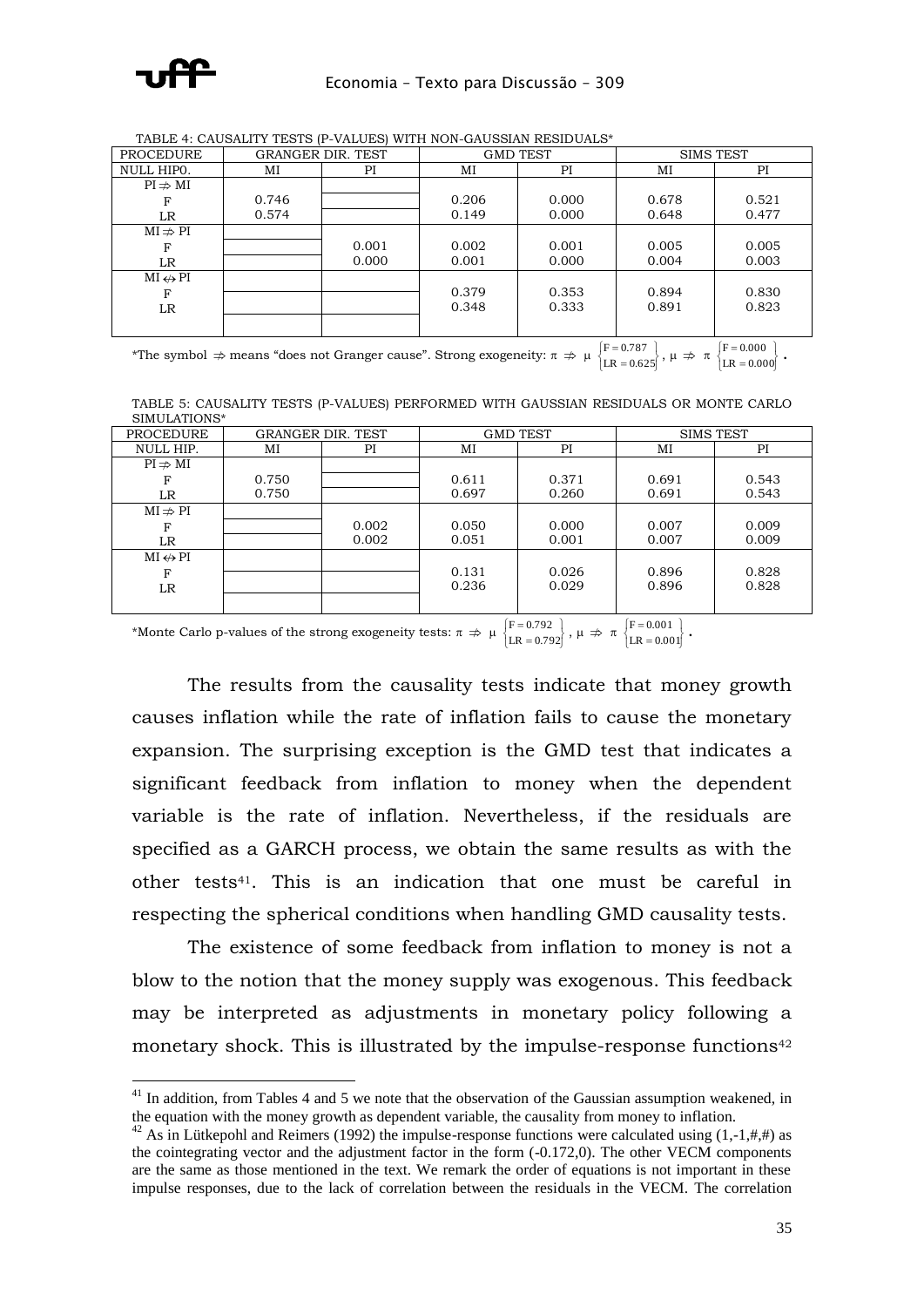TABLE 4: CAUSALITY TESTS (P-VALUES) WITH NON-GAUSSIAN RESIDUALS*

| PROCEDURE | GRANGER DIR. TEST | | GMD TEST | | SIMS TEST | |
|---|---|---|---|---|---|---|
| NULL HIPO. | MI | PI | MI | PI | MI | PI |
| $PI \nRightarrow MI$ | | | | | | |
| F | 0.746 | | 0.206 | 0.000 | 0.678 | 0.521 |
| LR | 0.574 | | 0.149 | 0.000 | 0.648 | 0.477 |
| $MI \nRightarrow PI$ | | | | | | |
| F | | 0.001 | 0.002 | 0.001 | 0.005 | 0.005 |
| LR | | 0.000 | 0.001 | 0.000 | 0.004 | 0.003 |
| $MI \nLeftrightarrow PI$ | | | | | | |
| F | | | 0.379 | 0.353 | 0.894 | 0.830 |
| LR | | | 0.348 | 0.333 | 0.891 | 0.823 |

*The symbol $\nRightarrow$ means "does not Granger cause". Strong exogeneity: $\pi \nRightarrow \mu \begin{Bmatrix} F = 0.787 \\ LR = 0.625 \end{Bmatrix}$, $\mu \nRightarrow \pi \begin{Bmatrix} F = 0.000 \\ LR = 0.000 \end{Bmatrix}$.

TABLE 5: CAUSALITY TESTS (P-VALUES) PERFORMED WITH GAUSSIAN RESIDUALS OR MONTE CARLO SIMULATIONS*

| PROCEDURE | GRANGER DIR. TEST | | GMD TEST | | SIMS TEST | |
|---|---|---|---|---|---|---|
| NULL HIP. | MI | PI | MI | PI | MI | PI |
| $PI \nRightarrow MI$ | | | | | | |
| F | 0.750 | | 0.611 | 0.371 | 0.691 | 0.543 |
| LR | 0.750 | | 0.697 | 0.260 | 0.691 | 0.543 |
| $MI \nRightarrow PI$ | | | | | | |
| F | | 0.002 | 0.050 | 0.000 | 0.007 | 0.009 |
| LR | | 0.002 | 0.051 | 0.001 | 0.007 | 0.009 |
| $MI \nLeftrightarrow PI$ | | | | | | |
| F | | | 0.131 | 0.026 | 0.896 | 0.828 |
| LR | | | 0.236 | 0.029 | 0.896 | 0.828 |

*Monte Carlo p-values of the strong exogeneity tests: $\pi \nRightarrow \mu \begin{Bmatrix} F = 0.792 \\ LR = 0.792 \end{Bmatrix}$, $\mu \nRightarrow \pi \begin{Bmatrix} F = 0.001 \\ LR = 0.001 \end{Bmatrix}$.

The results from the causality tests indicate that money growth causes inflation while the rate of inflation fails to cause the monetary expansion. The surprising exception is the GMD test that indicates a significant feedback from inflation to money when the dependent variable is the rate of inflation. Nevertheless, if the residuals are specified as a GARCH process, we obtain the same results as with the other tests[41]. This is an indication that one must be careful in respecting the spherical conditions when handling GMD causality tests.

The existence of some feedback from inflation to money is not a blow to the notion that the money supply was exogenous. This feedback may be interpreted as adjustments in monetary policy following a monetary shock. This is illustrated by the impulse-response functions[42]

[41] In addition, from Tables 4 and 5 we note that the observation of the Gaussian assumption weakened, in the equation with the money growth as dependent variable, the causality from money to inflation.

[42] As in Lütkepohl and Reimers (1992) the impulse-response functions were calculated using (1,-1,#,#) as the cointegrating vector and the adjustment factor in the form (-0.172,0). The other VECM components are the same as those mentioned in the text. We remark the order of equations is not important in these impulse responses, due to the lack of correlation between the residuals in the VECM. The correlation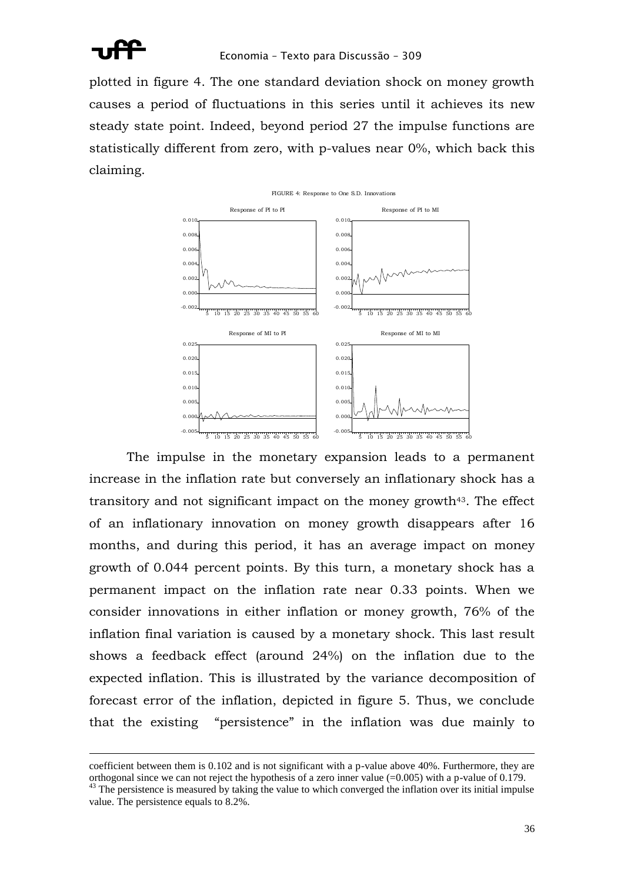plotted in figure 4. The one standard deviation shock on money growth causes a period of fluctuations in this series until it achieves its new steady state point. Indeed, beyond period 27 the impulse functions are statistically different from zero, with p-values near 0%, which back this claiming.

FIGURE 4: Response to One S.D. Innovations

The impulse in the monetary expansion leads to a permanent increase in the inflation rate but conversely an inflationary shock has a transitory and not significant impact on the money growth[43]. The effect of an inflationary innovation on money growth disappears after 16 months, and during this period, it has an average impact on money growth of 0.044 percent points. By this turn, a monetary shock has a permanent impact on the inflation rate near 0.33 points. When we consider innovations in either inflation or money growth, 76% of the inflation final variation is caused by a monetary shock. This last result shows a feedback effect (around 24%) on the inflation due to the expected inflation. This is illustrated by the variance decomposition of forecast error of the inflation, depicted in figure 5. Thus, we conclude that the existing "persistence" in the inflation was due mainly to

---

coefficient between them is 0.102 and is not significant with a p-value above 40%. Furthermore, they are orthogonal since we can not reject the hypothesis of a zero inner value (=0.005) with a p-value of 0.179.

[43] The persistence is measured by taking the value to which converged the inflation over its initial impulse value. The persistence equals to 8.2%.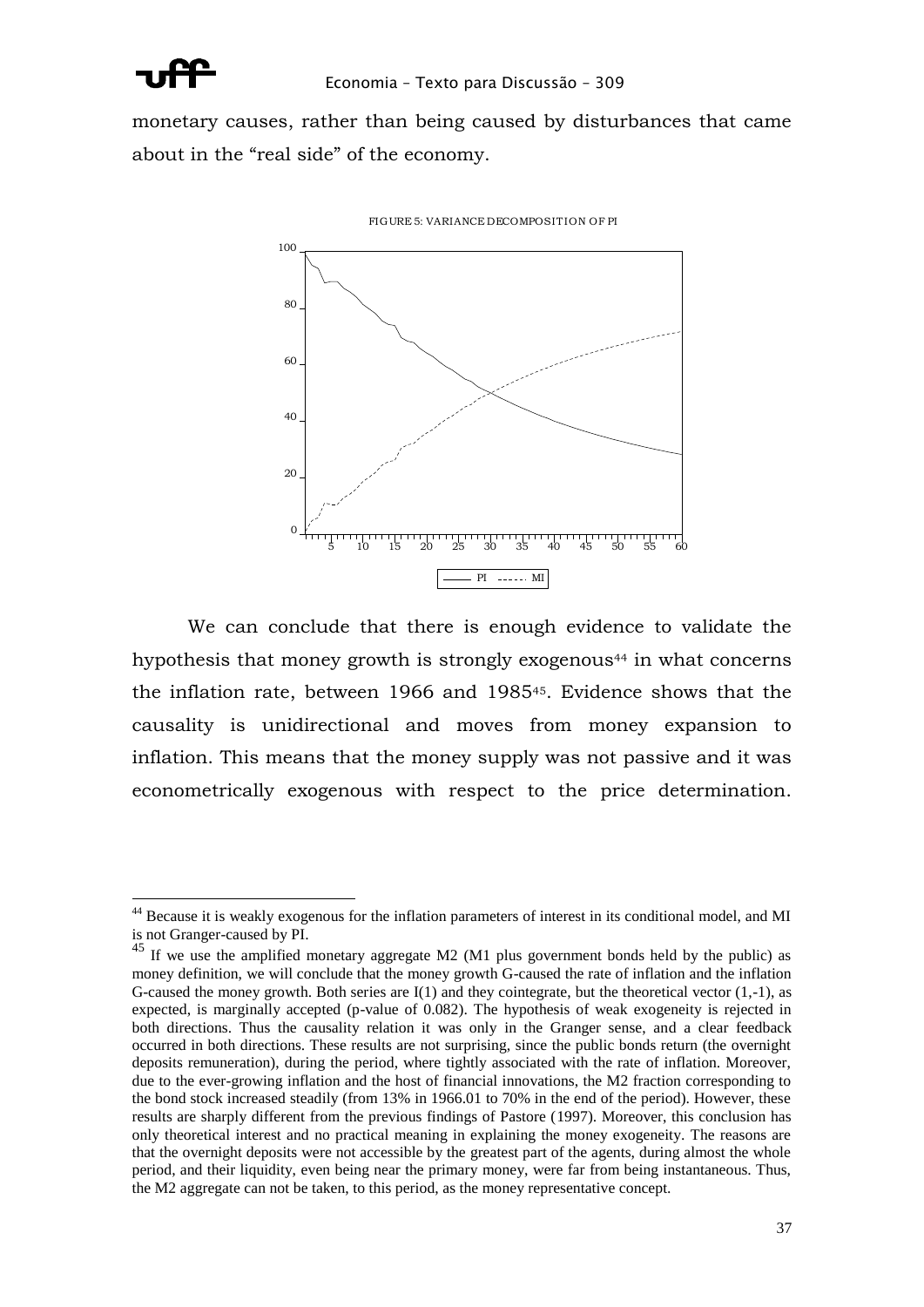monetary causes, rather than being caused by disturbances that came about in the “real side” of the economy.

FIGURE 5: VARIANCE DECOMPOSITION OF PI

We can conclude that there is enough evidence to validate the hypothesis that money growth is strongly exogenous[44] in what concerns the inflation rate, between 1966 and 1985[45]. Evidence shows that the causality is unidirectional and moves from money expansion to inflation. This means that the money supply was not passive and it was econometrically exogenous with respect to the price determination.

---

[44] Because it is weakly exogenous for the inflation parameters of interest in its conditional model, and MI is not Granger-caused by PI.

[45] If we use the amplified monetary aggregate M2 (M1 plus government bonds held by the public) as money definition, we will conclude that the money growth G-caused the rate of inflation and the inflation G-caused the money growth. Both series are I(1) and they cointegrate, but the theoretical vector (1,-1), as expected, is marginally accepted (p-value of 0.082). The hypothesis of weak exogeneity is rejected in both directions. Thus the causality relation it was only in the Granger sense, and a clear feedback occurred in both directions. These results are not surprising, since the public bonds return (the overnight deposits remuneration), during the period, where tightly associated with the rate of inflation. Moreover, due to the ever-growing inflation and the host of financial innovations, the M2 fraction corresponding to the bond stock increased steadily (from 13% in 1966.01 to 70% in the end of the period). However, these results are sharply different from the previous findings of Pastore (1997). Moreover, this conclusion has only theoretical interest and no practical meaning in explaining the money exogeneity. The reasons are that the overnight deposits were not accessible by the greatest part of the agents, during almost the whole period, and their liquidity, even being near the primary money, were far from being instantaneous. Thus, the M2 aggregate can not be taken, to this period, as the money representative concept.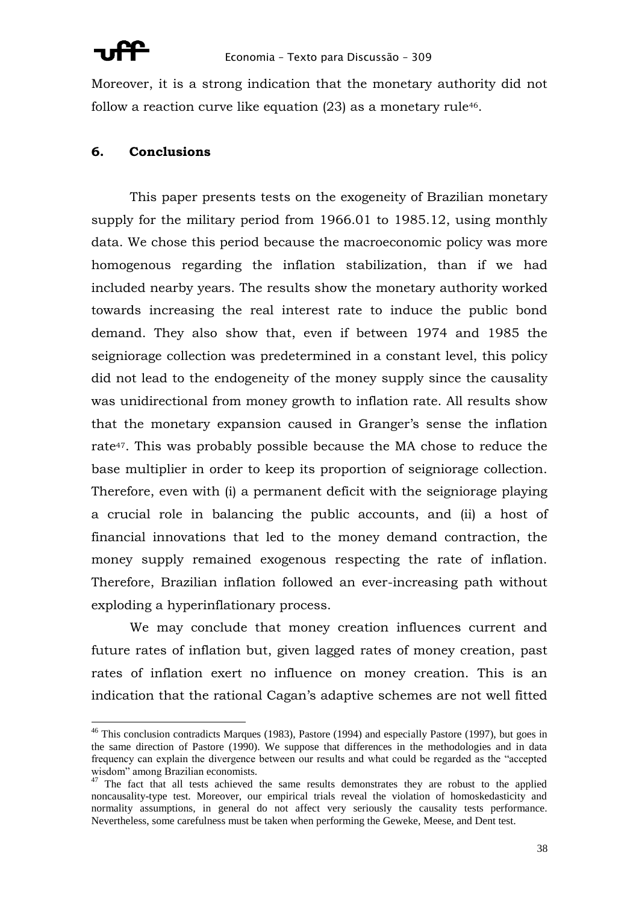Moreover, it is a strong indication that the monetary authority did not follow a reaction curve like equation (23) as a monetary rule[46].

## 6. Conclusions

This paper presents tests on the exogeneity of Brazilian monetary supply for the military period from 1966.01 to 1985.12, using monthly data. We chose this period because the macroeconomic policy was more homogenous regarding the inflation stabilization, than if we had included nearby years. The results show the monetary authority worked towards increasing the real interest rate to induce the public bond demand. They also show that, even if between 1974 and 1985 the seigniorage collection was predetermined in a constant level, this policy did not lead to the endogeneity of the money supply since the causality was unidirectional from money growth to inflation rate. All results show that the monetary expansion caused in Granger's sense the inflation rate[47]. This was probably possible because the MA chose to reduce the base multiplier in order to keep its proportion of seigniorage collection. Therefore, even with (i) a permanent deficit with the seigniorage playing a crucial role in balancing the public accounts, and (ii) a host of financial innovations that led to the money demand contraction, the money supply remained exogenous respecting the rate of inflation. Therefore, Brazilian inflation followed an ever-increasing path without exploding a hyperinflationary process.

We may conclude that money creation influences current and future rates of inflation but, given lagged rates of money creation, past rates of inflation exert no influence on money creation. This is an indication that the rational Cagan's adaptive schemes are not well fitted

---

[46] This conclusion contradicts Marques (1983), Pastore (1994) and especially Pastore (1997), but goes in the same direction of Pastore (1990). We suppose that differences in the methodologies and in data frequency can explain the divergence between our results and what could be regarded as the "accepted wisdom" among Brazilian economists.

[47] The fact that all tests achieved the same results demonstrates they are robust to the applied noncausality-type test. Moreover, our empirical trials reveal the violation of homoskedasticity and normality assumptions, in general do not affect very seriously the causality tests performance. Nevertheless, some carefulness must be taken when performing the Geweke, Meese, and Dent test.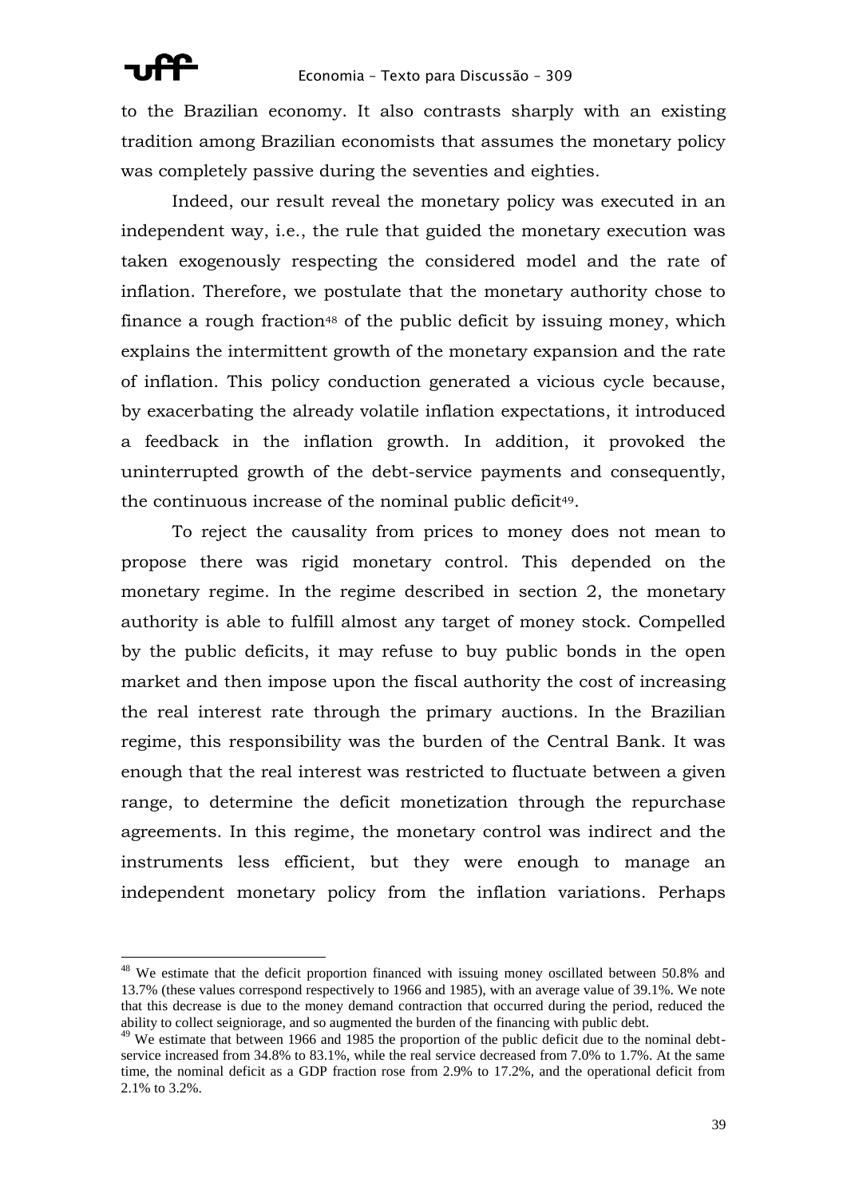to the Brazilian economy. It also contrasts sharply with an existing tradition among Brazilian economists that assumes the monetary policy was completely passive during the seventies and eighties.

Indeed, our result reveal the monetary policy was executed in an independent way, i.e., the rule that guided the monetary execution was taken exogenously respecting the considered model and the rate of inflation. Therefore, we postulate that the monetary authority chose to finance a rough fraction[48] of the public deficit by issuing money, which explains the intermittent growth of the monetary expansion and the rate of inflation. This policy conduction generated a vicious cycle because, by exacerbating the already volatile inflation expectations, it introduced a feedback in the inflation growth. In addition, it provoked the uninterrupted growth of the debt-service payments and consequently, the continuous increase of the nominal public deficit[49].

To reject the causality from prices to money does not mean to propose there was rigid monetary control. This depended on the monetary regime. In the regime described in section 2, the monetary authority is able to fulfill almost any target of money stock. Compelled by the public deficits, it may refuse to buy public bonds in the open market and then impose upon the fiscal authority the cost of increasing the real interest rate through the primary auctions. In the Brazilian regime, this responsibility was the burden of the Central Bank. It was enough that the real interest was restricted to fluctuate between a given range, to determine the deficit monetization through the repurchase agreements. In this regime, the monetary control was indirect and the instruments less efficient, but they were enough to manage an independent monetary policy from the inflation variations. Perhaps

---

[48] We estimate that the deficit proportion financed with issuing money oscillated between 50.8% and 13.7% (these values correspond respectively to 1966 and 1985), with an average value of 39.1%. We note that this decrease is due to the money demand contraction that occurred during the period, reduced the ability to collect seigniorage, and so augmented the burden of the financing with public debt.

[49] We estimate that between 1966 and 1985 the proportion of the public deficit due to the nominal debt-service increased from 34.8% to 83.1%, while the real service decreased from 7.0% to 1.7%. At the same time, the nominal deficit as a GDP fraction rose from 2.9% to 17.2%, and the operational deficit from 2.1% to 3.2%.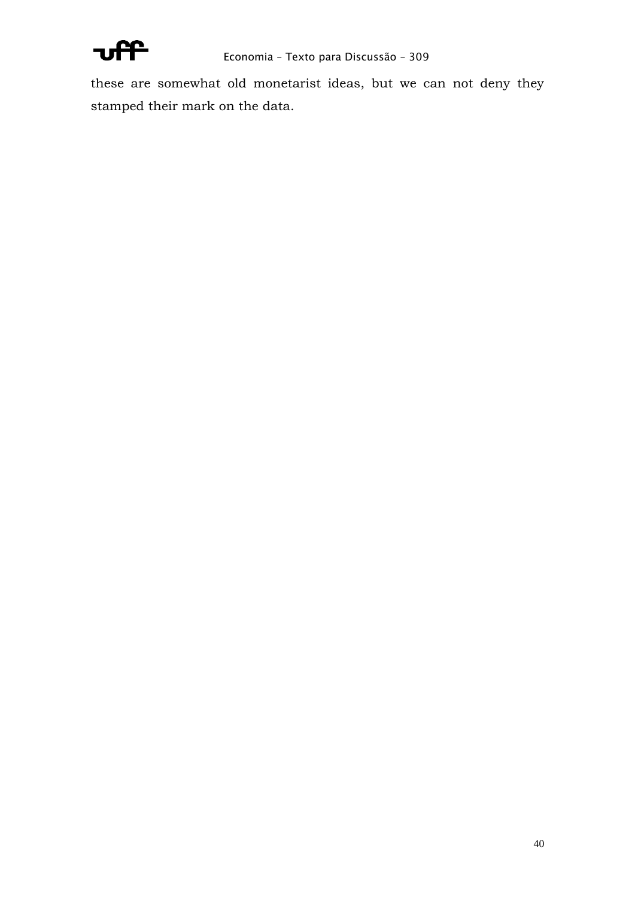these are somewhat old monetarist ideas, but we can not deny they stamped their mark on the data.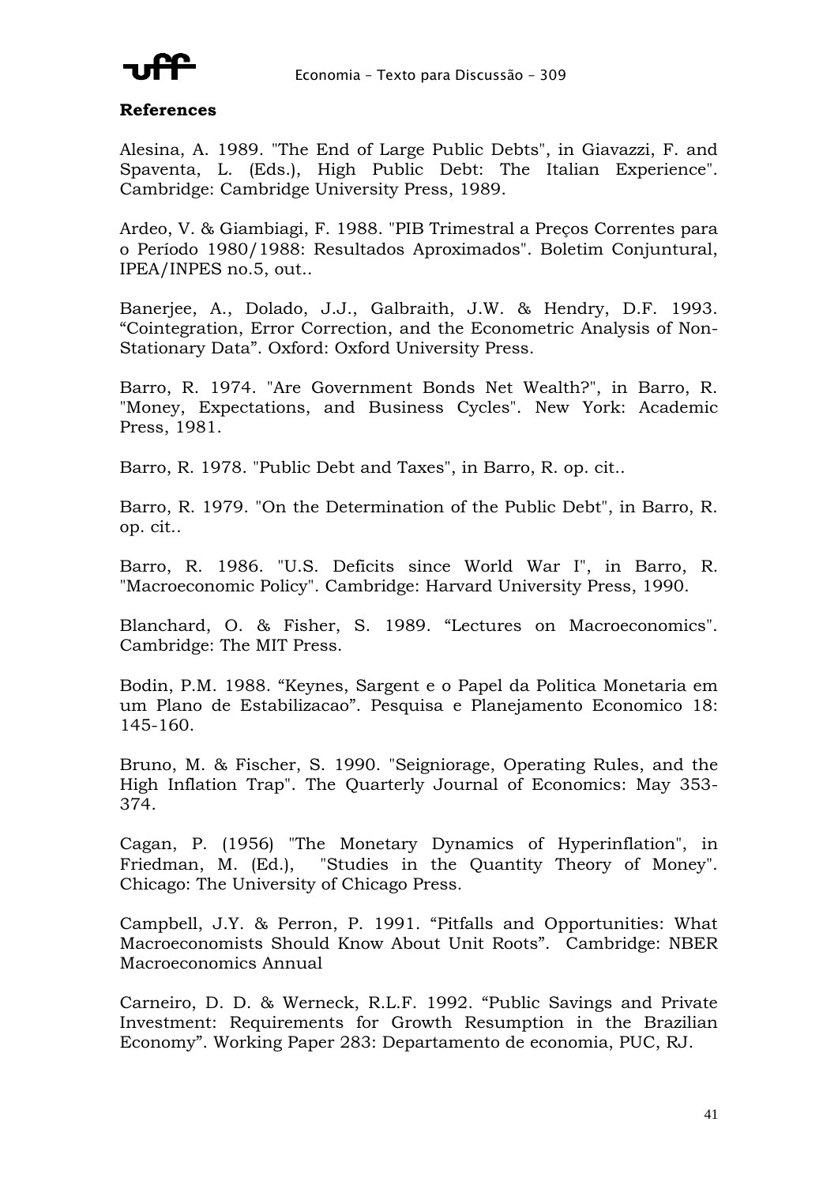**References**

Alesina, A. 1989. "The End of Large Public Debts", in Giavazzi, F. and Spaventa, L. (Eds.), High Public Debt: The Italian Experience". Cambridge: Cambridge University Press, 1989.

Ardeo, V. & Giambiagi, F. 1988. "PIB Trimestral a Preços Correntes para o Período 1980/1988: Resultados Aproximados". Boletim Conjuntural, IPEA/INPES no.5, out..

Banerjee, A., Dolado, J.J., Galbraith, J.W. & Hendry, D.F. 1993. "Cointegration, Error Correction, and the Econometric Analysis of Non-Stationary Data". Oxford: Oxford University Press.

Barro, R. 1974. "Are Government Bonds Net Wealth?", in Barro, R. "Money, Expectations, and Business Cycles". New York: Academic Press, 1981.

Barro, R. 1978. "Public Debt and Taxes", in Barro, R. op. cit..

Barro, R. 1979. "On the Determination of the Public Debt", in Barro, R. op. cit..

Barro, R. 1986. "U.S. Deficits since World War I", in Barro, R. "Macroeconomic Policy". Cambridge: Harvard University Press, 1990.

Blanchard, O. & Fisher, S. 1989. "Lectures on Macroeconomics". Cambridge: The MIT Press.

Bodin, P.M. 1988. "Keynes, Sargent e o Papel da Politica Monetaria em um Plano de Estabilizacao". Pesquisa e Planejamento Economico 18: 145-160.

Bruno, M. & Fischer, S. 1990. "Seigniorage, Operating Rules, and the High Inflation Trap". The Quarterly Journal of Economics: May 353-374.

Cagan, P. (1956) "The Monetary Dynamics of Hyperinflation", in Friedman, M. (Ed.), "Studies in the Quantity Theory of Money". Chicago: The University of Chicago Press.

Campbell, J.Y. & Perron, P. 1991. "Pitfalls and Opportunities: What Macroeconomists Should Know About Unit Roots". Cambridge: NBER Macroeconomics Annual

Carneiro, D. D. & Werneck, R.L.F. 1992. "Public Savings and Private Investment: Requirements for Growth Resumption in the Brazilian Economy". Working Paper 283: Departamento de economia, PUC, RJ.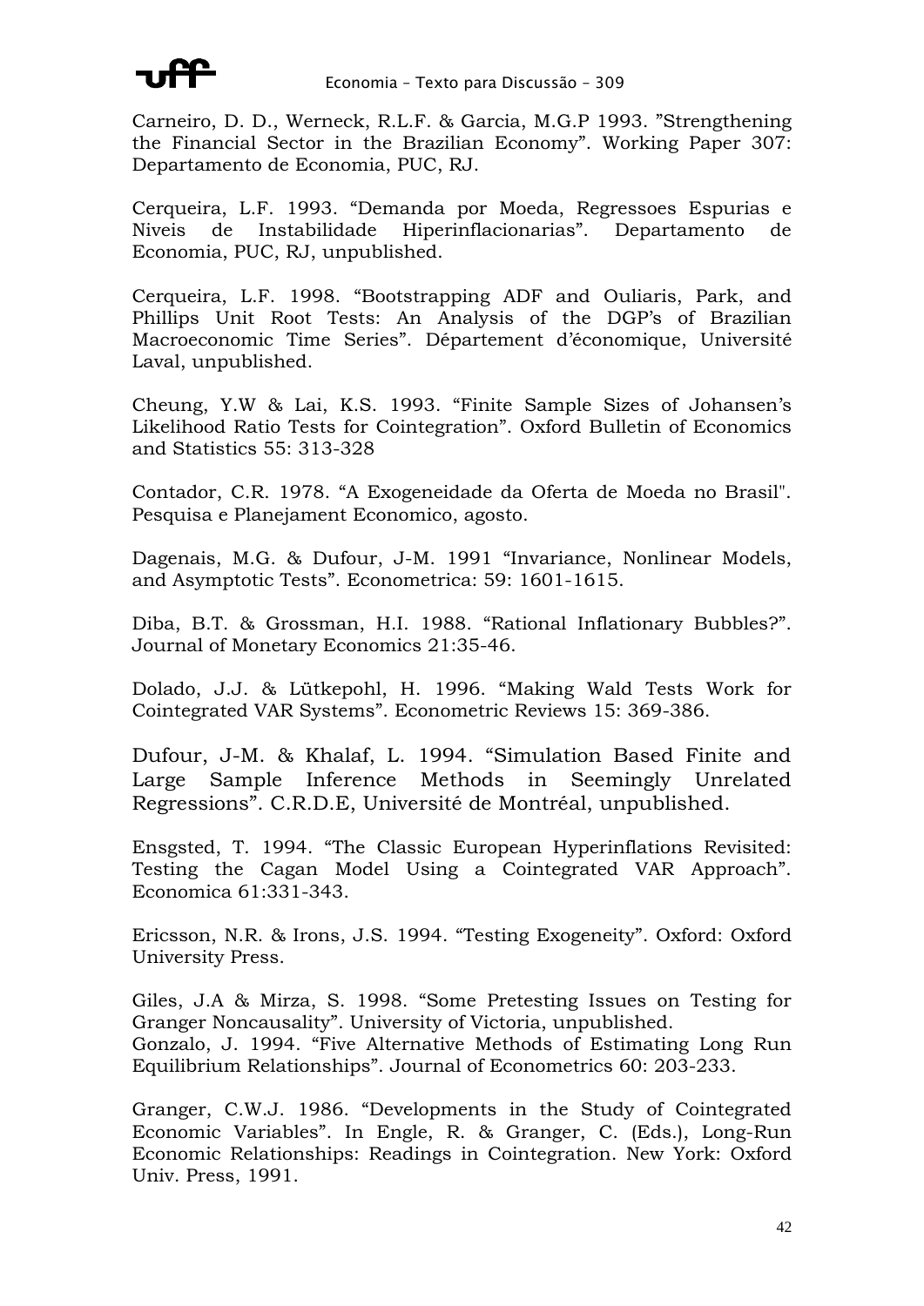Carneiro, D. D., Werneck, R.L.F. & Garcia, M.G.P 1993. ”Strengthening the Financial Sector in the Brazilian Economy”. Working Paper 307: Departamento de Economia, PUC, RJ.

Cerqueira, L.F. 1993. “Demanda por Moeda, Regressoes Espurias e Niveis de Instabilidade Hiperinflacionarias”. Departamento de Economia, PUC, RJ, unpublished.

Cerqueira, L.F. 1998. “Bootstrapping ADF and Ouliaris, Park, and Phillips Unit Root Tests: An Analysis of the DGP’s of Brazilian Macroeconomic Time Series”. Département d’économique, Université Laval, unpublished.

Cheung, Y.W & Lai, K.S. 1993. “Finite Sample Sizes of Johansen’s Likelihood Ratio Tests for Cointegration”. Oxford Bulletin of Economics and Statistics 55: 313-328

Contador, C.R. 1978. “A Exogeneidade da Oferta de Moeda no Brasil". Pesquisa e Planejament Economico, agosto.

Dagenais, M.G. & Dufour, J-M. 1991 “Invariance, Nonlinear Models, and Asymptotic Tests”. Econometrica: 59: 1601-1615.

Diba, B.T. & Grossman, H.I. 1988. “Rational Inflationary Bubbles?”. Journal of Monetary Economics 21:35-46.

Dolado, J.J. & Lütkepohl, H. 1996. “Making Wald Tests Work for Cointegrated VAR Systems”. Econometric Reviews 15: 369-386.

Dufour, J-M. & Khalaf, L. 1994. “Simulation Based Finite and Large Sample Inference Methods in Seemingly Unrelated Regressions”. C.R.D.E, Université de Montréal, unpublished.

Ensgsted, T. 1994. “The Classic European Hyperinflations Revisited: Testing the Cagan Model Using a Cointegrated VAR Approach”. Economica 61:331-343.

Ericsson, N.R. & Irons, J.S. 1994. “Testing Exogeneity”. Oxford: Oxford University Press.

Giles, J.A & Mirza, S. 1998. “Some Pretesting Issues on Testing for Granger Noncausality”. University of Victoria, unpublished.
Gonzalo, J. 1994. “Five Alternative Methods of Estimating Long Run Equilibrium Relationships”. Journal of Econometrics 60: 203-233.

Granger, C.W.J. 1986. “Developments in the Study of Cointegrated Economic Variables”. In Engle, R. & Granger, C. (Eds.), Long-Run Economic Relationships: Readings in Cointegration. New York: Oxford Univ. Press, 1991.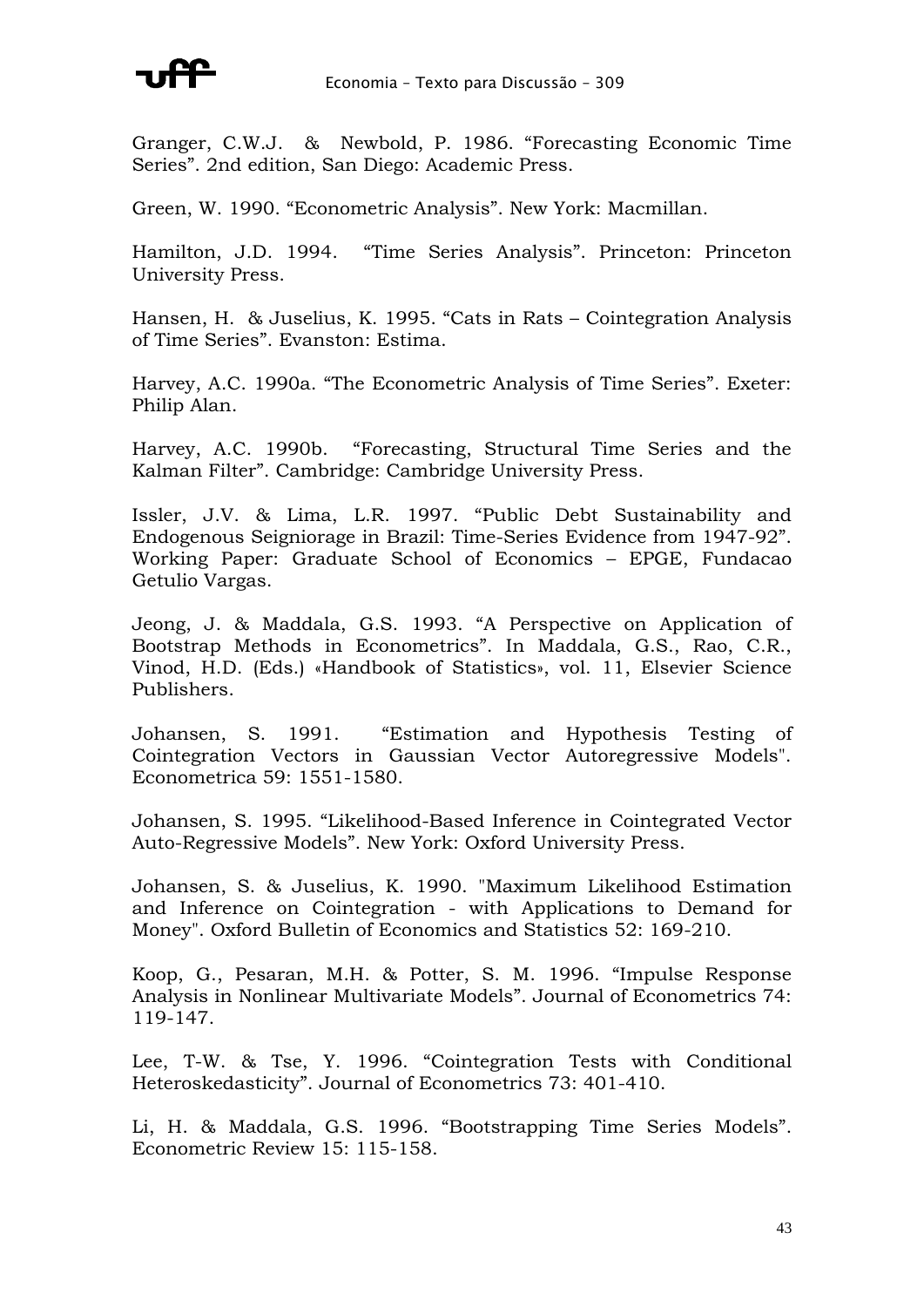Granger, C.W.J. & Newbold, P. 1986. “Forecasting Economic Time Series”. 2nd edition, San Diego: Academic Press.

Green, W. 1990. “Econometric Analysis”. New York: Macmillan.

Hamilton, J.D. 1994. “Time Series Analysis”. Princeton: Princeton University Press.

Hansen, H. & Juselius, K. 1995. “Cats in Rats – Cointegration Analysis of Time Series”. Evanston: Estima.

Harvey, A.C. 1990a. “The Econometric Analysis of Time Series”. Exeter: Philip Alan.

Harvey, A.C. 1990b. “Forecasting, Structural Time Series and the Kalman Filter”. Cambridge: Cambridge University Press.

Issler, J.V. & Lima, L.R. 1997. “Public Debt Sustainability and Endogenous Seigniorage in Brazil: Time-Series Evidence from 1947-92”. Working Paper: Graduate School of Economics – EPGE, Fundacao Getulio Vargas.

Jeong, J. & Maddala, G.S. 1993. “A Perspective on Application of Bootstrap Methods in Econometrics”. In Maddala, G.S., Rao, C.R., Vinod, H.D. (Eds.) «Handbook of Statistics», vol. 11, Elsevier Science Publishers.

Johansen, S. 1991. “Estimation and Hypothesis Testing of Cointegration Vectors in Gaussian Vector Autoregressive Models". Econometrica 59: 1551-1580.

Johansen, S. 1995. “Likelihood-Based Inference in Cointegrated Vector Auto-Regressive Models”. New York: Oxford University Press.

Johansen, S. & Juselius, K. 1990. "Maximum Likelihood Estimation and Inference on Cointegration - with Applications to Demand for Money". Oxford Bulletin of Economics and Statistics 52: 169-210.

Koop, G., Pesaran, M.H. & Potter, S. M. 1996. “Impulse Response Analysis in Nonlinear Multivariate Models”. Journal of Econometrics 74: 119-147.

Lee, T-W. & Tse, Y. 1996. “Cointegration Tests with Conditional Heteroskedasticity”. Journal of Econometrics 73: 401-410.

Li, H. & Maddala, G.S. 1996. “Bootstrapping Time Series Models”. Econometric Review 15: 115-158.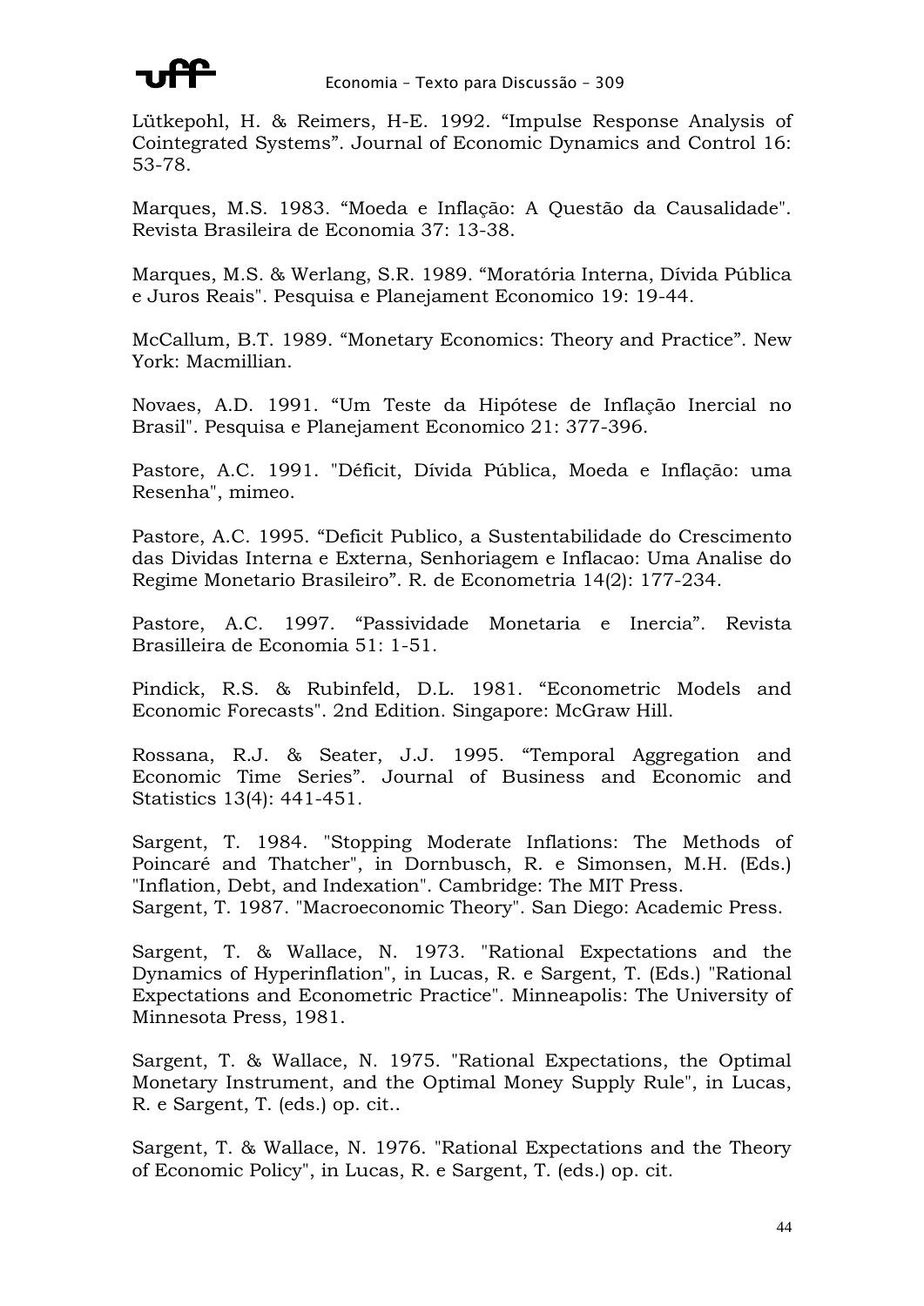Lütkepohl, H. & Reimers, H-E. 1992. “Impulse Response Analysis of Cointegrated Systems”. Journal of Economic Dynamics and Control 16: 53-78.

Marques, M.S. 1983. “Moeda e Inflação: A Questão da Causalidade". Revista Brasileira de Economia 37: 13-38.

Marques, M.S. & Werlang, S.R. 1989. “Moratória Interna, Dívida Pública e Juros Reais". Pesquisa e Planejament Economico 19: 19-44.

McCallum, B.T. 1989. “Monetary Economics: Theory and Practice”. New York: Macmillian.

Novaes, A.D. 1991. “Um Teste da Hipótese de Inflação Inercial no Brasil". Pesquisa e Planejament Economico 21: 377-396.

Pastore, A.C. 1991. "Déficit, Dívida Pública, Moeda e Inflação: uma Resenha", mimeo.

Pastore, A.C. 1995. “Deficit Publico, a Sustentabilidade do Crescimento das Dividas Interna e Externa, Senhoriagem e Inflacao: Uma Analise do Regime Monetario Brasileiro”. R. de Econometria 14(2): 177-234.

Pastore, A.C. 1997. “Passividade Monetaria e Inercia”. Revista Brasilleira de Economia 51: 1-51.

Pindick, R.S. & Rubinfeld, D.L. 1981. “Econometric Models and Economic Forecasts". 2nd Edition. Singapore: McGraw Hill.

Rossana, R.J. & Seater, J.J. 1995. “Temporal Aggregation and Economic Time Series”. Journal of Business and Economic and Statistics 13(4): 441-451.

Sargent, T. 1984. "Stopping Moderate Inflations: The Methods of Poincaré and Thatcher", in Dornbusch, R. e Simonsen, M.H. (Eds.) "Inflation, Debt, and Indexation". Cambridge: The MIT Press.
Sargent, T. 1987. "Macroeconomic Theory". San Diego: Academic Press.

Sargent, T. & Wallace, N. 1973. "Rational Expectations and the Dynamics of Hyperinflation", in Lucas, R. e Sargent, T. (Eds.) "Rational Expectations and Econometric Practice". Minneapolis: The University of Minnesota Press, 1981.

Sargent, T. & Wallace, N. 1975. "Rational Expectations, the Optimal Monetary Instrument, and the Optimal Money Supply Rule", in Lucas, R. e Sargent, T. (eds.) op. cit..

Sargent, T. & Wallace, N. 1976. "Rational Expectations and the Theory of Economic Policy", in Lucas, R. e Sargent, T. (eds.) op. cit.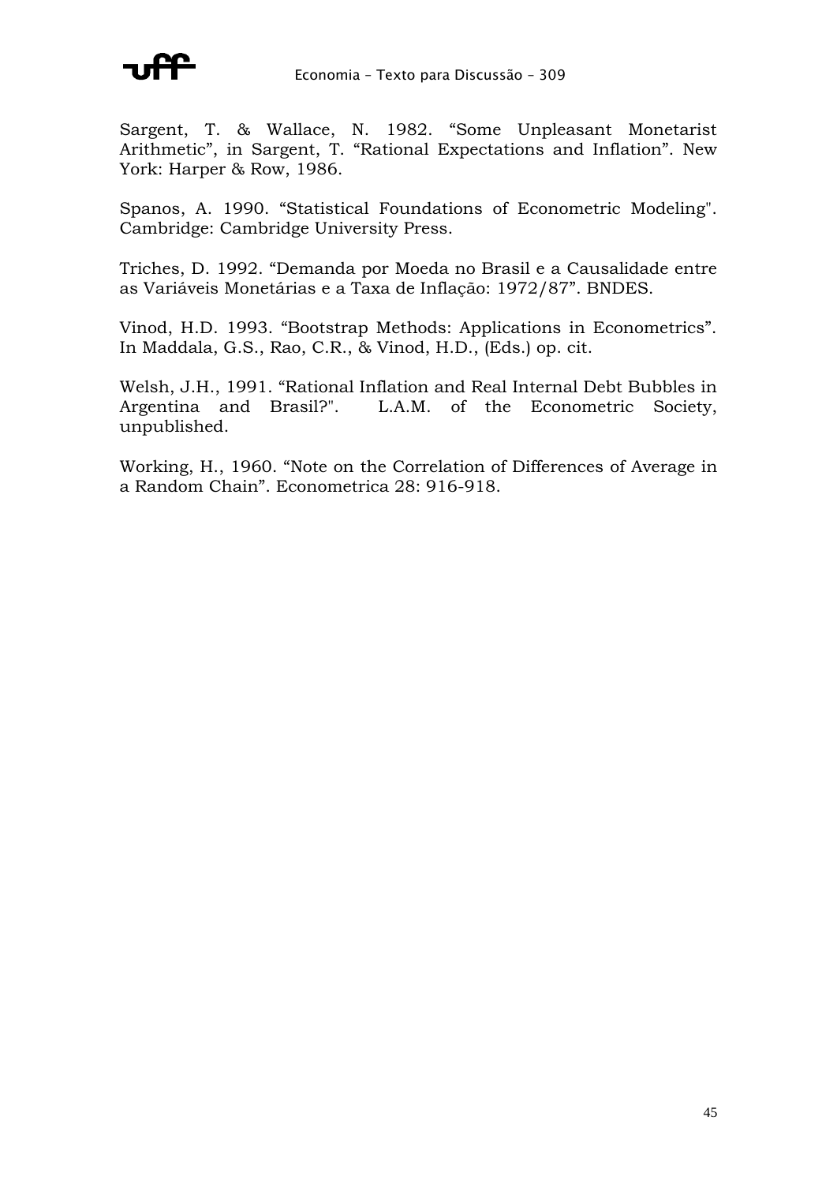Sargent, T. & Wallace, N. 1982. “Some Unpleasant Monetarist Arithmetic”, in Sargent, T. “Rational Expectations and Inflation”. New York: Harper & Row, 1986.

Spanos, A. 1990. “Statistical Foundations of Econometric Modeling". Cambridge: Cambridge University Press.

Triches, D. 1992. “Demanda por Moeda no Brasil e a Causalidade entre as Variáveis Monetárias e a Taxa de Inflação: 1972/87”. BNDES.

Vinod, H.D. 1993. “Bootstrap Methods: Applications in Econometrics”. In Maddala, G.S., Rao, C.R., & Vinod, H.D., (Eds.) op. cit.

Welsh, J.H., 1991. “Rational Inflation and Real Internal Debt Bubbles in Argentina and Brasil?". L.A.M. of the Econometric Society, unpublished.

Working, H., 1960. “Note on the Correlation of Differences of Average in a Random Chain”. Econometrica 28: 916-918.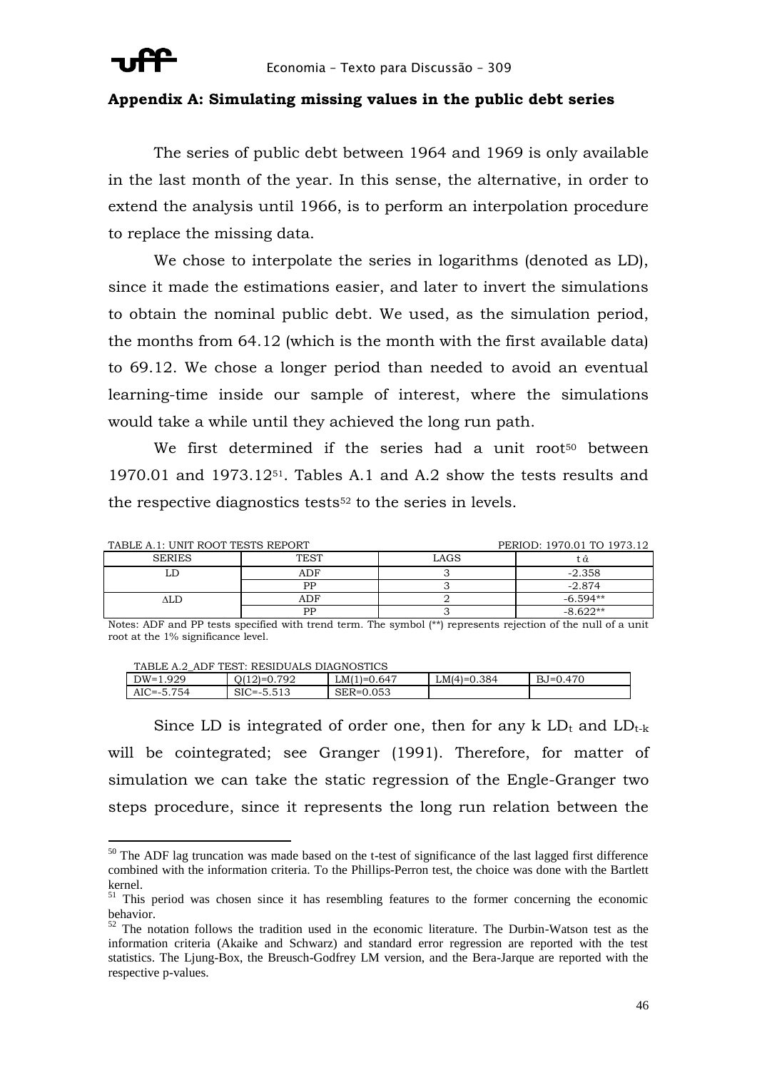## Appendix A: Simulating missing values in the public debt series

The series of public debt between 1964 and 1969 is only available in the last month of the year. In this sense, the alternative, in order to extend the analysis until 1966, is to perform an interpolation procedure to replace the missing data.

We chose to interpolate the series in logarithms (denoted as LD), since it made the estimations easier, and later to invert the simulations to obtain the nominal public debt. We used, as the simulation period, the months from 64.12 (which is the month with the first available data) to 69.12. We chose a longer period than needed to avoid an eventual learning-time inside our sample of interest, where the simulations would take a while until they achieved the long run path.

We first determined if the series had a unit root[50] between 1970.01 and 1973.12[51]. Tables A.1 and A.2 show the tests results and the respective diagnostics tests[52] to the series in levels.

TABLE A.1: UNIT ROOT TESTS REPORT — PERIOD: 1970.01 TO 1973.12

| SERIES | TEST | LAGS | $t\,\hat{\alpha}$ |
|---|---|---|---|
| LD | ADF | 3 | -2.358 |
| | PP | 3 | -2.874 |
| ΔLD | ADF | 2 | -6.594** |
| | PP | 3 | -8.622** |

Notes: ADF and PP tests specified with trend term. The symbol (**) represents rejection of the null of a unit root at the 1% significance level.

TABLE A.2_ADF TEST: RESIDUALS DIAGNOSTICS

| DW=1.929 | Q(12)=0.792 | LM(1)=0.647 | LM(4)=0.384 | BJ=0.470 |
|---|---|---|---|---|
| AIC=-5.754 | SIC=-5.513 | SER=0.053 | | |

Since LD is integrated of order one, then for any k $LD_t$ and $LD_{t-k}$ will be cointegrated; see Granger (1991). Therefore, for matter of simulation we can take the static regression of the Engle-Granger two steps procedure, since it represents the long run relation between the

---

[50] The ADF lag truncation was made based on the t-test of significance of the last lagged first difference combined with the information criteria. To the Phillips-Perron test, the choice was done with the Bartlett kernel.

[51] This period was chosen since it has resembling features to the former concerning the economic behavior.

[52] The notation follows the tradition used in the economic literature. The Durbin-Watson test as the information criteria (Akaike and Schwarz) and standard error regression are reported with the test statistics. The Ljung-Box, the Breusch-Godfrey LM version, and the Bera-Jarque are reported with the respective p-values.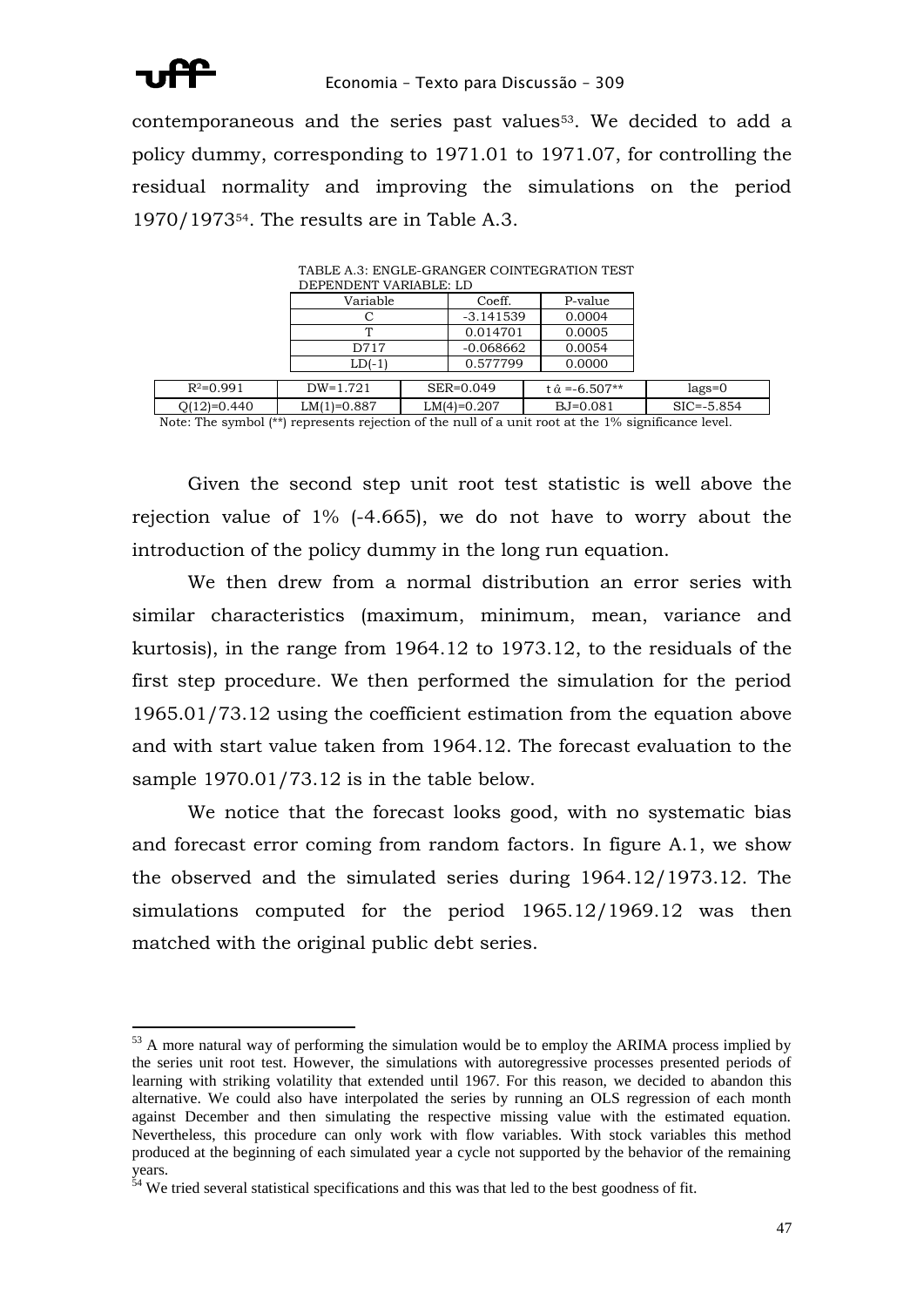contemporaneous and the series past values[53]. We decided to add a policy dummy, corresponding to 1971.01 to 1971.07, for controlling the residual normality and improving the simulations on the period 1970/1973[54]. The results are in Table A.3.

TABLE A.3: ENGLE-GRANGER COINTEGRATION TEST
DEPENDENT VARIABLE: LD

| Variable | Coeff. | P-value |
|---|---|---|
| C | -3.141539 | 0.0004 |
| T | 0.014701 | 0.0005 |
| D717 | -0.068662 | 0.0054 |
| LD(-1) | 0.577799 | 0.0000 |

| | | | | |
|---|---|---|---|---|
| $R^2$=0.991 | DW=1.721 | SER=0.049 | $t\,\hat{\alpha}$ =-6.507** | lags=0 |
| Q(12)=0.440 | LM(1)=0.887 | LM(4)=0.207 | BJ=0.081 | SIC=-5.854 |

Note: The symbol (**) represents rejection of the null of a unit root at the 1% significance level.

Given the second step unit root test statistic is well above the rejection value of 1% (-4.665), we do not have to worry about the introduction of the policy dummy in the long run equation.

We then drew from a normal distribution an error series with similar characteristics (maximum, minimum, mean, variance and kurtosis), in the range from 1964.12 to 1973.12, to the residuals of the first step procedure. We then performed the simulation for the period 1965.01/73.12 using the coefficient estimation from the equation above and with start value taken from 1964.12. The forecast evaluation to the sample 1970.01/73.12 is in the table below.

We notice that the forecast looks good, with no systematic bias and forecast error coming from random factors. In figure A.1, we show the observed and the simulated series during 1964.12/1973.12. The simulations computed for the period 1965.12/1969.12 was then matched with the original public debt series.

---

[53] A more natural way of performing the simulation would be to employ the ARIMA process implied by the series unit root test. However, the simulations with autoregressive processes presented periods of learning with striking volatility that extended until 1967. For this reason, we decided to abandon this alternative. We could also have interpolated the series by running an OLS regression of each month against December and then simulating the respective missing value with the estimated equation. Nevertheless, this procedure can only work with flow variables. With stock variables this method produced at the beginning of each simulated year a cycle not supported by the behavior of the remaining years.

[54] We tried several statistical specifications and this was that led to the best goodness of fit.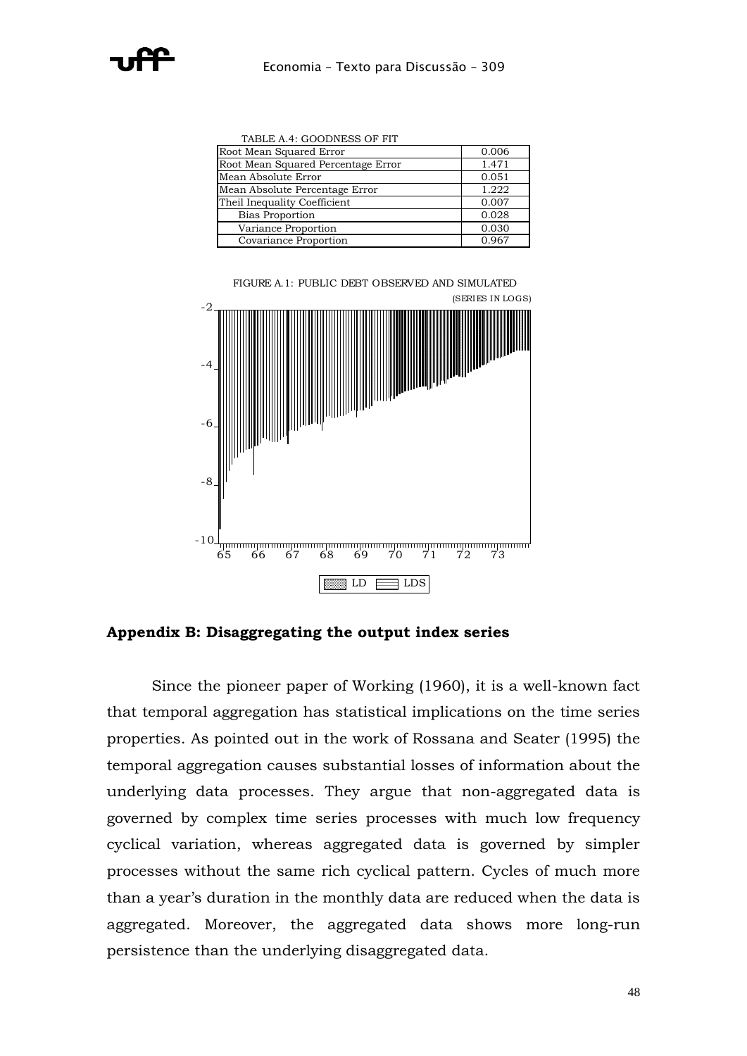TABLE A.4: GOODNESS OF FIT

| | |
|---|---|
| Root Mean Squared Error | 0.006 |
| Root Mean Squared Percentage Error | 1.471 |
| Mean Absolute Error | 0.051 |
| Mean Absolute Percentage Error | 1.222 |
| Theil Inequality Coefficient | 0.007 |
| Bias Proportion | 0.028 |
| Variance Proportion | 0.030 |
| Covariance Proportion | 0.967 |

FIGURE A.1: PUBLIC DEBT OBSERVED AND SIMULATED

(SERIES IN LOGS)

LD LDS

## Appendix B: Disaggregating the output index series

Since the pioneer paper of Working (1960), it is a well-known fact that temporal aggregation has statistical implications on the time series properties. As pointed out in the work of Rossana and Seater (1995) the temporal aggregation causes substantial losses of information about the underlying data processes. They argue that non-aggregated data is governed by complex time series processes with much low frequency cyclical variation, whereas aggregated data is governed by simpler processes without the same rich cyclical pattern. Cycles of much more than a year's duration in the monthly data are reduced when the data is aggregated. Moreover, the aggregated data shows more long-run persistence than the underlying disaggregated data.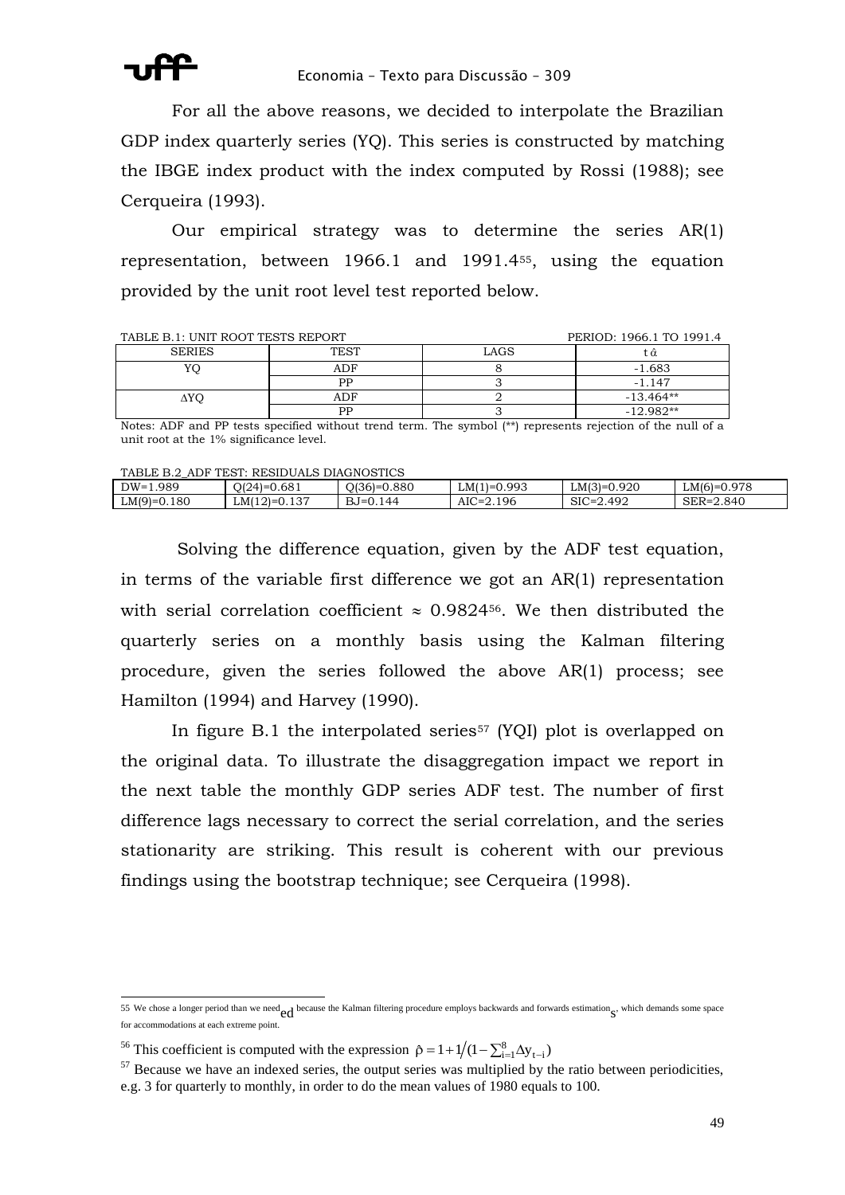For all the above reasons, we decided to interpolate the Brazilian GDP index quarterly series (YQ). This series is constructed by matching the IBGE index product with the index computed by Rossi (1988); see Cerqueira (1993).

Our empirical strategy was to determine the series AR(1) representation, between 1966.1 and 1991.4[55], using the equation provided by the unit root level test reported below.

TABLE B.1: UNIT ROOT TESTS REPORT — PERIOD: 1966.1 TO 1991.4

| SERIES | TEST | LAGS | $t\hat{\alpha}$ |
|---|---|---|---|
| YQ | ADF | 8 | -1.683 |
| | PP | 3 | -1.147 |
| ΔYQ | ADF | 2 | -13.464** |
| | PP | 3 | -12.982** |

Notes: ADF and PP tests specified without trend term. The symbol (**) represents rejection of the null of a unit root at the 1% significance level.

TABLE B.2_ADF TEST: RESIDUALS DIAGNOSTICS

| | | | | | |
|---|---|---|---|---|---|
| DW=1.989 | Q(24)=0.681 | Q(36)=0.880 | LM(1)=0.993 | LM(3)=0.920 | LM(6)=0.978 |
| LM(9)=0.180 | LM(12)=0.137 | BJ=0.144 | AIC=2.196 | SIC=2.492 | SER=2.840 |

Solving the difference equation, given by the ADF test equation, in terms of the variable first difference we got an AR(1) representation with serial correlation coefficient ≈ 0.9824[56]. We then distributed the quarterly series on a monthly basis using the Kalman filtering procedure, given the series followed the above AR(1) process; see Hamilton (1994) and Harvey (1990).

In figure B.1 the interpolated series[57] (YQI) plot is overlapped on the original data. To illustrate the disaggregation impact we report in the next table the monthly GDP series ADF test. The number of first difference lags necessary to correct the serial correlation, and the series stationarity are striking. This result is coherent with our previous findings using the bootstrap technique; see Cerqueira (1998).

---

[55] We chose a longer period than we needed because the Kalman filtering procedure employs backwards and forwards estimations, which demands some space for accommodations at each extreme point.

[56] This coefficient is computed with the expression $\hat{\rho} = 1 + 1 / (1 - \sum_{i=1}^{8} \Delta y_{t-i})$

[57] Because we have an indexed series, the output series was multiplied by the ratio between periodicities, e.g. 3 for quarterly to monthly, in order to do the mean values of 1980 equals to 100.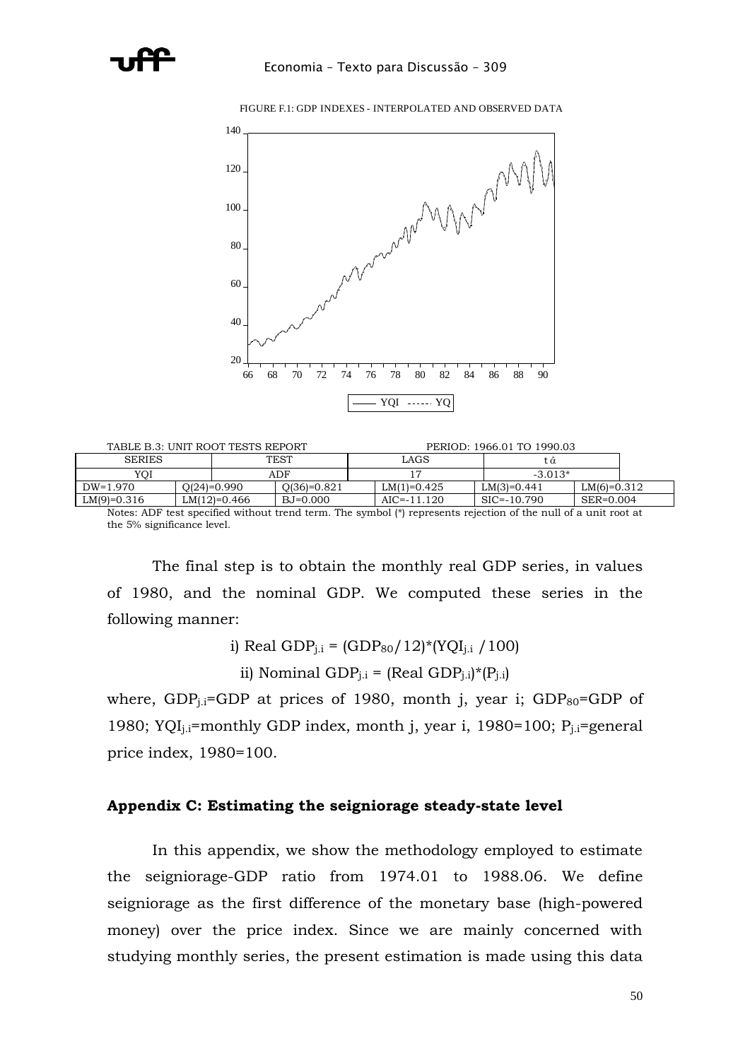FIGURE F.1: GDP INDEXES - INTERPOLATED AND OBSERVED DATA

TABLE B.3: UNIT ROOT TESTS REPORT PERIOD: 1966.01 TO 1990.03

| SERIES | | TEST | LAGS | $t_{\hat{\alpha}}$ | |
|---|---|---|---|---|---|
| YQI | | ADF | 17 | -3.013* | |
| DW=1.970 | Q(24)=0.990 | Q(36)=0.821 | LM(1)=0.425 | LM(3)=0.441 | LM(6)=0.312 |
| LM(9)=0.316 | LM(12)=0.466 | BJ=0.000 | AIC=-11.120 | SIC=-10.790 | SER=0.004 |

Notes: ADF test specified without trend term. The symbol (*) represents rejection of the null of a unit root at the 5% significance level.

The final step is to obtain the monthly real GDP series, in values of 1980, and the nominal GDP. We computed these series in the following manner:

i) Real $GDP_{j.i} = (GDP_{80}/12)*(YQI_{j.i}/100)$

ii) Nominal $GDP_{j.i} = (\text{Real } GDP_{j.i})*(P_{j.i})$

where, $GDP_{j.i}$=GDP at prices of 1980, month j, year i; $GDP_{80}$=GDP of 1980; $YQI_{j.i}$=monthly GDP index, month j, year i, 1980=100; $P_{j.i}$=general price index, 1980=100.

## Appendix C: Estimating the seigniorage steady-state level

In this appendix, we show the methodology employed to estimate the seigniorage-GDP ratio from 1974.01 to 1988.06. We define seigniorage as the first difference of the monetary base (high-powered money) over the price index. Since we are mainly concerned with studying monthly series, the present estimation is made using this data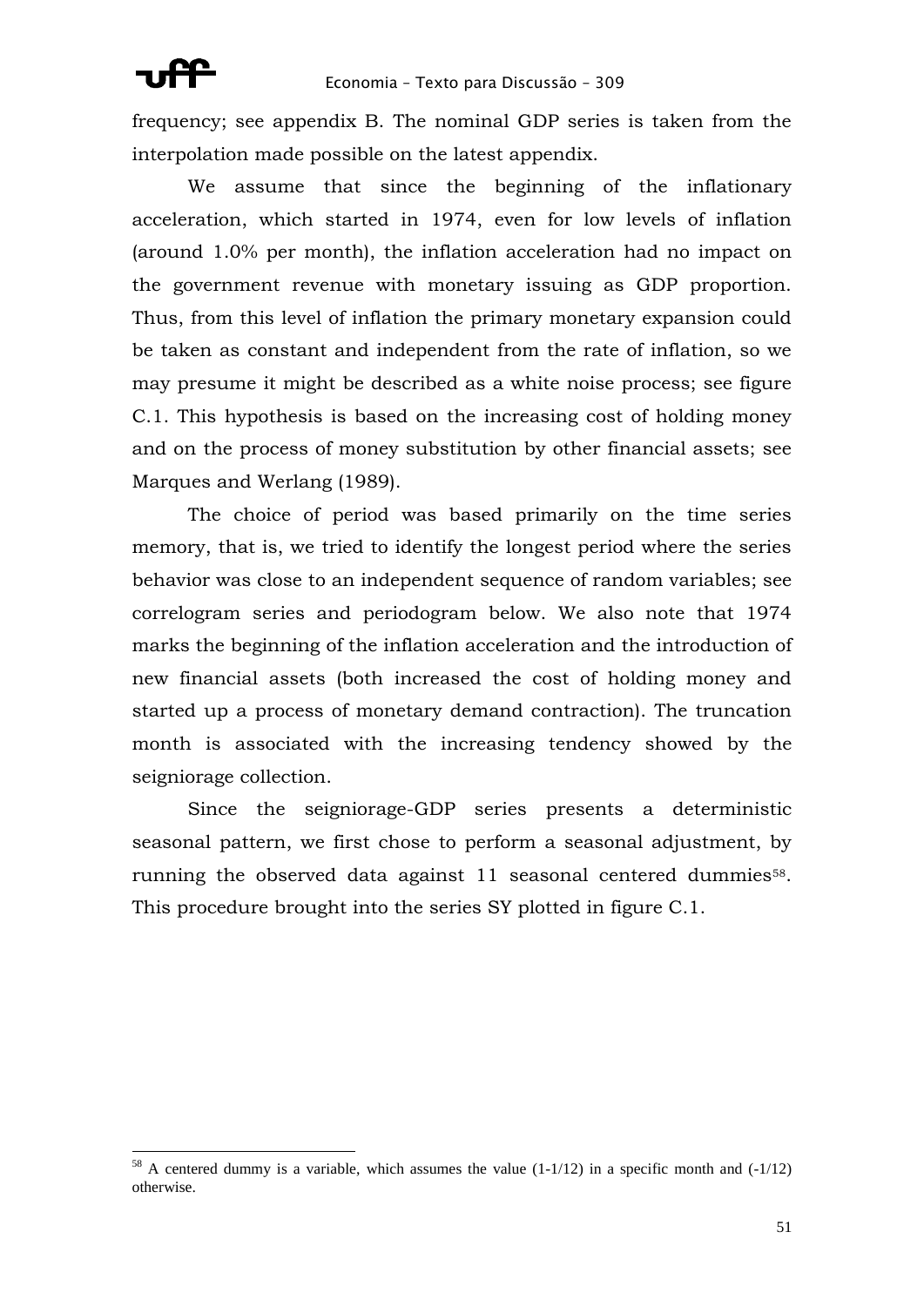frequency; see appendix B. The nominal GDP series is taken from the interpolation made possible on the latest appendix.

We assume that since the beginning of the inflationary acceleration, which started in 1974, even for low levels of inflation (around 1.0% per month), the inflation acceleration had no impact on the government revenue with monetary issuing as GDP proportion. Thus, from this level of inflation the primary monetary expansion could be taken as constant and independent from the rate of inflation, so we may presume it might be described as a white noise process; see figure C.1. This hypothesis is based on the increasing cost of holding money and on the process of money substitution by other financial assets; see Marques and Werlang (1989).

The choice of period was based primarily on the time series memory, that is, we tried to identify the longest period where the series behavior was close to an independent sequence of random variables; see correlogram series and periodogram below. We also note that 1974 marks the beginning of the inflation acceleration and the introduction of new financial assets (both increased the cost of holding money and started up a process of monetary demand contraction). The truncation month is associated with the increasing tendency showed by the seigniorage collection.

Since the seigniorage-GDP series presents a deterministic seasonal pattern, we first chose to perform a seasonal adjustment, by running the observed data against 11 seasonal centered dummies[58]. This procedure brought into the series SY plotted in figure C.1.

[58] A centered dummy is a variable, which assumes the value (1-1/12) in a specific month and (-1/12) otherwise.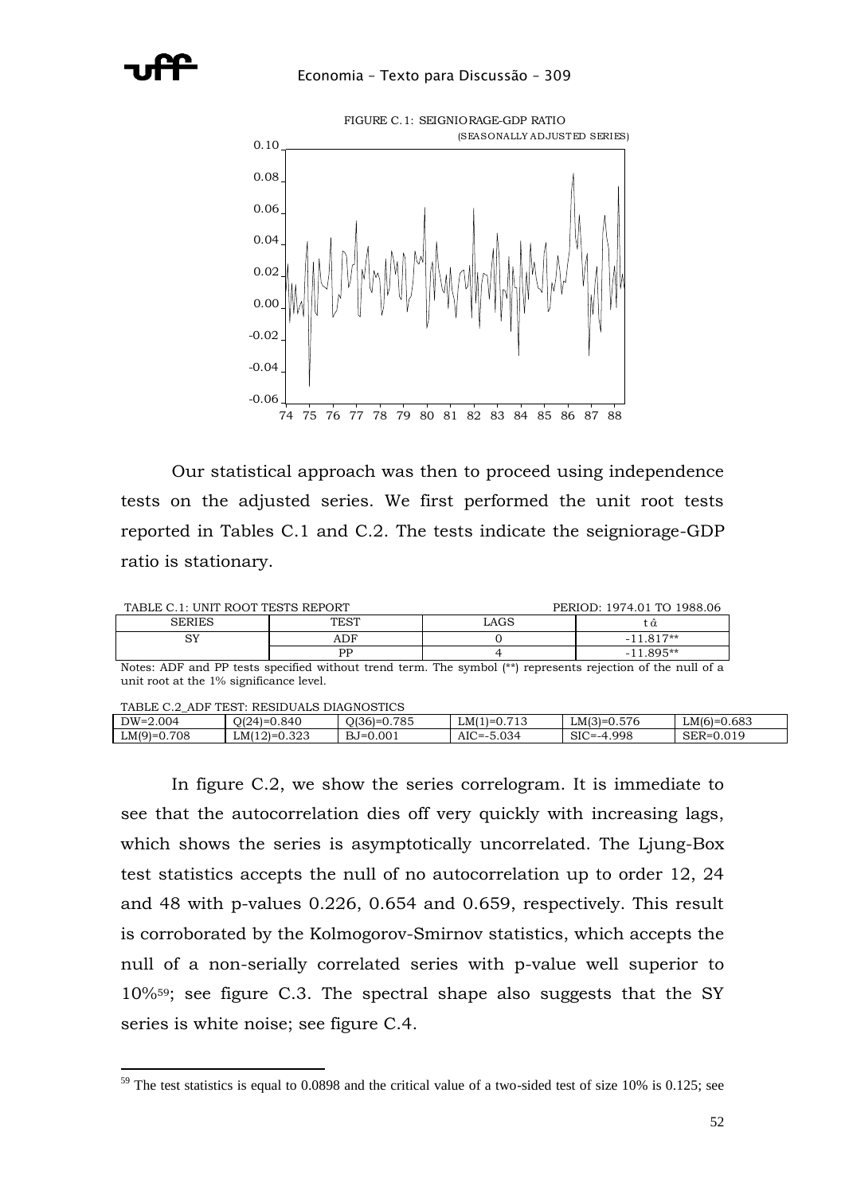FIGURE C.1: SEIGNIORAGE-GDP RATIO

(SEASONALLY ADJUSTED SERIES)

Our statistical approach was then to proceed using independence tests on the adjusted series. We first performed the unit root tests reported in Tables C.1 and C.2. The tests indicate the seigniorage-GDP ratio is stationary.

TABLE C.1: UNIT ROOT TESTS REPORT — PERIOD: 1974.01 TO 1988.06

| SERIES | TEST | LAGS | $t\hat{\alpha}$ |
|---|---|---|---|
| SY | ADF | 0 | -11.817** |
| | PP | 4 | -11.895** |

Notes: ADF and PP tests specified without trend term. The symbol (**) represents rejection of the null of a unit root at the 1% significance level.

TABLE C.2 ADF TEST: RESIDUALS DIAGNOSTICS

| | | | | | |
|---|---|---|---|---|---|
| DW=2.004 | Q(24)=0.840 | Q(36)=0.785 | LM(1)=0.713 | LM(3)=0.576 | LM(6)=0.683 |
| LM(9)=0.708 | LM(12)=0.323 | BJ=0.001 | AIC=-5.034 | SIC=-4.998 | SER=0.019 |

In figure C.2, we show the series correlogram. It is immediate to see that the autocorrelation dies off very quickly with increasing lags, which shows the series is asymptotically uncorrelated. The Ljung-Box test statistics accepts the null of no autocorrelation up to order 12, 24 and 48 with p-values 0.226, 0.654 and 0.659, respectively. This result is corroborated by the Kolmogorov-Smirnov statistics, which accepts the null of a non-serially correlated series with p-value well superior to 10%[59]; see figure C.3. The spectral shape also suggests that the SY series is white noise; see figure C.4.

[59] The test statistics is equal to 0.0898 and the critical value of a two-sided test of size 10% is 0.125; see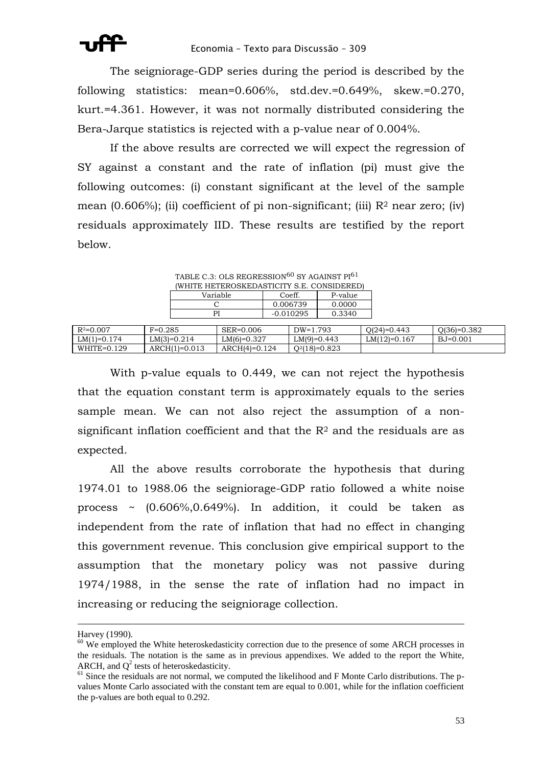The seigniorage-GDP series during the period is described by the following statistics: mean=0.606%, std.dev.=0.649%, skew.=0.270, kurt.=4.361. However, it was not normally distributed considering the Bera-Jarque statistics is rejected with a p-value near of 0.004%.

If the above results are corrected we will expect the regression of SY against a constant and the rate of inflation (pi) must give the following outcomes: (i) constant significant at the level of the sample mean (0.606%); (ii) coefficient of pi non-significant; (iii) $R^2$ near zero; (iv) residuals approximately IID. These results are testified by the report below.

TABLE C.3: OLS REGRESSION[60] SY AGAINST PI[61]
(WHITE HETEROSKEDASTICITY S.E. CONSIDERED)

| Variable | Coeff. | P-value |
|---|---|---|
| C | 0.006739 | 0.0000 |
| PI | -0.010295 | 0.3340 |

| | | | | | |
|---|---|---|---|---|---|
| $R^2$=0.007 | F=0.285 | SER=0.006 | DW=1.793 | Q(24)=0.443 | Q(36)=0.382 |
| LM(1)=0.174 | LM(3)=0.214 | LM(6)=0.327 | LM(9)=0.443 | LM(12)=0.167 | BJ=0.001 |
| WHITE=0.129 | ARCH(1)=0.013 | ARCH(4)=0.124 | $Q^2$(18)=0.823 | | |

With p-value equals to 0.449, we can not reject the hypothesis that the equation constant term is approximately equals to the series sample mean. We can not also reject the assumption of a non-significant inflation coefficient and that the $R^2$ and the residuals are as expected.

All the above results corroborate the hypothesis that during 1974.01 to 1988.06 the seigniorage-GDP ratio followed a white noise process ~ (0.606%,0.649%). In addition, it could be taken as independent from the rate of inflation that had no effect in changing this government revenue. This conclusion give empirical support to the assumption that the monetary policy was not passive during 1974/1988, in the sense the rate of inflation had no impact in increasing or reducing the seigniorage collection.

---

Harvey (1990).

[60] We employed the White heteroskedasticity correction due to the presence of some ARCH processes in the residuals. The notation is the same as in previous appendixes. We added to the report the White, ARCH, and $Q^2$ tests of heteroskedasticity.

[61] Since the residuals are not normal, we computed the likelihood and F Monte Carlo distributions. The p-values Monte Carlo associated with the constant tem are equal to 0.001, while for the inflation coefficient the p-values are both equal to 0.292.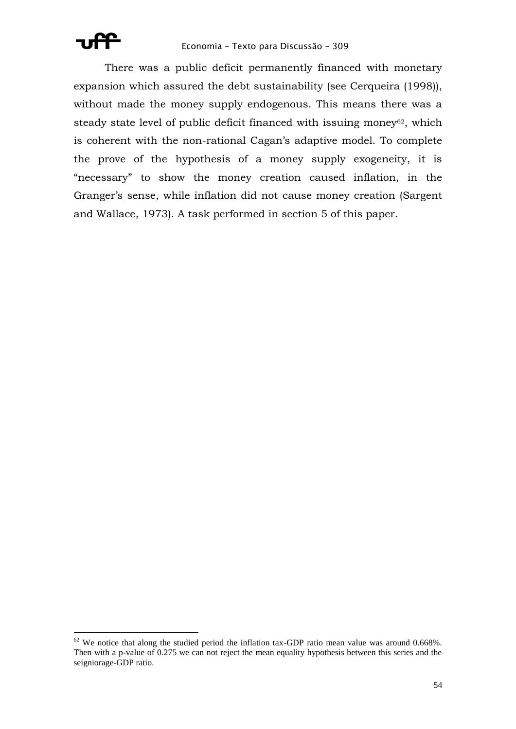There was a public deficit permanently financed with monetary expansion which assured the debt sustainability (see Cerqueira (1998)), without made the money supply endogenous. This means there was a steady state level of public deficit financed with issuing money[62], which is coherent with the non-rational Cagan's adaptive model. To complete the prove of the hypothesis of a money supply exogeneity, it is "necessary" to show the money creation caused inflation, in the Granger's sense, while inflation did not cause money creation (Sargent and Wallace, 1973). A task performed in section 5 of this paper.

---

[62] We notice that along the studied period the inflation tax-GDP ratio mean value was around 0.668%. Then with a p-value of 0.275 we can not reject the mean equality hypothesis between this series and the seigniorage-GDP ratio.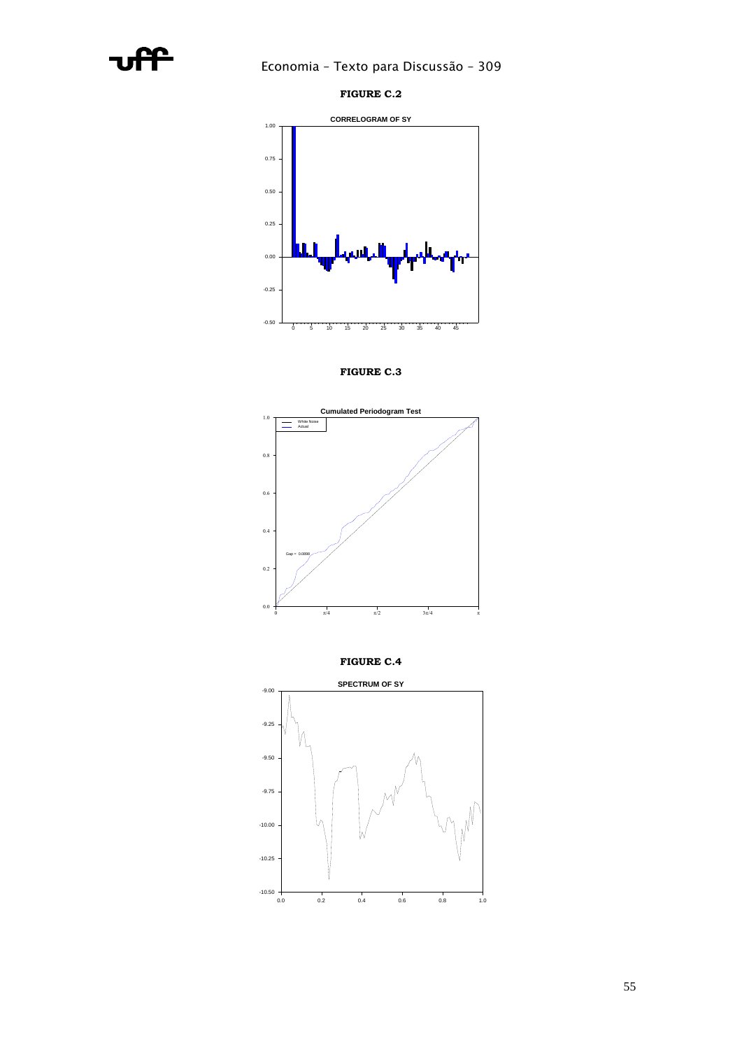**FIGURE C.2**

**FIGURE C.3**

**FIGURE C.4**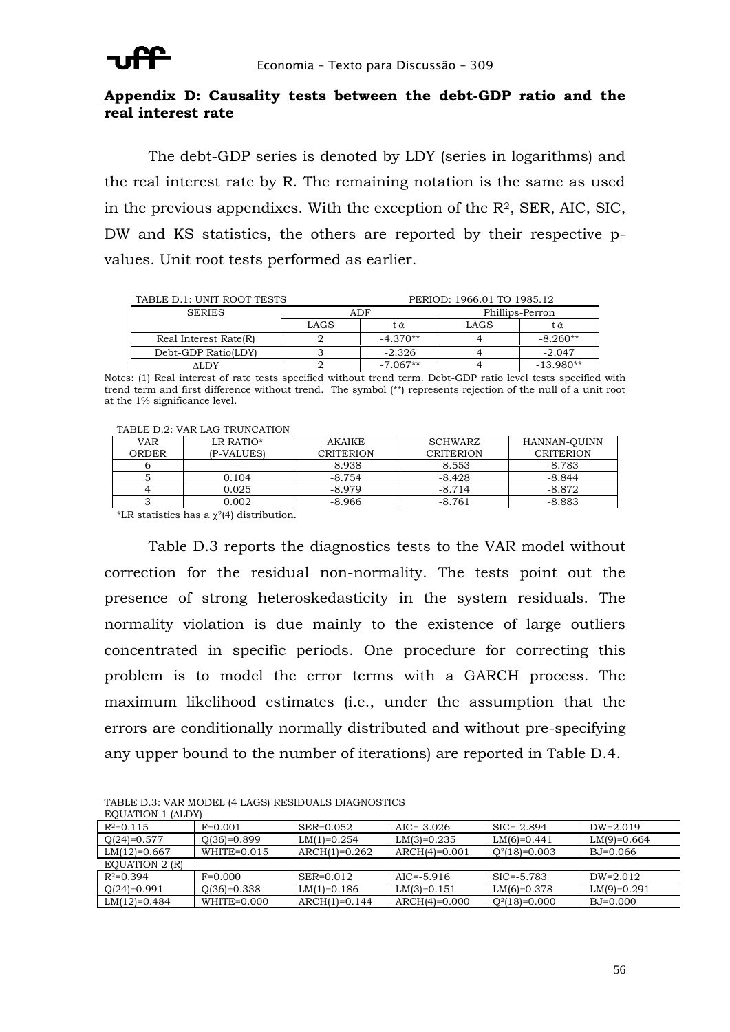## Appendix D: Causality tests between the debt-GDP ratio and the real interest rate

The debt-GDP series is denoted by LDY (series in logarithms) and the real interest rate by R. The remaining notation is the same as used in the previous appendixes. With the exception of the $R^2$, SER, AIC, SIC, DW and KS statistics, the others are reported by their respective p-values. Unit root tests performed as earlier.

TABLE D.1: UNIT ROOT TESTS — PERIOD: 1966.01 TO 1985.12

| SERIES | ADF | | Phillips-Perron | |
|---|---|---|---|---|
| | LAGS | $t_{\hat{\alpha}}$ | LAGS | $t_{\hat{\alpha}}$ |
| Real Interest Rate(R) | 2 | -4.370** | 4 | -8.260** |
| Debt-GDP Ratio(LDY) | 3 | -2.326 | 4 | -2.047 |
| ΔLDY | 2 | -7.067** | 4 | -13.980** |

Notes: (1) Real interest of rate tests specified without trend term. Debt-GDP ratio level tests specified with trend term and first difference without trend. The symbol (**) represents rejection of the null of a unit root at the 1% significance level.

TABLE D.2: VAR LAG TRUNCATION

| VAR ORDER | LR RATIO* (P-VALUES) | AKAIKE CRITERION | SCHWARZ CRITERION | HANNAN-QUINN CRITERION |
|---|---|---|---|---|
| 6 | --- | -8.938 | -8.553 | -8.783 |
| 5 | 0.104 | -8.754 | -8.428 | -8.844 |
| 4 | 0.025 | -8.979 | -8.714 | -8.872 |
| 3 | 0.002 | -8.966 | -8.761 | -8.883 |

*LR statistics has a $\chi^2(4)$ distribution.

Table D.3 reports the diagnostics tests to the VAR model without correction for the residual non-normality. The tests point out the presence of strong heteroskedasticity in the system residuals. The normality violation is due mainly to the existence of large outliers concentrated in specific periods. One procedure for correcting this problem is to model the error terms with a GARCH process. The maximum likelihood estimates (i.e., under the assumption that the errors are conditionally normally distributed and without pre-specifying any upper bound to the number of iterations) are reported in Table D.4.

TABLE D.3: VAR MODEL (4 LAGS) RESIDUALS DIAGNOSTICS

| EQUATION 1 (ΔLDY) | | | | | |
|---|---|---|---|---|---|
| $R^2$=0.115 | F=0.001 | SER=0.052 | AIC=-3.026 | SIC=-2.894 | DW=2.019 |
| Q(24)=0.577 | Q(36)=0.899 | LM(1)=0.254 | LM(3)=0.235 | LM(6)=0.441 | LM(9)=0.664 |
| LM(12)=0.667 | WHITE=0.015 | ARCH(1)=0.262 | ARCH(4)=0.001 | $Q^2$(18)=0.003 | BJ=0.066 |
| **EQUATION 2 (R)** | | | | | |
| $R^2$=0.394 | F=0.000 | SER=0.012 | AIC=-5.916 | SIC=-5.783 | DW=2.012 |
| Q(24)=0.991 | Q(36)=0.338 | LM(1)=0.186 | LM(3)=0.151 | LM(6)=0.378 | LM(9)=0.291 |
| LM(12)=0.484 | WHITE=0.000 | ARCH(1)=0.144 | ARCH(4)=0.000 | $Q^2$(18)=0.000 | BJ=0.000 |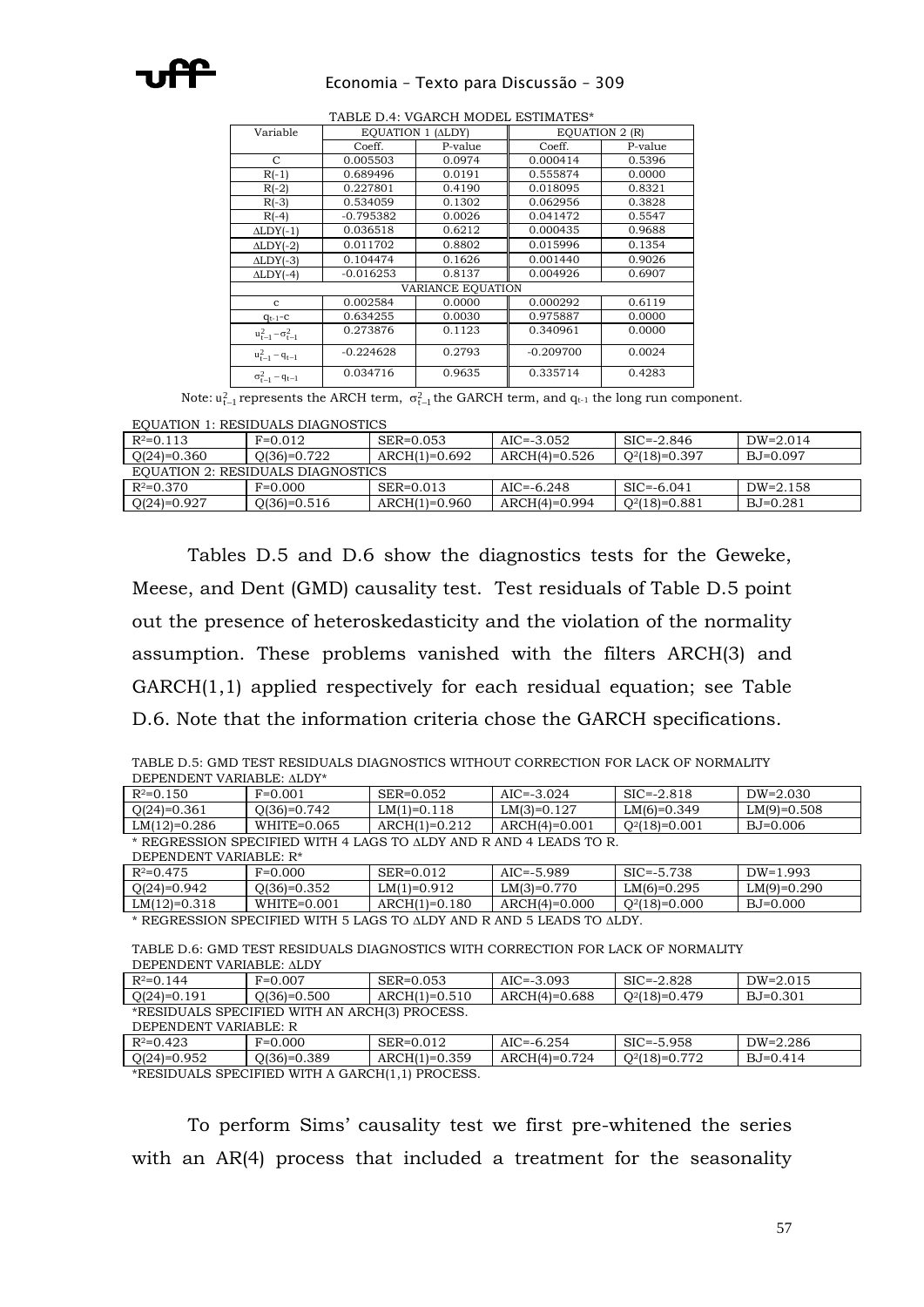TABLE D.4: VGARCH MODEL ESTIMATES*

| Variable | EQUATION 1 (ΔLDY) | | EQUATION 2 (R) | |
|---|---|---|---|---|
| | Coeff. | P-value | Coeff. | P-value |
| C | 0.005503 | 0.0974 | 0.000414 | 0.5396 |
| R(-1) | 0.689496 | 0.0191 | 0.555874 | 0.0000 |
| R(-2) | 0.227801 | 0.4190 | 0.018095 | 0.8321 |
| R(-3) | 0.534059 | 0.1302 | 0.062956 | 0.3828 |
| R(-4) | -0.795382 | 0.0026 | 0.041472 | 0.5547 |
| ΔLDY(-1) | 0.036518 | 0.6212 | 0.000435 | 0.9688 |
| ΔLDY(-2) | 0.011702 | 0.8802 | 0.015996 | 0.1354 |
| ΔLDY(-3) | 0.104474 | 0.1626 | 0.001440 | 0.9026 |
| ΔLDY(-4) | -0.016253 | 0.8137 | 0.004926 | 0.6907 |
| VARIANCE EQUATION | | | | |
| c | 0.002584 | 0.0000 | 0.000292 | 0.6119 |
| $q_{t-1}$-c | 0.634255 | 0.0030 | 0.975887 | 0.0000 |
| $u^2_{t-1}-\sigma^2_{t-1}$ | 0.273876 | 0.1123 | 0.340961 | 0.0000 |
| $u^2_{t-1}-q_{t-1}$ | -0.224628 | 0.2793 | -0.209700 | 0.0024 |
| $\sigma^2_{t-1}-q_{t-1}$ | 0.034716 | 0.9635 | 0.335714 | 0.4283 |

Note: $u^2_{t-1}$ represents the ARCH term, $\sigma^2_{t-1}$ the GARCH term, and $q_{t-1}$ the long run component.

| EQUATION 1: RESIDUALS DIAGNOSTICS | | | | | |
|---|---|---|---|---|---|
| $R^2$=0.113 | F=0.012 | SER=0.053 | AIC=-3.052 | SIC=-2.846 | DW=2.014 |
| Q(24)=0.360 | Q(36)=0.722 | ARCH(1)=0.692 | ARCH(4)=0.526 | $Q^2$(18)=0.397 | BJ=0.097 |
| **EQUATION 2: RESIDUALS DIAGNOSTICS** | | | | | |
| $R^2$=0.370 | F=0.000 | SER=0.013 | AIC=-6.248 | SIC=-6.041 | DW=2.158 |
| Q(24)=0.927 | Q(36)=0.516 | ARCH(1)=0.960 | ARCH(4)=0.994 | $Q^2$(18)=0.881 | BJ=0.281 |

Tables D.5 and D.6 show the diagnostics tests for the Geweke, Meese, and Dent (GMD) causality test. Test residuals of Table D.5 point out the presence of heteroskedasticity and the violation of the normality assumption. These problems vanished with the filters ARCH(3) and GARCH(1,1) applied respectively for each residual equation; see Table D.6. Note that the information criteria chose the GARCH specifications.

TABLE D.5: GMD TEST RESIDUALS DIAGNOSTICS WITHOUT CORRECTION FOR LACK OF NORMALITY

| DEPENDENT VARIABLE: ΔLDY* | | | | | |
|---|---|---|---|---|---|
| $R^2$=0.150 | F=0.001 | SER=0.052 | AIC=-3.024 | SIC=-2.818 | DW=2.030 |
| Q(24)=0.361 | Q(36)=0.742 | LM(1)=0.118 | LM(3)=0.127 | LM(6)=0.349 | LM(9)=0.508 |
| LM(12)=0.286 | WHITE=0.065 | ARCH(1)=0.212 | ARCH(4)=0.001 | $Q^2$(18)=0.001 | BJ=0.006 |

\* REGRESSION SPECIFIED WITH 4 LAGS TO ΔLDY AND R AND 4 LEADS TO R.

| DEPENDENT VARIABLE: R* | | | | | |
|---|---|---|---|---|---|
| $R^2$=0.475 | F=0.000 | SER=0.012 | AIC=-5.989 | SIC=-5.738 | DW=1.993 |
| Q(24)=0.942 | Q(36)=0.352 | LM(1)=0.912 | LM(3)=0.770 | LM(6)=0.295 | LM(9)=0.290 |
| LM(12)=0.318 | WHITE=0.001 | ARCH(1)=0.180 | ARCH(4)=0.000 | $Q^2$(18)=0.000 | BJ=0.000 |

\* REGRESSION SPECIFIED WITH 5 LAGS TO ΔLDY AND R AND 5 LEADS TO ΔLDY.

TABLE D.6: GMD TEST RESIDUALS DIAGNOSTICS WITH CORRECTION FOR LACK OF NORMALITY

| DEPENDENT VARIABLE: ΔLDY | | | | | |
|---|---|---|---|---|---|
| $R^2$=0.144 | F=0.007 | SER=0.053 | AIC=-3.093 | SIC=-2.828 | DW=2.015 |
| Q(24)=0.191 | Q(36)=0.500 | ARCH(1)=0.510 | ARCH(4)=0.688 | $Q^2$(18)=0.479 | BJ=0.301 |

*RESIDUALS SPECIFIED WITH AN ARCH(3) PROCESS.

| DEPENDENT VARIABLE: R | | | | | |
|---|---|---|---|---|---|
| $R^2$=0.423 | F=0.000 | SER=0.012 | AIC=-6.254 | SIC=-5.958 | DW=2.286 |
| Q(24)=0.952 | Q(36)=0.389 | ARCH(1)=0.359 | ARCH(4)=0.724 | $Q^2$(18)=0.772 | BJ=0.414 |

*RESIDUALS SPECIFIED WITH A GARCH(1,1) PROCESS.

To perform Sims' causality test we first pre-whitened the series with an AR(4) process that included a treatment for the seasonality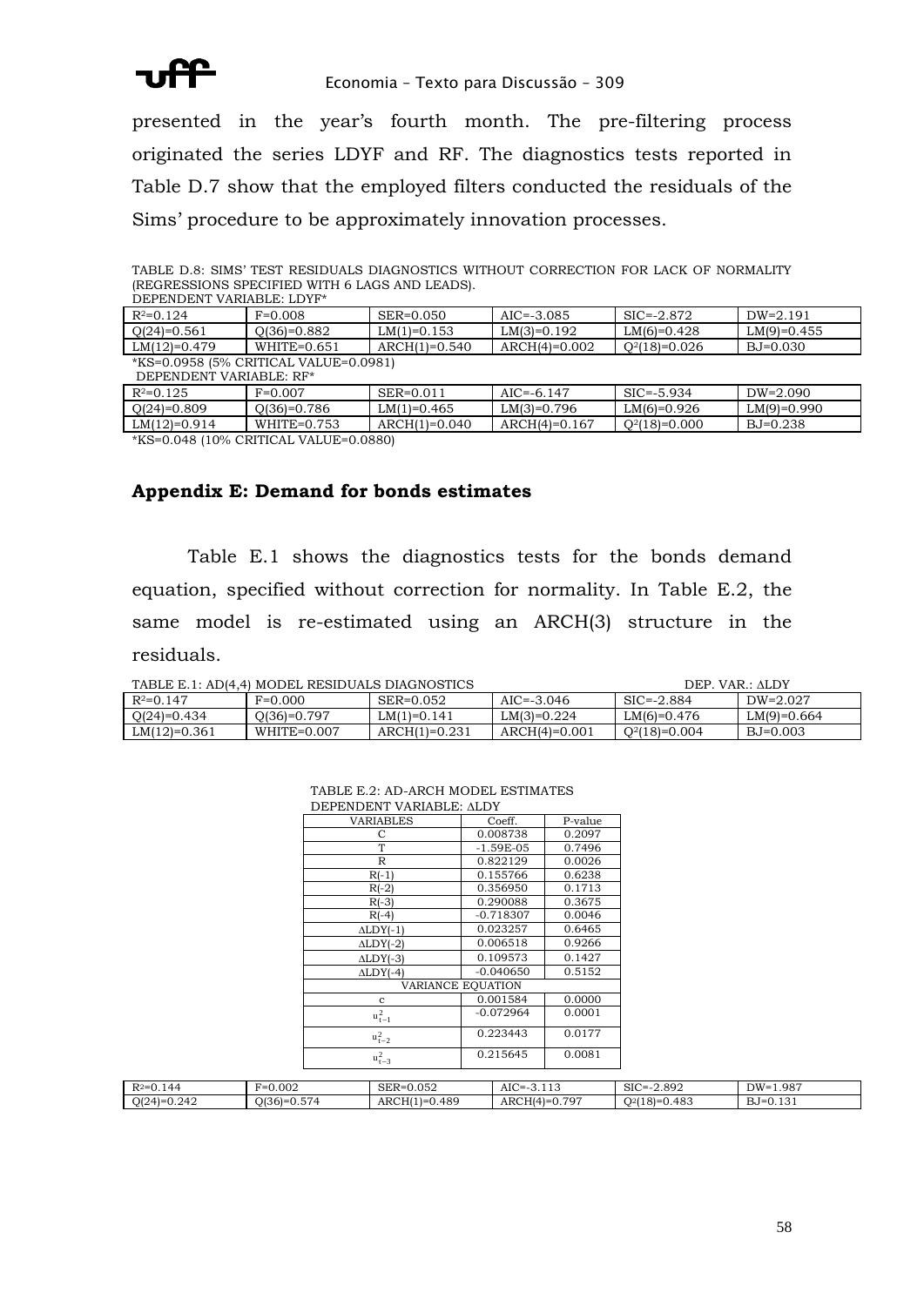presented in the year's fourth month. The pre-filtering process originated the series LDYF and RF. The diagnostics tests reported in Table D.7 show that the employed filters conducted the residuals of the Sims' procedure to be approximately innovation processes.

TABLE D.8: SIMS' TEST RESIDUALS DIAGNOSTICS WITHOUT CORRECTION FOR LACK OF NORMALITY (REGRESSIONS SPECIFIED WITH 6 LAGS AND LEADS).

DEPENDENT VARIABLE: LDYF*

| $R^2$=0.124 | F=0.008 | SER=0.050 | AIC=-3.085 | SIC=-2.872 | DW=2.191 |
|---|---|---|---|---|---|
| Q(24)=0.561 | Q(36)=0.882 | LM(1)=0.153 | LM(3)=0.192 | LM(6)=0.428 | LM(9)=0.455 |
| LM(12)=0.479 | WHITE=0.651 | ARCH(1)=0.540 | ARCH(4)=0.002 | $Q^2$(18)=0.026 | BJ=0.030 |

*KS=0.0958 (5% CRITICAL VALUE=0.0981)

DEPENDENT VARIABLE: RF*

| $R^2$=0.125 | F=0.007 | SER=0.011 | AIC=-6.147 | SIC=-5.934 | DW=2.090 |
|---|---|---|---|---|---|
| Q(24)=0.809 | Q(36)=0.786 | LM(1)=0.465 | LM(3)=0.796 | LM(6)=0.926 | LM(9)=0.990 |
| LM(12)=0.914 | WHITE=0.753 | ARCH(1)=0.040 | ARCH(4)=0.167 | $Q^2$(18)=0.000 | BJ=0.238 |

*KS=0.048 (10% CRITICAL VALUE=0.0880)

## Appendix E: Demand for bonds estimates

Table E.1 shows the diagnostics tests for the bonds demand equation, specified without correction for normality. In Table E.2, the same model is re-estimated using an ARCH(3) structure in the residuals.

TABLE E.1: AD(4,4) MODEL RESIDUALS DIAGNOSTICS — DEP. VAR.: ΔLDY

| $R^2$=0.147 | F=0.000 | SER=0.052 | AIC=-3.046 | SIC=-2.884 | DW=2.027 |
|---|---|---|---|---|---|
| Q(24)=0.434 | Q(36)=0.797 | LM(1)=0.141 | LM(3)=0.224 | LM(6)=0.476 | LM(9)=0.664 |
| LM(12)=0.361 | WHITE=0.007 | ARCH(1)=0.231 | ARCH(4)=0.001 | $Q^2$(18)=0.004 | BJ=0.003 |

TABLE E.2: AD-ARCH MODEL ESTIMATES

DEPENDENT VARIABLE: ΔLDY

| VARIABLES | Coeff. | P-value |
|---|---|---|
| C | 0.008738 | 0.2097 |
| T | -1.59E-05 | 0.7496 |
| R | 0.822129 | 0.0026 |
| R(-1) | 0.155766 | 0.6238 |
| R(-2) | 0.356950 | 0.1713 |
| R(-3) | 0.290088 | 0.3675 |
| R(-4) | -0.718307 | 0.0046 |
| ΔLDY(-1) | 0.023257 | 0.6465 |
| ΔLDY(-2) | 0.006518 | 0.9266 |
| ΔLDY(-3) | 0.109573 | 0.1427 |
| ΔLDY(-4) | -0.040650 | 0.5152 |
| VARIANCE EQUATION | | |
| c | 0.001584 | 0.0000 |
| $u^2_{t-1}$ | -0.072964 | 0.0001 |
| $u^2_{t-2}$ | 0.223443 | 0.0177 |
| $u^2_{t-3}$ | 0.215645 | 0.0081 |

| $R^2$=0.144 | F=0.002 | SER=0.052 | AIC=-3.113 | SIC=-2.892 | DW=1.987 |
|---|---|---|---|---|---|
| Q(24)=0.242 | Q(36)=0.574 | ARCH(1)=0.489 | ARCH(4)=0.797 | $Q^2$(18)=0.483 | BJ=0.131 |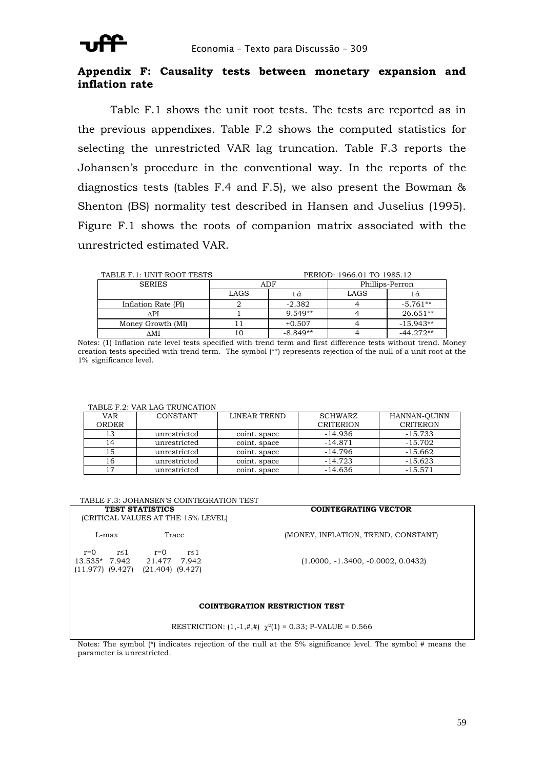## Appendix F: Causality tests between monetary expansion and inflation rate

Table F.1 shows the unit root tests. The tests are reported as in the previous appendixes. Table F.2 shows the computed statistics for selecting the unrestricted VAR lag truncation. Table F.3 reports the Johansen's procedure in the conventional way. In the reports of the diagnostics tests (tables F.4 and F.5), we also present the Bowman & Shenton (BS) normality test described in Hansen and Juselius (1995). Figure F.1 shows the roots of companion matrix associated with the unrestricted estimated VAR.

TABLE F.1: UNIT ROOT TESTS PERIOD: 1966.01 TO 1985.12

| SERIES | ADF | | Phillips-Perron | |
|---|---|---|---|---|
| | LAGS | $t\hat{\alpha}$ | LAGS | $t\hat{\alpha}$ |
| Inflation Rate (PI) | 2 | -2.382 | 4 | -5.761** |
| ΔPI | 1 | -9.549** | 4 | -26.651** |
| Money Growth (MI) | 11 | +0.507 | 4 | -15.943** |
| ΔMI | 10 | -8.849** | 4 | -44.272** |

Notes: (1) Inflation rate level tests specified with trend term and first difference tests without trend. Money creation tests specified with trend term. The symbol (**) represents rejection of the null of a unit root at the 1% significance level.

TABLE F.2: VAR LAG TRUNCATION

| VAR ORDER | CONSTANT | LINEAR TREND | SCHWARZ CRITERION | HANNAN-QUINN CRITERON |
|---|---|---|---|---|
| 13 | unrestricted | coint. space | -14.936 | -15.733 |
| 14 | unrestricted | coint. space | -14.871 | -15.702 |
| 15 | unrestricted | coint. space | -14.796 | -15.662 |
| 16 | unrestricted | coint. space | -14.723 | -15.623 |
| 17 | unrestricted | coint. space | -14.636 | -15.571 |

TABLE F.3: JOHANSEN'S COINTEGRATION TEST

**TEST STATISTICS**
(CRITICAL VALUES AT THE 15% LEVEL)

| L-max | | Trace | |
|---|---|---|---|
| r=0 | r≤1 | r=0 | r≤1 |
| 13.535* | 7.942 | 21.477 | 7.942 |
| (11.977) | (9.427) | (21.404) | (9.427) |

**COINTEGRATING VECTOR**

(MONEY, INFLATION, TREND, CONSTANT)

(1.0000, -1.3400, -0.0002, 0.0432)

**COINTEGRATION RESTRICTION TEST**

RESTRICTION: (1,-1,#,#) $\chi^2(1)$ = 0.33; P-VALUE = 0.566

Notes: The symbol (*) indicates rejection of the null at the 5% significance level. The symbol # means the parameter is unrestricted.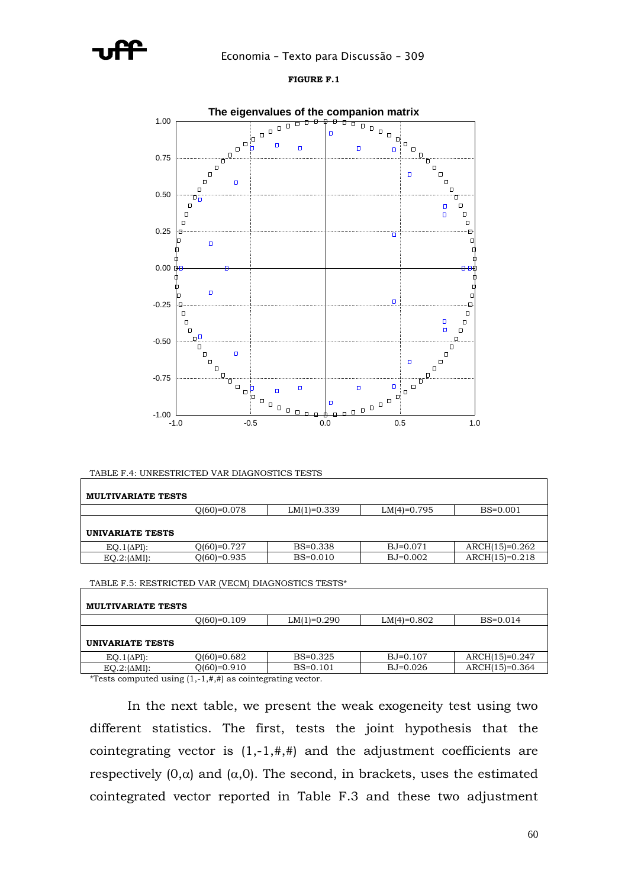**FIGURE F.1**

TABLE F.4: UNRESTRICTED VAR DIAGNOSTICS TESTS

| **MULTIVARIATE TESTS** | | | | |
|---|---|---|---|---|
| | Q(60)=0.078 | LM(1)=0.339 | LM(4)=0.795 | BS=0.001 |
| **UNIVARIATE TESTS** | | | | |
| EQ.1($\Delta$PI): | Q(60)=0.727 | BS=0.338 | BJ=0.071 | ARCH(15)=0.262 |
| EQ.2:($\Delta$MI): | Q(60)=0.935 | BS=0.010 | BJ=0.002 | ARCH(15)=0.218 |

TABLE F.5: RESTRICTED VAR (VECM) DIAGNOSTICS TESTS*

| **MULTIVARIATE TESTS** | | | | |
|---|---|---|---|---|
| | Q(60)=0.109 | LM(1)=0.290 | LM(4)=0.802 | BS=0.014 |
| **UNIVARIATE TESTS** | | | | |
| EQ.1($\Delta$PI): | Q(60)=0.682 | BS=0.325 | BJ=0.107 | ARCH(15)=0.247 |
| EQ.2:($\Delta$MI): | Q(60)=0.910 | BS=0.101 | BJ=0.026 | ARCH(15)=0.364 |

*Tests computed using (1,-1,#,#) as cointegrating vector.

In the next table, we present the weak exogeneity test using two different statistics. The first, tests the joint hypothesis that the cointegrating vector is (1,-1,#,#) and the adjustment coefficients are respectively (0,$\alpha$) and ($\alpha$,0). The second, in brackets, uses the estimated cointegrated vector reported in Table F.3 and these two adjustment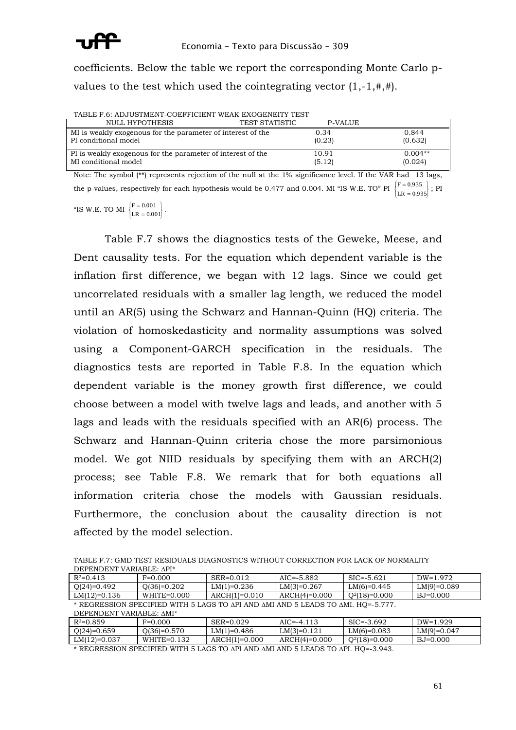coefficients. Below the table we report the corresponding Monte Carlo p-values to the test which used the cointegrating vector (1,-1,#,#).

TABLE F.6: ADJUSTMENT-COEFFICIENT WEAK EXOGENEITY TEST

| NULL HYPOTHESIS | TEST STATISTIC | P-VALUE |
|---|---|---|
| MI is weakly exogenous for the parameter of interest of the PI conditional model | 0.34 (0.23) | 0.844 (0.632) |
| PI is weakly exogenous for the parameter of interest of the MI conditional model | 10.91 (5.12) | 0.004** (0.024) |

Note: The symbol (**) represents rejection of the null at the 1% significance level. If the VAR had 13 lags, the p-values, respectively for each hypothesis would be 0.477 and 0.004. MI "IS W.E. TO" PI $\begin{Bmatrix} F = 0.935 \\ LR = 0.935 \end{Bmatrix}$; PI "IS W.E. TO MI $\begin{Bmatrix} F = 0.001 \\ LR = 0.001 \end{Bmatrix}$.

Table F.7 shows the diagnostics tests of the Geweke, Meese, and Dent causality tests. For the equation which dependent variable is the inflation first difference, we began with 12 lags. Since we could get uncorrelated residuals with a smaller lag length, we reduced the model until an AR(5) using the Schwarz and Hannan-Quinn (HQ) criteria. The violation of homoskedasticity and normality assumptions was solved using a Component-GARCH specification in the residuals. The diagnostics tests are reported in Table F.8. In the equation which dependent variable is the money growth first difference, we could choose between a model with twelve lags and leads, and another with 5 lags and leads with the residuals specified with an AR(6) process. The Schwarz and Hannan-Quinn criteria chose the more parsimonious model. We got NIID residuals by specifying them with an ARCH(2) process; see Table F.8. We remark that for both equations all information criteria chose the models with Gaussian residuals. Furthermore, the conclusion about the causality direction is not affected by the model selection.

TABLE F.7: GMD TEST RESIDUALS DIAGNOSTICS WITHOUT CORRECTION FOR LACK OF NORMALITY

DEPENDENT VARIABLE: ΔPI*

| | | | | | |
|---|---|---|---|---|---|
| $R^2$=0.413 | F=0.000 | SER=0.012 | AIC=-5.882 | SIC=-5.621 | DW=1.972 |
| Q(24)=0.492 | Q(36)=0.202 | LM(1)=0.236 | LM(3)=0.267 | LM(6)=0.445 | LM(9)=0.089 |
| LM(12)=0.136 | WHITE=0.000 | ARCH(1)=0.010 | ARCH(4)=0.000 | $Q^2$(18)=0.000 | BJ=0.000 |

* REGRESSION SPECIFIED WITH 5 LAGS TO ΔPI AND ΔMI AND 5 LEADS TO ΔMI. HQ=-5.777.

DEPENDENT VARIABLE: ΔMI*

| | | | | | |
|---|---|---|---|---|---|
| $R^2$=0.859 | F=0.000 | SER=0.029 | AIC=-4.113 | SIC=-3.692 | DW=1.929 |
| Q(24)=0.659 | Q(36)=0.570 | LM(1)=0.486 | LM(3)=0.121 | LM(6)=0.083 | LM(9)=0.047 |
| LM(12)=0.037 | WHITE=0.132 | ARCH(1)=0.000 | ARCH(4)=0.000 | $Q^2$(18)=0.000 | BJ=0.000 |

* REGRESSION SPECIFIED WITH 5 LAGS TO ΔPI AND ΔMI AND 5 LEADS TO ΔPI. HQ=-3.943.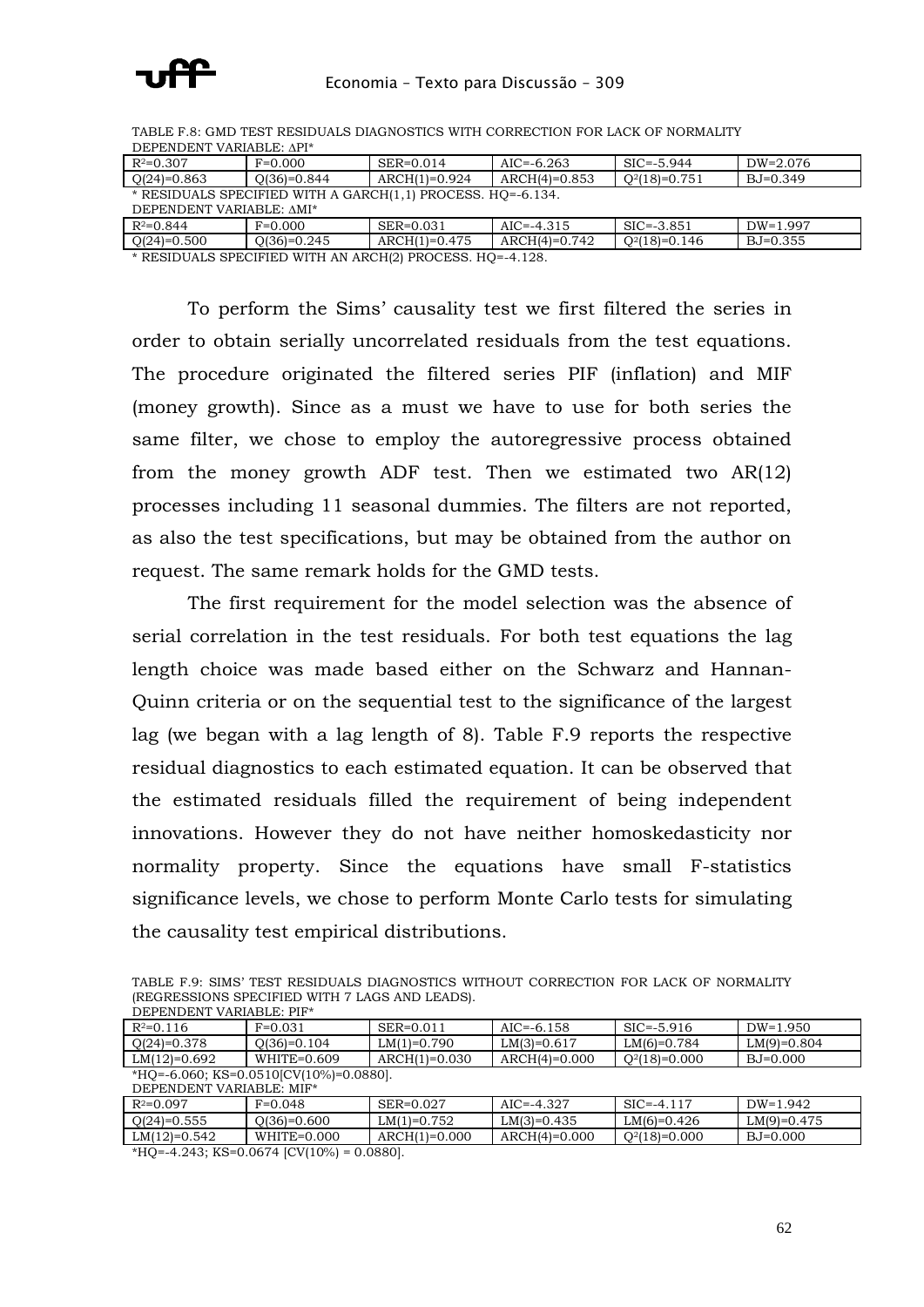TABLE F.8: GMD TEST RESIDUALS DIAGNOSTICS WITH CORRECTION FOR LACK OF NORMALITY

DEPENDENT VARIABLE: ΔPI*

| | | | | | |
|---|---|---|---|---|---|
| $R^2$=0.307 | F=0.000 | SER=0.014 | AIC=-6.263 | SIC=-5.944 | DW=2.076 |
| Q(24)=0.863 | Q(36)=0.844 | ARCH(1)=0.924 | ARCH(4)=0.853 | $Q^2$(18)=0.751 | BJ=0.349 |

* RESIDUALS SPECIFIED WITH A GARCH(1,1) PROCESS. HQ=-6.134.

DEPENDENT VARIABLE: ΔMI*

| | | | | | |
|---|---|---|---|---|---|
| $R^2$=0.844 | F=0.000 | SER=0.031 | AIC=-4.315 | SIC=-3.851 | DW=1.997 |
| Q(24)=0.500 | Q(36)=0.245 | ARCH(1)=0.475 | ARCH(4)=0.742 | $Q^2$(18)=0.146 | BJ=0.355 |

* RESIDUALS SPECIFIED WITH AN ARCH(2) PROCESS. HQ=-4.128.

To perform the Sims' causality test we first filtered the series in order to obtain serially uncorrelated residuals from the test equations. The procedure originated the filtered series PIF (inflation) and MIF (money growth). Since as a must we have to use for both series the same filter, we chose to employ the autoregressive process obtained from the money growth ADF test. Then we estimated two AR(12) processes including 11 seasonal dummies. The filters are not reported, as also the test specifications, but may be obtained from the author on request. The same remark holds for the GMD tests.

The first requirement for the model selection was the absence of serial correlation in the test residuals. For both test equations the lag length choice was made based either on the Schwarz and Hannan-Quinn criteria or on the sequential test to the significance of the largest lag (we began with a lag length of 8). Table F.9 reports the respective residual diagnostics to each estimated equation. It can be observed that the estimated residuals filled the requirement of being independent innovations. However they do not have neither homoskedasticity nor normality property. Since the equations have small F-statistics significance levels, we chose to perform Monte Carlo tests for simulating the causality test empirical distributions.

TABLE F.9: SIMS' TEST RESIDUALS DIAGNOSTICS WITHOUT CORRECTION FOR LACK OF NORMALITY (REGRESSIONS SPECIFIED WITH 7 LAGS AND LEADS).

DEPENDENT VARIABLE: PIF*

| | | | | | |
|---|---|---|---|---|---|
| $R^2$=0.116 | F=0.031 | SER=0.011 | AIC=-6.158 | SIC=-5.916 | DW=1.950 |
| Q(24)=0.378 | Q(36)=0.104 | LM(1)=0.790 | LM(3)=0.617 | LM(6)=0.784 | LM(9)=0.804 |
| LM(12)=0.692 | WHITE=0.609 | ARCH(1)=0.030 | ARCH(4)=0.000 | $Q^2$(18)=0.000 | BJ=0.000 |

*HQ=-6.060; KS=0.0510[CV(10%)=0.0880].

DEPENDENT VARIABLE: MIF*

| | | | | | |
|---|---|---|---|---|---|
| $R^2$=0.097 | F=0.048 | SER=0.027 | AIC=-4.327 | SIC=-4.117 | DW=1.942 |
| Q(24)=0.555 | Q(36)=0.600 | LM(1)=0.752 | LM(3)=0.435 | LM(6)=0.426 | LM(9)=0.475 |
| LM(12)=0.542 | WHITE=0.000 | ARCH(1)=0.000 | ARCH(4)=0.000 | $Q^2$(18)=0.000 | BJ=0.000 |

*HQ=-4.243; KS=0.0674 [CV(10%) = 0.0880].